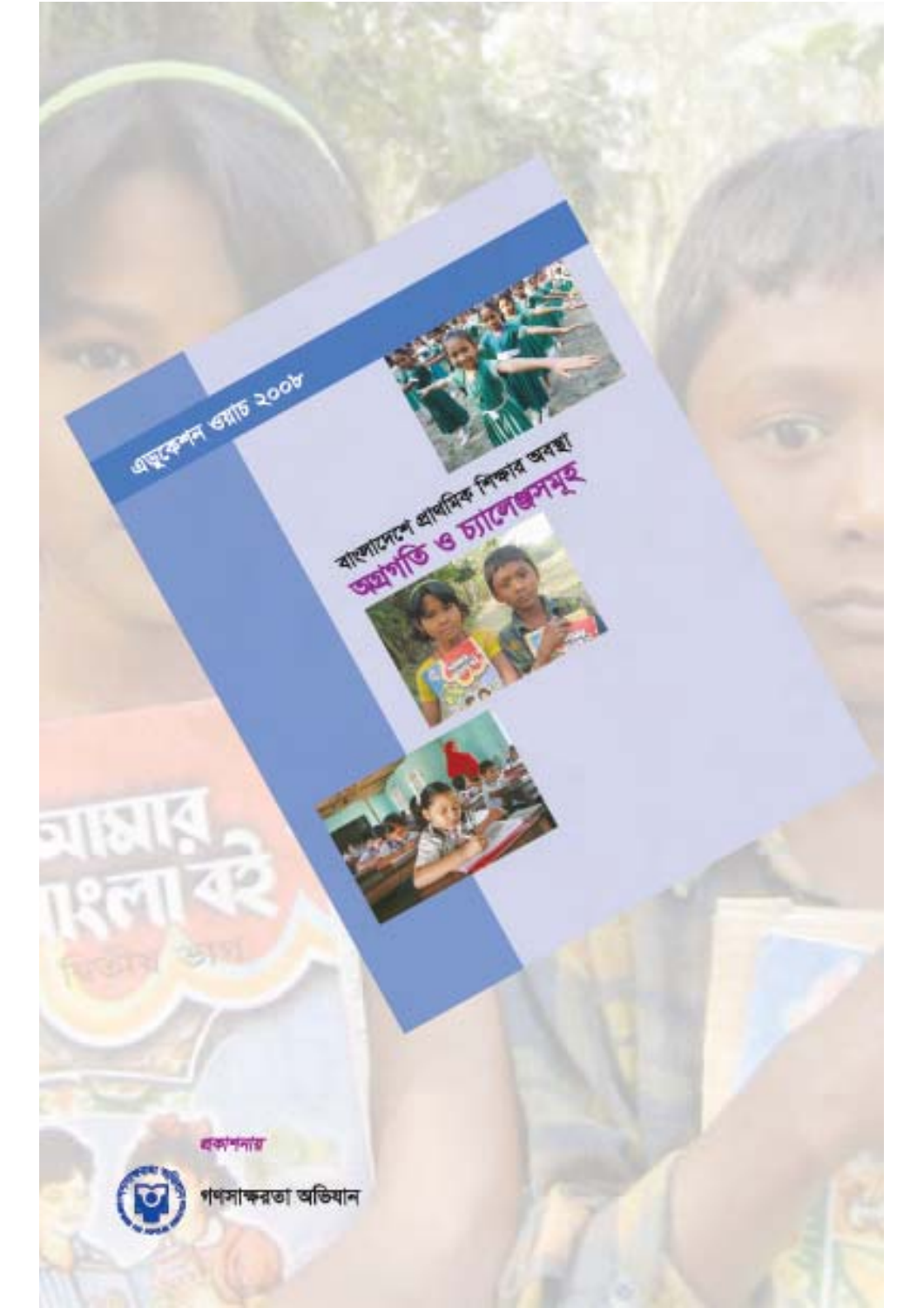এডুকেশন ওয়াচ ২০০৮

বাংলাদেশে প্রাথমিক শিক্ষার অবস্থা

# অগ্রগতি ও চ্যালেঞ্জসমূহ

প্রকাশনায়

গণসাক্ষরতা অভিযান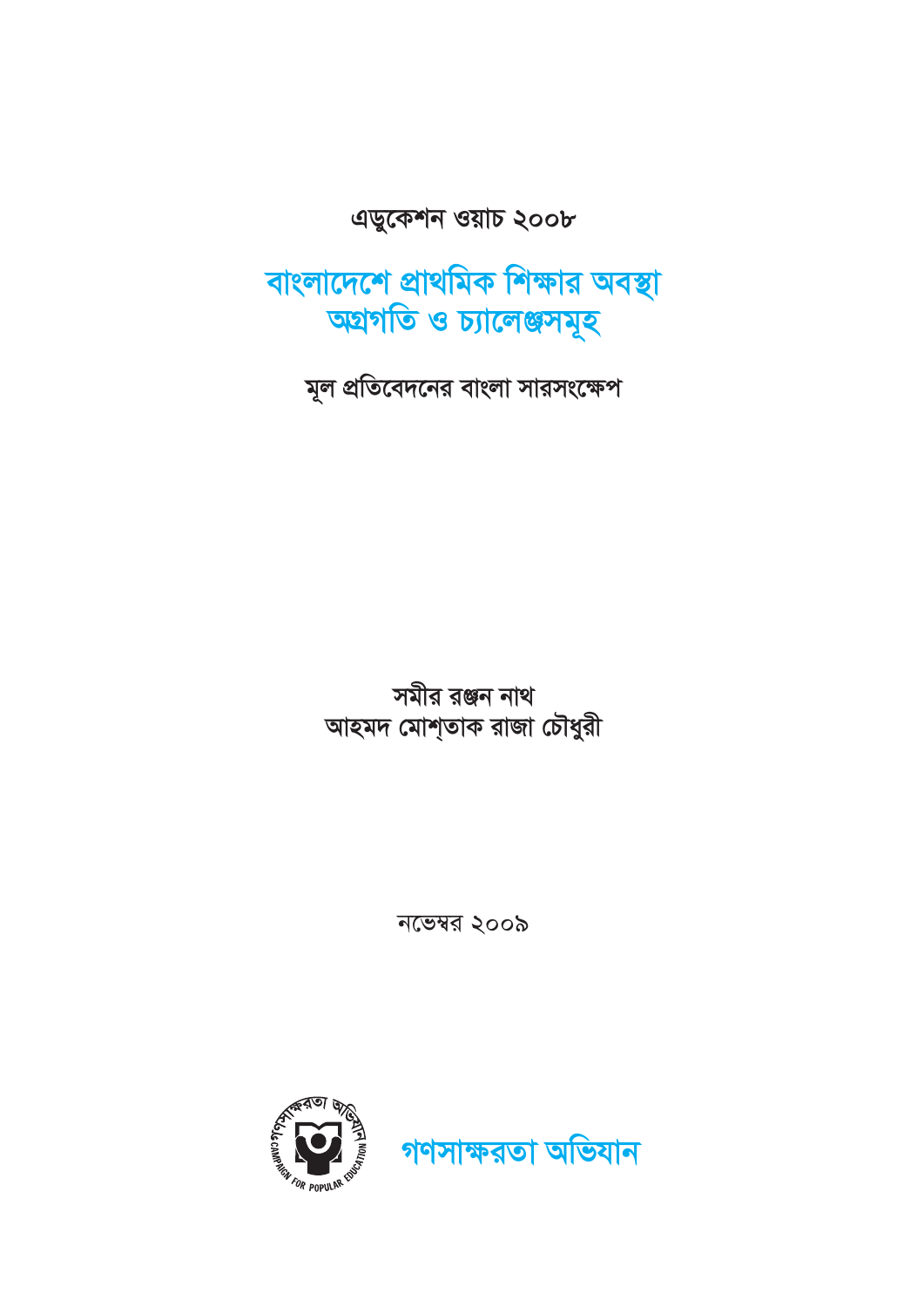এডুকেশন ওয়াচ ২০০৮

# বাংলাদেশে প্রাথমিক শিক্ষার অবস্থা অগ্রগতি ও চ্যালেঞ্জসমূহ

মূল প্রতিবেদনের বাংলা সারসংক্ষেপ

সমীর রঞ্জন নাথ
আহমদ মোশ্‌তাক রাজা চৌধুরী

নভেম্বর ২০০৯

গণসাক্ষরতা অভিযান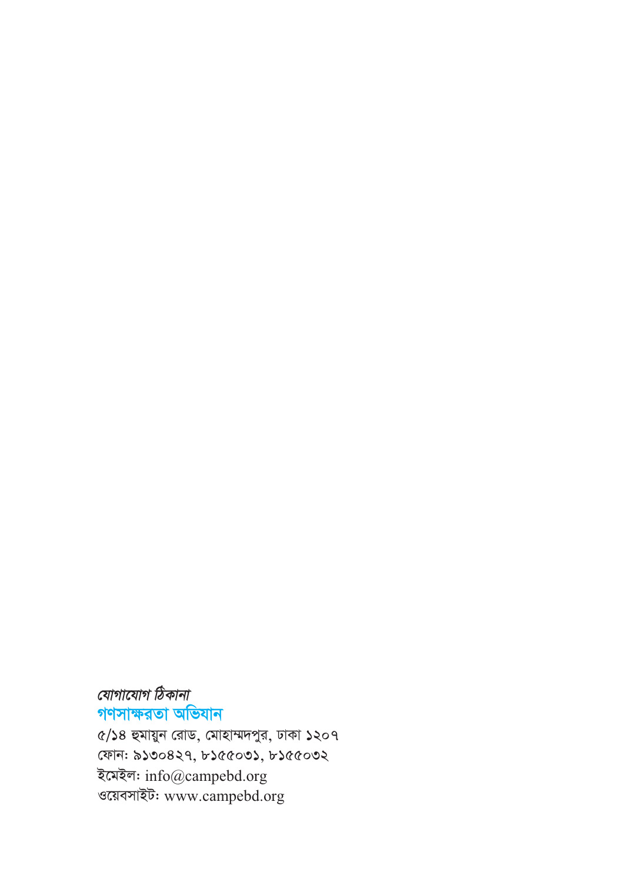*যোগাযোগ ঠিকানা*

**গণসাক্ষরতা অভিযান**

৫/১৪ হুমায়ুন রোড, মোহাম্মদপুর, ঢাকা ১২০৭
ফোন: ৯১৩০৪২৭, ৮১৫৫০৩১, ৮১৫৫০৩২
ইমেইল: info@campebd.org
ওয়েবসাইট: www.campebd.org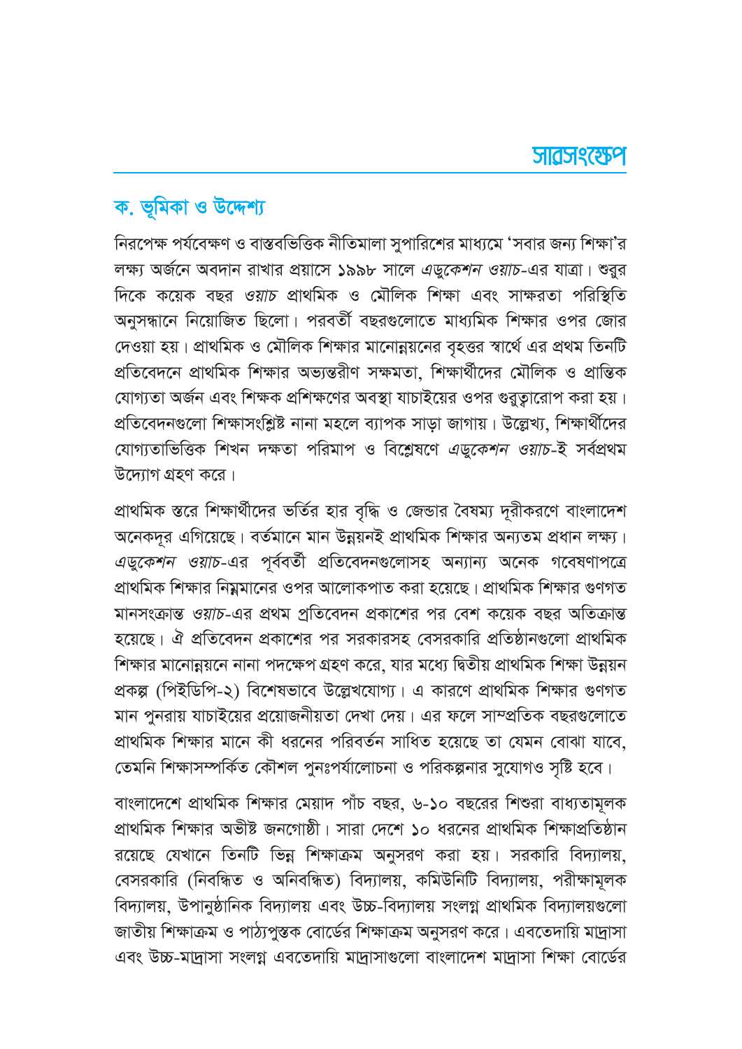# সারসংক্ষেপ

## ক. ভূমিকা ও উদ্দেশ্য

নিরপেক্ষ পর্যবেক্ষণ ও বাস্তবভিত্তিক নীতিমালা সুপারিশের মাধ্যমে 'সবার জন্য শিক্ষা'র লক্ষ্য অর্জনে অবদান রাখার প্রয়াসে ১৯৯৮ সালে *এডুকেশন ওয়াচ*-এর যাত্রা। শুরুর দিকে কয়েক বছর *ওয়াচ* প্রাথমিক ও মৌলিক শিক্ষা এবং সাক্ষরতা পরিস্থিতি অনুসন্ধানে নিয়োজিত ছিলো। পরবর্তী বছরগুলোতে মাধ্যমিক শিক্ষার ওপর জোর দেওয়া হয়। প্রাথমিক ও মৌলিক শিক্ষার মানোন্নয়নের বৃহত্তর স্বার্থে এর প্রথম তিনটি প্রতিবেদনে প্রাথমিক শিক্ষার অভ্যন্তরীণ সক্ষমতা, শিক্ষার্থীদের মৌলিক ও প্রান্তিক যোগ্যতা অর্জন এবং শিক্ষক প্রশিক্ষণের অবস্থা যাচাইয়ের ওপর গুরুত্বারোপ করা হয়। প্রতিবেদনগুলো শিক্ষাসংশ্লিষ্ট নানা মহলে ব্যাপক সাড়া জাগায়। উল্লেখ্য, শিক্ষার্থীদের যোগ্যতাভিত্তিক শিখন দক্ষতা পরিমাপ ও বিশ্লেষণে *এডুকেশন ওয়াচ*-ই সর্বপ্রথম উদ্যোগ গ্রহণ করে।

প্রাথমিক স্তরে শিক্ষার্থীদের ভর্তির হার বৃদ্ধি ও জেন্ডার বৈষম্য দূরীকরণে বাংলাদেশ অনেকদূর এগিয়েছে। বর্তমানে মান উন্নয়নই প্রাথমিক শিক্ষার অন্যতম প্রধান লক্ষ্য। *এডুকেশন ওয়াচ*-এর পূর্ববর্তী প্রতিবেদনগুলোসহ অন্যান্য অনেক গবেষণাপত্রে প্রাথমিক শিক্ষার নিম্নমানের ওপর আলোকপাত করা হয়েছে। প্রাথমিক শিক্ষার গুণগত মানসংক্রান্ত *ওয়াচ*-এর প্রথম প্রতিবেদন প্রকাশের পর বেশ কয়েক বছর অতিক্রান্ত হয়েছে। ঐ প্রতিবেদন প্রকাশের পর সরকারসহ বেসরকারি প্রতিষ্ঠানগুলো প্রাথমিক শিক্ষার মানোন্নয়নে নানা পদক্ষেপ গ্রহণ করে, যার মধ্যে দ্বিতীয় প্রাথমিক শিক্ষা উন্নয়ন প্রকল্প (পিইডিপি-২) বিশেষভাবে উল্লেখযোগ্য। এ কারণে প্রাথমিক শিক্ষার গুণগত মান পুনরায় যাচাইয়ের প্রয়োজনীয়তা দেখা দেয়। এর ফলে সাম্প্রতিক বছরগুলোতে প্রাথমিক শিক্ষার মানে কী ধরনের পরিবর্তন সাধিত হয়েছে তা যেমন বোঝা যাবে, তেমনি শিক্ষাসম্পর্কিত কৌশল পুনঃপর্যালোচনা ও পরিকল্পনার সুযোগও সৃষ্টি হবে।

বাংলাদেশে প্রাথমিক শিক্ষার মেয়াদ পাঁচ বছর, ৬-১০ বছরের শিশুরা বাধ্যতামূলক প্রাথমিক শিক্ষার অভীষ্ট জনগোষ্ঠী। সারা দেশে ১০ ধরনের প্রাথমিক শিক্ষাপ্রতিষ্ঠান রয়েছে যেখানে তিনটি ভিন্ন শিক্ষাক্রম অনুসরণ করা হয়। সরকারি বিদ্যালয়, বেসরকারি (নিবন্ধিত ও অনিবন্ধিত) বিদ্যালয়, কমিউনিটি বিদ্যালয়, পরীক্ষামূলক বিদ্যালয়, উপানুষ্ঠানিক বিদ্যালয় এবং উচ্চ-বিদ্যালয় সংলগ্ন প্রাথমিক বিদ্যালয়গুলো জাতীয় শিক্ষাক্রম ও পাঠ্যপুস্তক বোর্ডের শিক্ষাক্রম অনুসরণ করে। এবতেদায়ি মাদ্রাসা এবং উচ্চ-মাদ্রাসা সংলগ্ন এবতেদায়ি মাদ্রাসাগুলো বাংলাদেশ মাদ্রাসা শিক্ষা বোর্ডের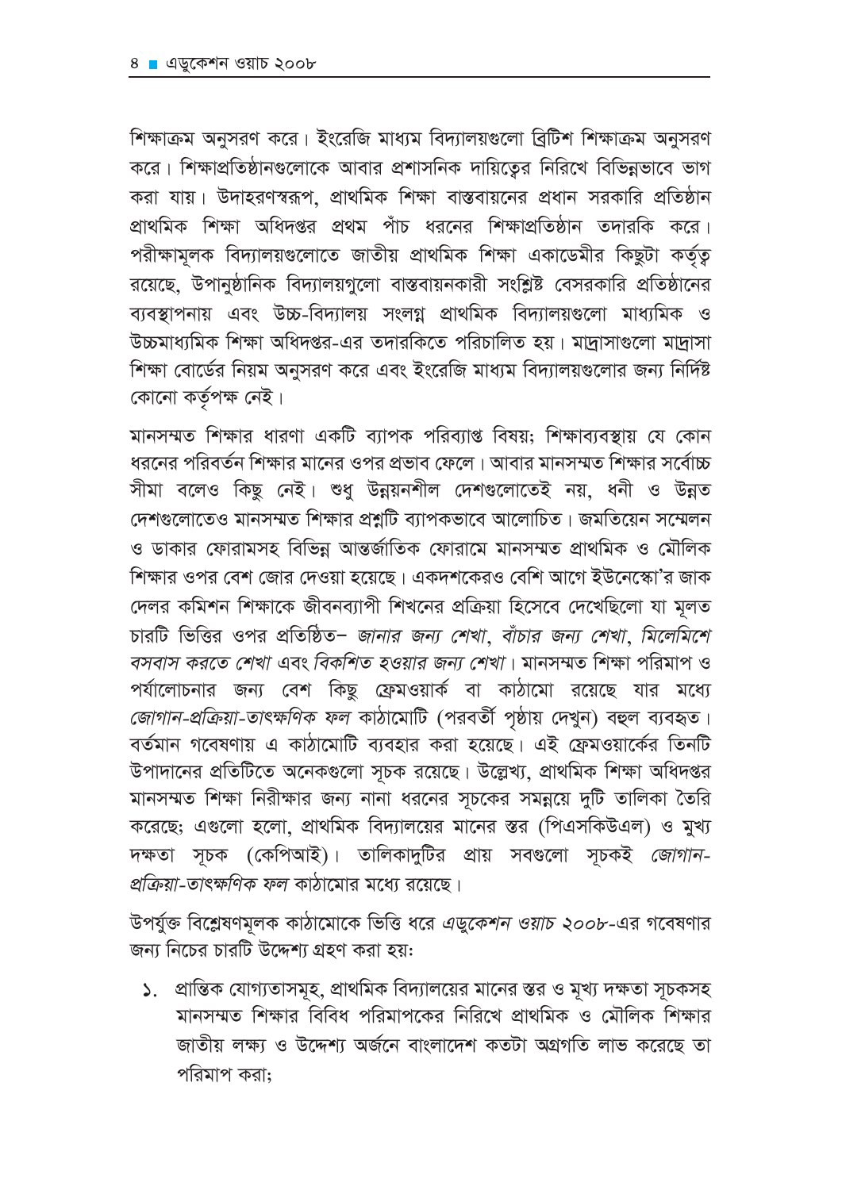শিক্ষাক্রম অনুসরণ করে। ইংরেজি মাধ্যম বিদ্যালয়গুলো ব্রিটিশ শিক্ষাক্রম অনুসরণ করে। শিক্ষাপ্রতিষ্ঠানগুলোকে আবার প্রশাসনিক দায়িত্বের নিরিখে বিভিন্নভাবে ভাগ করা যায়। উদাহরণস্বরূপ, প্রাথমিক শিক্ষা বাস্তবায়নের প্রধান সরকারি প্রতিষ্ঠান প্রাথমিক শিক্ষা অধিদপ্তর প্রথম পাঁচ ধরনের শিক্ষাপ্রতিষ্ঠান তদারকি করে। পরীক্ষামূলক বিদ্যালয়গুলোতে জাতীয় প্রাথমিক শিক্ষা একাডেমীর কিছুটা কর্তৃত্ব রয়েছে, উপানুষ্ঠানিক বিদ্যালয়গুলো বাস্তবায়নকারী সংশ্লিষ্ট বেসরকারি প্রতিষ্ঠানের ব্যবস্থাপনায় এবং উচ্চ-বিদ্যালয় সংলগ্ন প্রাথমিক বিদ্যালয়গুলো মাধ্যমিক ও উচ্চমাধ্যমিক শিক্ষা অধিদপ্তর-এর তদারকিতে পরিচালিত হয়। মাদ্রাসাগুলো মাদ্রাসা শিক্ষা বোর্ডের নিয়ম অনুসরণ করে এবং ইংরেজি মাধ্যম বিদ্যালয়গুলোর জন্য নির্দিষ্ট কোনো কর্তৃপক্ষ নেই।

মানসম্মত শিক্ষার ধারণা একটি ব্যাপক পরিব্যাপ্ত বিষয়; শিক্ষাব্যবস্থায় যে কোন ধরনের পরিবর্তন শিক্ষার মানের ওপর প্রভাব ফেলে। আবার মানসম্মত শিক্ষার সর্বোচ্চ সীমা বলেও কিছু নেই। শুধু উন্নয়নশীল দেশগুলোতেই নয়, ধনী ও উন্নত দেশগুলোতেও মানসম্মত শিক্ষার প্রশ্নটি ব্যাপকভাবে আলোচিত। জমতিয়েন সম্মেলন ও ডাকার ফোরামসহ বিভিন্ন আন্তর্জাতিক ফোরামে মানসম্মত প্রাথমিক ও মৌলিক শিক্ষার ওপর বেশ জোর দেওয়া হয়েছে। একদশকেরও বেশি আগে ইউনেস্কো'র জাক দেলর কমিশন শিক্ষাকে জীবনব্যাপী শিখনের প্রক্রিয়া হিসেবে দেখেছিলো যা মূলত চারটি ভিত্তির ওপর প্রতিষ্ঠিত– *জানার জন্য শেখা*, *বাঁচার জন্য শেখা*, *মিলেমিশে বসবাস করতে শেখা* এবং *বিকশিত হওয়ার জন্য শেখা*। মানসম্মত শিক্ষা পরিমাপ ও পর্যালোচনার জন্য বেশ কিছু ফ্রেমওয়ার্ক বা কাঠামো রয়েছে যার মধ্যে *জোগান-প্রক্রিয়া-তাৎক্ষণিক ফল* কাঠামোটি (পরবর্তী পৃষ্ঠায় দেখুন) বহুল ব্যবহৃত। বর্তমান গবেষণায় এ কাঠামোটি ব্যবহার করা হয়েছে। এই ফ্রেমওয়ার্কের তিনটি উপাদানের প্রতিটিতে অনেকগুলো সূচক রয়েছে। উল্লেখ্য, প্রাথমিক শিক্ষা অধিদপ্তর মানসম্মত শিক্ষা নিরীক্ষার জন্য নানা ধরনের সূচকের সমন্বয়ে দুটি তালিকা তৈরি করেছে; এগুলো হলো, প্রাথমিক বিদ্যালয়ের মানের স্তর (পিএসকিউএল) ও মুখ্য দক্ষতা সূচক (কেপিআই)। তালিকাদুটির প্রায় সবগুলো সূচকই *জোগান-প্রক্রিয়া-তাৎক্ষণিক ফল* কাঠামোর মধ্যে রয়েছে।

উপর্যুক্ত বিশ্লেষণমূলক কাঠামোকে ভিত্তি ধরে *এডুকেশন ওয়াচ ২০০৮*-এর গবেষণার জন্য নিচের চারটি উদ্দেশ্য গ্রহণ করা হয়:

১. প্রান্তিক যোগ্যতাসমূহ, প্রাথমিক বিদ্যালয়ের মানের স্তর ও মূখ্য দক্ষতা সূচকসহ মানসম্মত শিক্ষার বিবিধ পরিমাপকের নিরিখে প্রাথমিক ও মৌলিক শিক্ষার জাতীয় লক্ষ্য ও উদ্দেশ্য অর্জনে বাংলাদেশ কতটা অগ্রগতি লাভ করেছে তা পরিমাপ করা;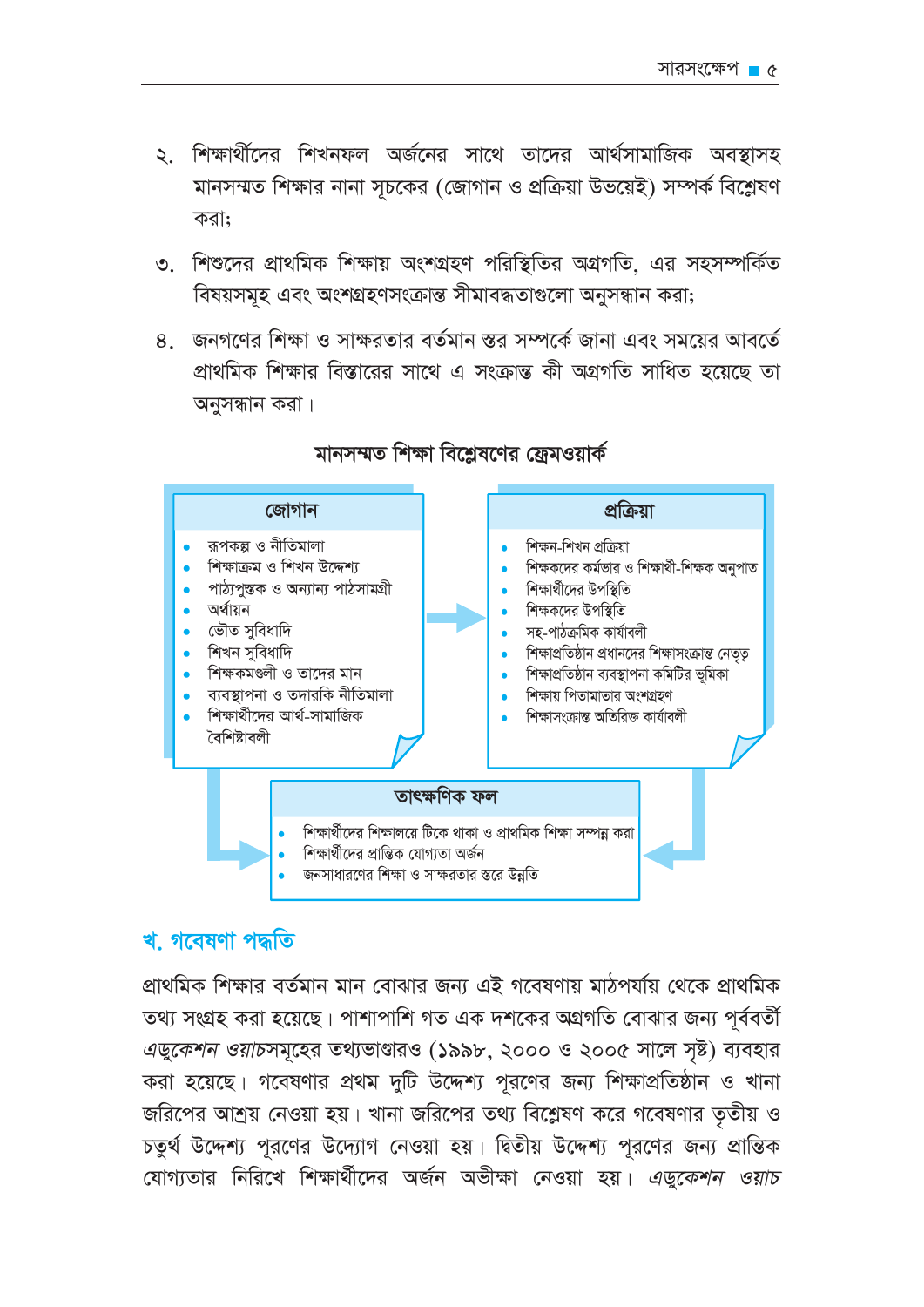২. শিক্ষার্থীদের শিখনফল অর্জনের সাথে তাদের আর্থসামাজিক অবস্থাসহ মানসম্মত শিক্ষার নানা সূচকের (জোগান ও প্রক্রিয়া উভয়েই) সম্পর্ক বিশ্লেষণ করা;

৩. শিশুদের প্রাথমিক শিক্ষায় অংশগ্রহণ পরিস্থিতির অগ্রগতি, এর সহসম্পর্কিত বিষয়সমূহ এবং অংশগ্রহণসংক্রান্ত সীমাবদ্ধতাগুলো অনুসন্ধান করা;

৪. জনগণের শিক্ষা ও সাক্ষরতার বর্তমান স্তর সম্পর্কে জানা এবং সময়ের আবর্তে প্রাথমিক শিক্ষার বিস্তারের সাথে এ সংক্রান্ত কী অগ্রগতি সাধিত হয়েছে তা অনুসন্ধান করা।

**মানসম্মত শিক্ষা বিশ্লেষণের ফ্রেমওয়ার্ক**

**জোগান**

- রূপকল্প ও নীতিমালা
- শিক্ষাক্রম ও শিখন উদ্দেশ্য
- পাঠ্যপুস্তক ও অন্যান্য পাঠসামগ্রী
- অর্থায়ন
- ভৌত সুবিধাদি
- শিখন সুবিধাদি
- শিক্ষকমণ্ডলী ও তাদের মান
- ব্যবস্থাপনা ও তদারকি নীতিমালা
- শিক্ষার্থীদের আর্থ-সামাজিক বৈশিষ্ট্যাবলী

**প্রক্রিয়া**

- শিক্ষন-শিখন প্রক্রিয়া
- শিক্ষকদের কর্মভার ও শিক্ষার্থী-শিক্ষক অনুপাত
- শিক্ষার্থীদের উপস্থিতি
- শিক্ষকদের উপস্থিতি
- সহ-পাঠক্রমিক কার্যাবলী
- শিক্ষাপ্রতিষ্ঠান প্রধানদের শিক্ষাসংক্রান্ত নেতৃত্ব
- শিক্ষাপ্রতিষ্ঠান ব্যবস্থাপনা কমিটির ভূমিকা
- শিক্ষায় পিতামাতার অংশগ্রহণ
- শিক্ষাসংক্রান্ত অতিরিক্ত কার্যাবলী

**তাৎক্ষণিক ফল**

- শিক্ষার্থীদের শিক্ষালয়ে টিকে থাকা ও প্রাথমিক শিক্ষা সম্পন্ন করা
- শিক্ষার্থীদের প্রান্তিক যোগ্যতা অর্জন
- জনসাধারণের শিক্ষা ও সাক্ষরতার স্তরে উন্নতি

## খ. গবেষণা পদ্ধতি

প্রাথমিক শিক্ষার বর্তমান মান বোঝার জন্য এই গবেষণায় মাঠপর্যায় থেকে প্রাথমিক তথ্য সংগ্রহ করা হয়েছে। পাশাপাশি গত এক দশকের অগ্রগতি বোঝার জন্য পূর্ববর্তী *এডুকেশন ওয়াচ*সমূহের তথ্যভাণ্ডারও (১৯৯৮, ২০০০ ও ২০০৫ সালে সৃষ্ট) ব্যবহার করা হয়েছে। গবেষণার প্রথম দুটি উদ্দেশ্য পূরণের জন্য শিক্ষাপ্রতিষ্ঠান ও খানা জরিপের আশ্রয় নেওয়া হয়। খানা জরিপের তথ্য বিশ্লেষণ করে গবেষণার তৃতীয় ও চতুর্থ উদ্দেশ্য পূরণের উদ্যোগ নেওয়া হয়। দ্বিতীয় উদ্দেশ্য পূরণের জন্য প্রান্তিক যোগ্যতার নিরিখে শিক্ষার্থীদের অর্জন অভীক্ষা নেওয়া হয়। *এডুকেশন ওয়াচ*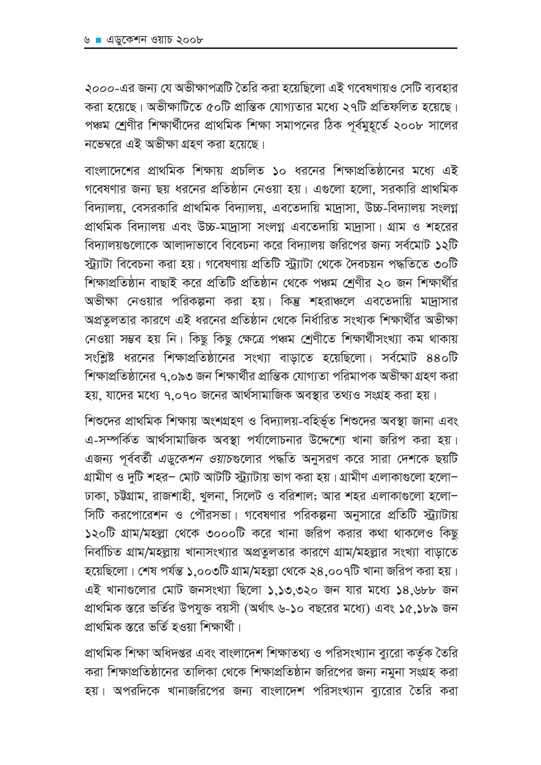২০০০-এর জন্য যে অভীক্ষাপত্রটি তৈরি করা হয়েছিলো এই গবেষণায়ও সেটি ব্যবহার করা হয়েছে। অভীক্ষাটিতে ৫০টি প্রান্তিক যোগ্যতার মধ্যে ২৭টি প্রতিফলিত হয়েছে। পঞ্চম শ্রেণীর শিক্ষার্থীদের প্রাথমিক শিক্ষা সমাপনের ঠিক পূর্বমুহূর্তে ২০০৮ সালের নভেম্বরে এই অভীক্ষা গ্রহণ করা হয়েছে।

বাংলাদেশের প্রাথমিক শিক্ষায় প্রচলিত ১০ ধরনের শিক্ষাপ্রতিষ্ঠানের মধ্যে এই গবেষণার জন্য ছয় ধরনের প্রতিষ্ঠান নেওয়া হয়। এগুলো হলো, সরকারি প্রাথমিক বিদ্যালয়, বেসরকারি প্রাথমিক বিদ্যালয়, এবতেদায়ি মাদ্রাসা, উচ্চ-বিদ্যালয় সংলগ্ন প্রাথমিক বিদ্যালয় এবং উচ্চ-মাদ্রাসা সংলগ্ন এবতেদায়ি মাদ্রাসা। গ্রাম ও শহরের বিদ্যালয়গুলোকে আলাদাভাবে বিবেচনা করে বিদ্যালয় জরিপের জন্য সর্বমোট ১২টি স্ট্র্যাটা বিবেচনা করা হয়। গবেষণায় প্রতিটি স্ট্র্যাটা থেকে দৈবচয়ন পদ্ধতিতে ৩০টি শিক্ষাপ্রতিষ্ঠান বাছাই করে প্রতিটি প্রতিষ্ঠান থেকে পঞ্চম শ্রেণীর ২০ জন শিক্ষার্থীর অভীক্ষা নেওয়ার পরিকল্পনা করা হয়। কিন্তু শহরাঞ্চলে এবতেদায়ি মাদ্রাসার অপ্রতুলতার কারণে এই ধরনের প্রতিষ্ঠান থেকে নির্ধারিত সংখ্যক শিক্ষার্থীর অভীক্ষা নেওয়া সম্ভব হয় নি। কিছু কিছু ক্ষেত্রে পঞ্চম শ্রেণীতে শিক্ষার্থীসংখ্যা কম থাকায় সংশ্লিষ্ট ধরনের শিক্ষাপ্রতিষ্ঠানের সংখ্যা বাড়াতে হয়েছিলো। সর্বমোট ৪৪০টি শিক্ষাপ্রতিষ্ঠানের ৭,০৯৩ জন শিক্ষার্থীর প্রান্তিক যোগ্যতা পরিমাপক অভীক্ষা গ্রহণ করা হয়, যাদের মধ্যে ৭,০৭০ জনের আর্থসামাজিক অবস্থার তথ্যও সংগ্রহ করা হয়।

শিশুদের প্রাথমিক শিক্ষায় অংশগ্রহণ ও বিদ্যালয়-বহির্ভূত শিশুদের অবস্থা জানা এবং এ-সম্পর্কিত আর্থসামাজিক অবস্থা পর্যালোচনার উদ্দেশ্যে খানা জরিপ করা হয়। এজন্য পূর্ববর্তী *এডুকেশন ওয়াচ*গুলোর পদ্ধতি অনুসরণ করে সারা দেশকে ছয়টি গ্রামীণ ও দুটি শহর– মোট আটটি স্ট্র্যাটায় ভাগ করা হয়। গ্রামীণ এলাকাগুলো হলো– ঢাকা, চট্টগ্রাম, রাজশাহী, খুলনা, সিলেট ও বরিশাল; আর শহর এলাকাগুলো হলো– সিটি করপোরেশন ও পৌরসভা। গবেষণার পরিকল্পনা অনুসারে প্রতিটি স্ট্র্যাটায় ১২০টি গ্রাম/মহল্লা থেকে ৩০০০টি করে খানা জরিপ করার কথা থাকলেও কিছু নির্বাচিত গ্রাম/মহল্লায় খানাসংখ্যার অপ্রতুলতার কারণে গ্রাম/মহল্লার সংখ্যা বাড়াতে হয়েছিলো। শেষ পর্যন্ত ১,০০৩টি গ্রাম/মহল্লা থেকে ২৪,০০৭টি খানা জরিপ করা হয়। এই খানাগুলোর মোট জনসংখ্যা ছিলো ১,১৩,৩২০ জন যার মধ্যে ১৪,৬৮৮ জন প্রাথমিক স্তরে ভর্তির উপযুক্ত বয়সী (অর্থাৎ ৬-১০ বছরের মধ্যে) এবং ১৫,১৮৯ জন প্রাথমিক স্তরে ভর্তি হওয়া শিক্ষার্থী।

প্রাথমিক শিক্ষা অধিদপ্তর এবং বাংলাদেশ শিক্ষাতথ্য ও পরিসংখ্যান ব্যুরো কর্তৃক তৈরি করা শিক্ষাপ্রতিষ্ঠানের তালিকা থেকে শিক্ষাপ্রতিষ্ঠান জরিপের জন্য নমুনা সংগ্রহ করা হয়। অপরদিকে খানাজরিপের জন্য বাংলাদেশ পরিসংখ্যান ব্যুরোর তৈরি করা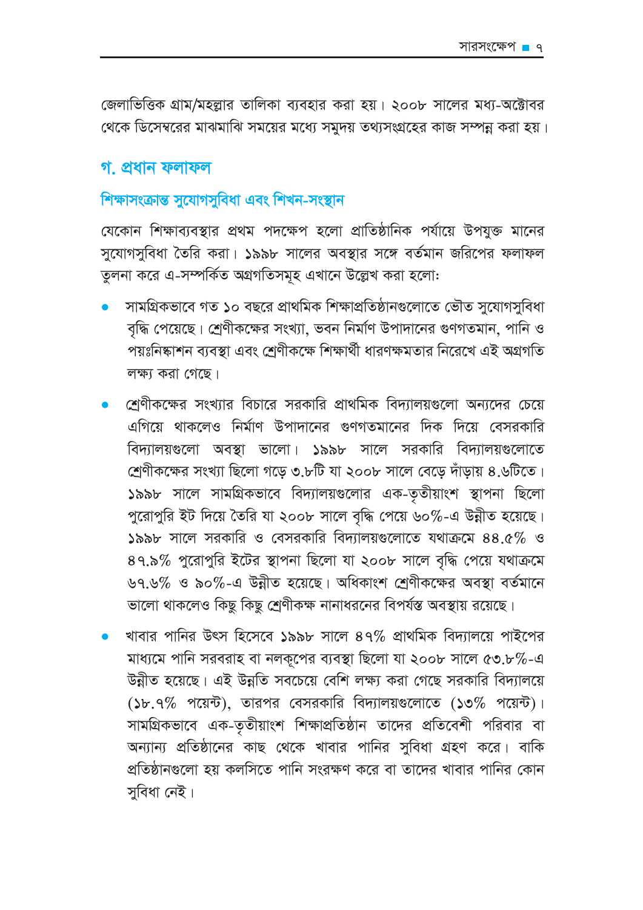জেলাভিত্তিক গ্রাম/মহল্লার তালিকা ব্যবহার করা হয়। ২০০৮ সালের মধ্য-অক্টোবর থেকে ডিসেম্বরের মাঝামাঝি সময়ের মধ্যে সমুদয় তথ্যসংগ্রহের কাজ সম্পন্ন করা হয়।

## গ. প্রধান ফলাফল

### শিক্ষাসংক্রান্ত সুযোগসুবিধা এবং শিখন-সংস্থান

যেকোন শিক্ষাব্যবস্থার প্রথম পদক্ষেপ হলো প্রাতিষ্ঠানিক পর্যায়ে উপযুক্ত মানের সুযোগসুবিধা তৈরি করা। ১৯৯৮ সালের অবস্থার সঙ্গে বর্তমান জরিপের ফলাফল তুলনা করে এ-সম্পর্কিত অগ্রগতিসমূহ এখানে উল্লেখ করা হলোঃ

- সামগ্রিকভাবে গত ১০ বছরে প্রাথমিক শিক্ষাপ্রতিষ্ঠানগুলোতে ভৌত সুযোগসুবিধা বৃদ্ধি পেয়েছে। শ্রেণীকক্ষের সংখ্যা, ভবন নির্মাণ উপাদানের গুণগতমান, পানি ও পয়ঃনিষ্কাশন ব্যবস্থা এবং শ্রেণীকক্ষে শিক্ষার্থী ধারণক্ষমতার নিরেখে এই অগ্রগতি লক্ষ্য করা গেছে।

- শ্রেণীকক্ষের সংখ্যার বিচারে সরকারি প্রাথমিক বিদ্যালয়গুলো অন্যদের চেয়ে এগিয়ে থাকলেও নির্মাণ উপাদানের গুণগতমানের দিক দিয়ে বেসরকারি বিদ্যালয়গুলো অবস্থা ভালো। ১৯৯৮ সালে সরকারি বিদ্যালয়গুলোতে শ্রেণীকক্ষের সংখ্যা ছিলো গড়ে ৩.৮টি যা ২০০৮ সালে বেড়ে দাঁড়ায় ৪.৬টিতে। ১৯৯৮ সালে সামগ্রিকভাবে বিদ্যালয়গুলোর এক-তৃতীয়াংশ স্থাপনা ছিলো পুরোপুরি ইট দিয়ে তৈরি যা ২০০৮ সালে বৃদ্ধি পেয়ে ৬০%-এ উন্নীত হয়েছে। ১৯৯৮ সালে সরকারি ও বেসরকারি বিদ্যালয়গুলোতে যথাক্রমে ৪৪.৫% ও ৪৭.৯% পুরোপুরি ইটের স্থাপনা ছিলো যা ২০০৮ সালে বৃদ্ধি পেয়ে যথাক্রমে ৬৭.৬% ও ৯০%-এ উন্নীত হয়েছে। অধিকাংশ শ্রেণীকক্ষের অবস্থা বর্তমানে ভালো থাকলেও কিছু কিছু শ্রেণীকক্ষ নানাধরনের বিপর্যস্ত অবস্থায় রয়েছে।

- খাবার পানির উৎস হিসেবে ১৯৯৮ সালে ৪৭% প্রাথমিক বিদ্যালয়ে পাইপের মাধ্যমে পানি সরবরাহ বা নলকূপের ব্যবস্থা ছিলো যা ২০০৮ সালে ৫৩.৮%-এ উন্নীত হয়েছে। এই উন্নতি সবচেয়ে বেশি লক্ষ্য করা গেছে সরকারি বিদ্যালয়ে (১৮.৭% পয়েন্ট), তারপর বেসরকারি বিদ্যালয়গুলোতে (১৩% পয়েন্ট)। সামগ্রিকভাবে এক-তৃতীয়াংশ শিক্ষাপ্রতিষ্ঠান তাদের প্রতিবেশী পরিবার বা অন্যান্য প্রতিষ্ঠানের কাছ থেকে খাবার পানির সুবিধা গ্রহণ করে। বাকি প্রতিষ্ঠানগুলো হয় কলসিতে পানি সংরক্ষণ করে বা তাদের খাবার পানির কোন সুবিধা নেই।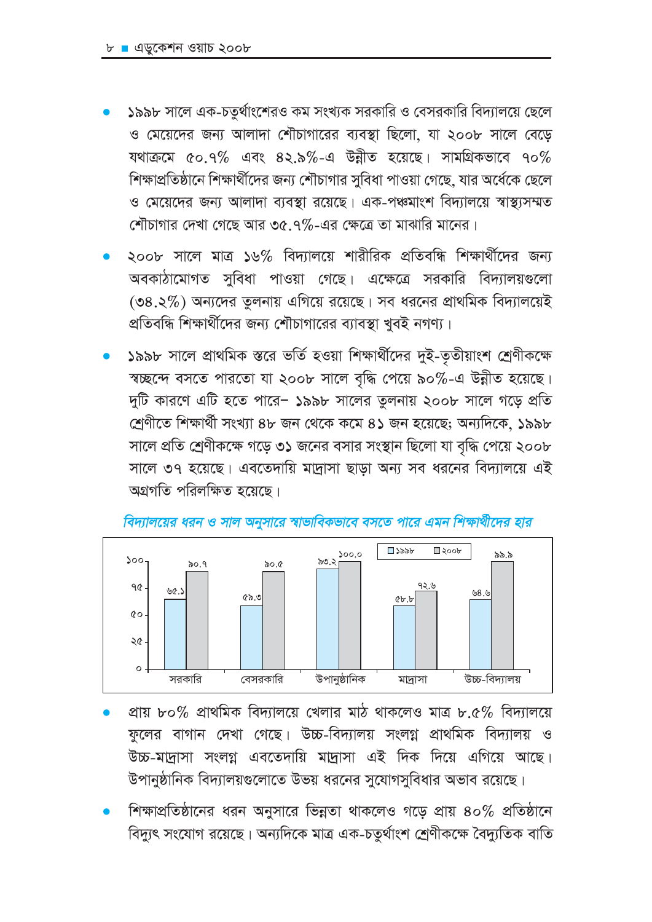- ১৯৯৮ সালে এক-চতুর্থাংশেরও কম সংখ্যক সরকারি ও বেসরকারি বিদ্যালয়ে ছেলে ও মেয়েদের জন্য আলাদা শৌচাগারের ব্যবস্থা ছিলো, যা ২০০৮ সালে বেড়ে যথাক্রমে ৫০.৭% এবং ৪২.৯%-এ উন্নীত হয়েছে। সামগ্রিকভাবে ৭০% শিক্ষাপ্রতিষ্ঠানে শিক্ষার্থীদের জন্য শৌচাগার সুবিধা পাওয়া গেছে, যার অর্ধেকে ছেলে ও মেয়েদের জন্য আলাদা ব্যবস্থা রয়েছে। এক-পঞ্চমাংশ বিদ্যালয়ে স্বাস্থ্যসম্মত শৌচাগার দেখা গেছে আর ৩৫.৭%-এর ক্ষেত্রে তা মাঝারি মানের।

- ২০০৮ সালে মাত্র ১৬% বিদ্যালয়ে শারীরিক প্রতিবন্ধি শিক্ষার্থীদের জন্য অবকাঠামোগত সুবিধা পাওয়া গেছে। এক্ষেত্রে সরকারি বিদ্যালয়গুলো (৩৪.২%) অন্যদের তুলনায় এগিয়ে রয়েছে। সব ধরনের প্রাথমিক বিদ্যালয়েই প্রতিবন্ধি শিক্ষার্থীদের জন্য শৌচাগারের ব্যাবস্থা খুবই নগণ্য।

- ১৯৯৮ সালে প্রাথমিক স্তরে ভর্তি হওয়া শিক্ষার্থীদের দুই-তৃতীয়াংশ শ্রেণীকক্ষে স্বচ্ছন্দে বসতে পারতো যা ২০০৮ সালে বৃদ্ধি পেয়ে ৯০%-এ উন্নীত হয়েছে। দুটি কারণে এটি হতে পারে– ১৯৯৮ সালের তুলনায় ২০০৮ সালে গড়ে প্রতি শ্রেণীতে শিক্ষার্থী সংখ্যা ৪৮ জন থেকে কমে ৪১ জন হয়েছে; অন্যদিকে, ১৯৯৮ সালে প্রতি শ্রেণীকক্ষে গড়ে ৩১ জনের বসার সংস্থান ছিলো যা বৃদ্ধি পেয়ে ২০০৮ সালে ৩৭ হয়েছে। এবতেদায়ি মাদ্রাসা ছাড়া অন্য সব ধরনের বিদ্যালয়ে এই অগ্রগতি পরিলক্ষিত হয়েছে।

*বিদ্যালয়ের ধরন ও সাল অনুসারে স্বাভাবিকভাবে বসতে পারে এমন শিক্ষার্থীদের হার*

| বিদ্যালয়ের ধরন | ১৯৯৮ | ২০০৮ |
|---|---|---|
| সরকারি | ৬৫.১ | ৯০.৭ |
| বেসরকারি | ৫৯.৩ | ৯০.৫ |
| উপানুষ্ঠানিক | ৯৩.২ | ১০০.০ |
| মাদ্রাসা | ৫৮.৮ | ৭২.৬ |
| উচ্চ-বিদ্যালয় | ৬৪.৬ | ৯৯.৯ |

- প্রায় ৮০% প্রাথমিক বিদ্যালয়ে খেলার মাঠ থাকলেও মাত্র ৮.৫% বিদ্যালয়ে ফুলের বাগান দেখা গেছে। উচ্চ-বিদ্যালয় সংলগ্ন প্রাথমিক বিদ্যালয় ও উচ্চ-মাদ্রাসা সংলগ্ন এবতেদায়ি মাদ্রাসা এই দিক দিয়ে এগিয়ে আছে। উপানুষ্ঠানিক বিদ্যালয়গুলোতে উভয় ধরনের সুযোগসুবিধার অভাব রয়েছে।

- শিক্ষাপ্রতিষ্ঠানের ধরন অনুসারে ভিন্নতা থাকলেও গড়ে প্রায় ৪০% প্রতিষ্ঠানে বিদ্যুৎ সংযোগ রয়েছে। অন্যদিকে মাত্র এক-চতুর্থাংশ শ্রেণীকক্ষে বৈদ্যুতিক বাতি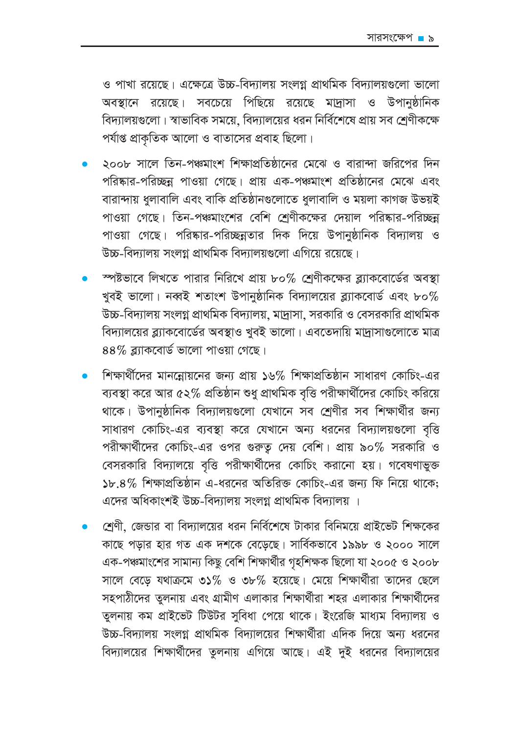ও পাখা রয়েছে। এক্ষেত্রে উচ্চ-বিদ্যালয় সংলগ্ন প্রাথমিক বিদ্যালয়গুলো ভালো অবস্থানে রয়েছে। সবচেয়ে পিছিয়ে রয়েছে মাদ্রাসা ও উপানুষ্ঠানিক বিদ্যালয়গুলো। স্বাভাবিক সময়ে, বিদ্যালয়ের ধরন নির্বিশেষে প্রায় সব শ্রেণীকক্ষে পর্যাপ্ত প্রাকৃতিক আলো ও বাতাসের প্রবাহ ছিলো।

- ২০০৮ সালে তিন-পঞ্চমাংশ শিক্ষাপ্রতিষ্ঠানের মেঝে ও বারান্দা জরিপের দিন পরিষ্কার-পরিচ্ছন্ন পাওয়া গেছে। প্রায় এক-পঞ্চমাংশ প্রতিষ্ঠানের মেঝে এবং বারান্দায় ধুলাবালি এবং বাকি প্রতিষ্ঠানগুলোতে ধুলাবালি ও ময়লা কাগজ উভয়ই পাওয়া গেছে। তিন-পঞ্চমাংশের বেশি শ্রেণীকক্ষের দেয়াল পরিষ্কার-পরিচ্ছন্ন পাওয়া গেছে। পরিষ্কার-পরিচ্ছন্নতার দিক দিয়ে উপানুষ্ঠানিক বিদ্যালয় ও উচ্চ-বিদ্যালয় সংলগ্ন প্রাথমিক বিদ্যালয়গুলো এগিয়ে রয়েছে।

- স্পষ্টভাবে লিখতে পারার নিরিখে প্রায় ৮০% শ্রেণীকক্ষের ব্ল্যাকবোর্ডের অবস্থা খুবই ভালো। নব্বই শতাংশ উপানুষ্ঠানিক বিদ্যালয়ের ব্ল্যাকবোর্ড এবং ৮০% উচ্চ-বিদ্যালয় সংলগ্ন প্রাথমিক বিদ্যালয়, মাদ্রাসা, সরকারি ও বেসরকারি প্রাথমিক বিদ্যালয়ের ব্ল্যাকবোর্ডের অবস্থাও খুবই ভালো। এবতেদায়ি মাদ্রাসাগুলোতে মাত্র ৪৪% ব্ল্যাকবোর্ড ভালো পাওয়া গেছে।

- শিক্ষার্থীদের মানন্নোয়নের জন্য প্রায় ১৬% শিক্ষাপ্রতিষ্ঠান সাধারণ কোচিং-এর ব্যবস্থা করে আর ৫২% প্রতিষ্ঠান শুধু প্রাথমিক বৃত্তি পরীক্ষার্থীদের কোচিং করিয়ে থাকে। উপানুষ্ঠানিক বিদ্যালয়গুলো যেখানে সব শ্রেণীর সব শিক্ষার্থীর জন্য সাধারণ কোচিং-এর ব্যবস্থা করে যেখানে অন্য ধরনের বিদ্যালয়গুলো বৃত্তি পরীক্ষার্থীদের কোচিং-এর ওপর গুরুত্ব দেয় বেশি। প্রায় ৯০% সরকারি ও বেসরকারি বিদ্যালয়ে বৃত্তি পরীক্ষার্থীদের কোচিং করানো হয়। গবেষণাভুক্ত ১৮.৪% শিক্ষাপ্রতিষ্ঠান এ-ধরনের অতিরিক্ত কোচিং-এর জন্য ফি নিয়ে থাকে; এদের অধিকাংশই উচ্চ-বিদ্যালয় সংলগ্ন প্রাথমিক বিদ্যালয়।

- শ্রেণী, জেন্ডার বা বিদ্যালয়ের ধরন নির্বিশেষে টাকার বিনিময়ে প্রাইভেট শিক্ষকের কাছে পড়ার হার গত এক দশকে বেড়েছে। সার্বিকভাবে ১৯৯৮ ও ২০০০ সালে এক-পঞ্চমাংশের সামান্য কিছু বেশি শিক্ষার্থীর গৃহশিক্ষক ছিলো যা ২০০৫ ও ২০০৮ সালে বেড়ে যথাক্রমে ৩১% ও ৩৮% হয়েছে। মেয়ে শিক্ষার্থীরা তাদের ছেলে সহপাঠীদের তুলনায় এবং গ্রামীণ এলাকার শিক্ষার্থীরা শহর এলাকার শিক্ষার্থীদের তুলনায় কম প্রাইভেট টিউটর সুবিধা পেয়ে থাকে। ইংরেজি মাধ্যম বিদ্যালয় ও উচ্চ-বিদ্যালয় সংলগ্ন প্রাথমিক বিদ্যালয়ের শিক্ষার্থীরা এদিক দিয়ে অন্য ধরনের বিদ্যালয়ের শিক্ষার্থীদের তুলনায় এগিয়ে আছে। এই দুই ধরনের বিদ্যালয়ের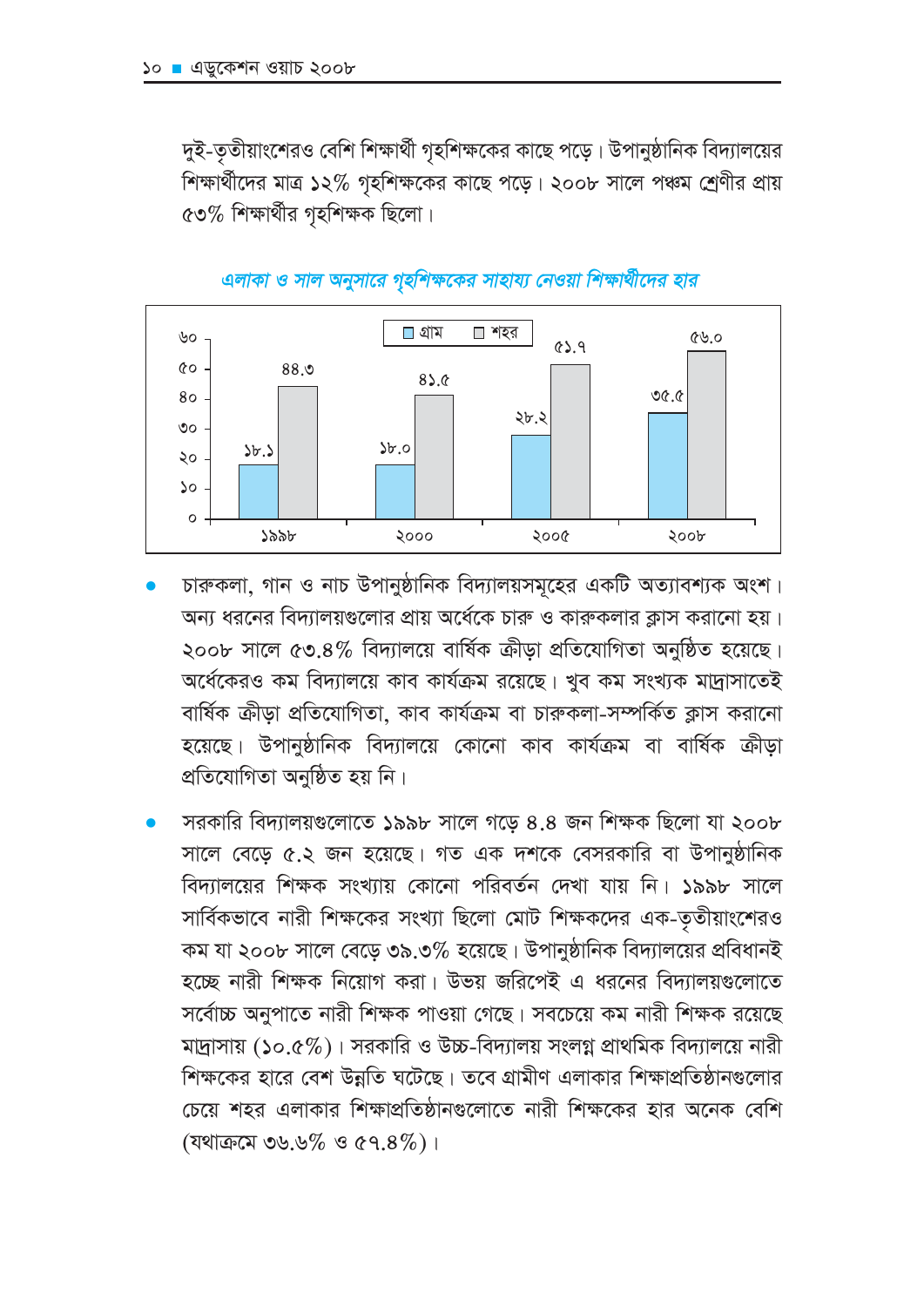দুই-তৃতীয়াংশেরও বেশি শিক্ষার্থী গৃহশিক্ষকের কাছে পড়ে। উপানুষ্ঠানিক বিদ্যালয়ের শিক্ষার্থীদের মাত্র ১২% গৃহশিক্ষকের কাছে পড়ে। ২০০৮ সালে পঞ্চম শ্রেণীর প্রায় ৫৩% শিক্ষার্থীর গৃহশিক্ষক ছিলো।

*এলাকা ও সাল অনুসারে গৃহশিক্ষকের সাহায্য নেওয়া শিক্ষার্থীদের হার*

| সাল | গ্রাম | শহর |
|---|---|---|
| ১৯৯৮ | ১৮.১ | ৪৪.৩ |
| ২০০০ | ১৮.০ | ৪১.৫ |
| ২০০৫ | ২৮.২ | ৫১.৭ |
| ২০০৮ | ৩৫.৫ | ৫৬.০ |

- চারুকলা, গান ও নাচ উপানুষ্ঠানিক বিদ্যালয়সমূহের একটি অত্যাবশ্যক অংশ। অন্য ধরনের বিদ্যালয়গুলোর প্রায় অর্ধেকে চারু ও কারুকলার ক্লাস করানো হয়। ২০০৮ সালে ৫৩.৪% বিদ্যালয়ে বার্ষিক ক্রীড়া প্রতিযোগিতা অনুষ্ঠিত হয়েছে। অর্ধেকেরও কম বিদ্যালয়ে কাব কার্যক্রম রয়েছে। খুব কম সংখ্যক মাদ্রাসাতেই বার্ষিক ক্রীড়া প্রতিযোগিতা, কাব কার্যক্রম বা চারুকলা-সম্পর্কিত ক্লাস করানো হয়েছে। উপানুষ্ঠানিক বিদ্যালয়ে কোনো কাব কার্যক্রম বা বার্ষিক ক্রীড়া প্রতিযোগিতা অনুষ্ঠিত হয় নি।

- সরকারি বিদ্যালয়গুলোতে ১৯৯৮ সালে গড়ে ৪.৪ জন শিক্ষক ছিলো যা ২০০৮ সালে বেড়ে ৫.২ জন হয়েছে। গত এক দশকে বেসরকারি বা উপানুষ্ঠানিক বিদ্যালয়ের শিক্ষক সংখ্যায় কোনো পরিবর্তন দেখা যায় নি। ১৯৯৮ সালে সার্বিকভাবে নারী শিক্ষকের সংখ্যা ছিলো মোট শিক্ষকদের এক-তৃতীয়াংশেরও কম যা ২০০৮ সালে বেড়ে ৩৯.৩% হয়েছে। উপানুষ্ঠানিক বিদ্যালয়ের প্রবিধানই হচ্ছে নারী শিক্ষক নিয়োগ করা। উভয় জরিপেই এ ধরনের বিদ্যালয়গুলোতে সর্বোচ্চ অনুপাতে নারী শিক্ষক পাওয়া গেছে। সবচেয়ে কম নারী শিক্ষক রয়েছে মাদ্রাসায় (১০.৫%)। সরকারি ও উচ্চ-বিদ্যালয় সংলগ্ন প্রাথমিক বিদ্যালয়ে নারী শিক্ষকের হারে বেশ উন্নতি ঘটেছে। তবে গ্রামীণ এলাকার শিক্ষাপ্রতিষ্ঠানগুলোর চেয়ে শহর এলাকার শিক্ষাপ্রতিষ্ঠানগুলোতে নারী শিক্ষকের হার অনেক বেশি (যথাক্রমে ৩৬.৬% ও ৫৭.৪%)।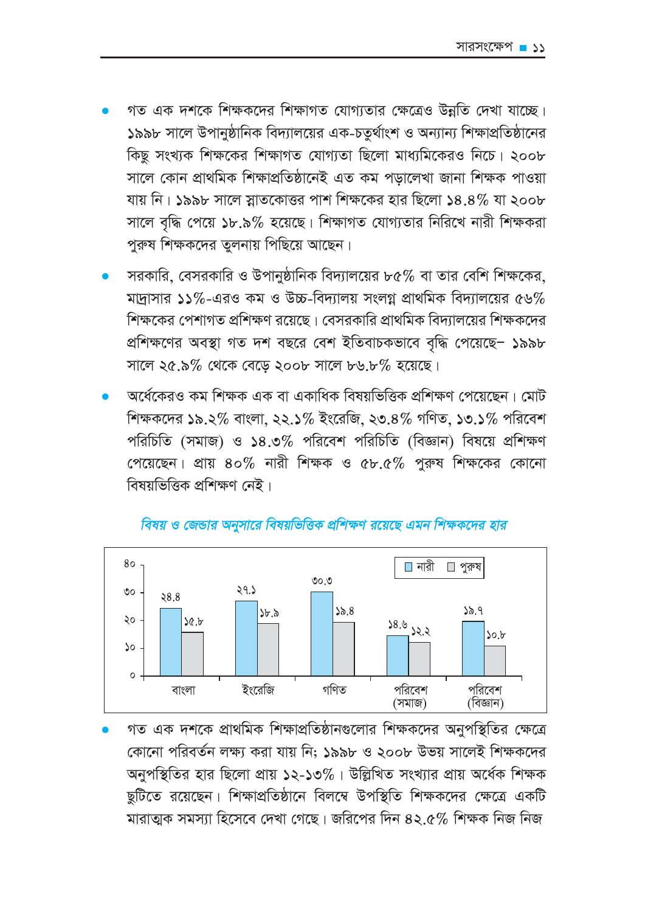- গত এক দশকে শিক্ষকদের শিক্ষাগত যোগ্যতার ক্ষেত্রেও উন্নতি দেখা যাচ্ছে। ১৯৯৮ সালে উপানুষ্ঠানিক বিদ্যালয়ের এক-চতুর্থাংশ ও অন্যান্য শিক্ষাপ্রতিষ্ঠানের কিছু সংখ্যক শিক্ষকের শিক্ষাগত যোগ্যতা ছিলো মাধ্যমিকেরও নিচে। ২০০৮ সালে কোন প্রাথমিক শিক্ষাপ্রতিষ্ঠানেই এত কম পড়ালেখা জানা শিক্ষক পাওয়া যায় নি। ১৯৯৮ সালে স্নাতকোত্তর পাশ শিক্ষকের হার ছিলো ১৪.৪% যা ২০০৮ সালে বৃদ্ধি পেয়ে ১৮.৯% হয়েছে। শিক্ষাগত যোগ্যতার নিরিখে নারী শিক্ষকরা পুরুষ শিক্ষকদের তুলনায় পিছিয়ে আছেন।
- সরকারি, বেসরকারি ও উপানুষ্ঠানিক বিদ্যালয়ের ৮৫% বা তার বেশি শিক্ষকের, মাদ্রাসার ১১%-এরও কম ও উচ্চ-বিদ্যালয় সংলগ্ন প্রাথমিক বিদ্যালয়ের ৫৬% শিক্ষকের পেশাগত প্রশিক্ষণ রয়েছে। বেসরকারি প্রাথমিক বিদ্যালয়ের শিক্ষকদের প্রশিক্ষণের অবস্থা গত দশ বছরে বেশ ইতিবাচকভাবে বৃদ্ধি পেয়েছে– ১৯৯৮ সালে ২৫.৯% থেকে বেড়ে ২০০৮ সালে ৮৬.৮% হয়েছে।
- অর্ধেকেরও কম শিক্ষক এক বা একাধিক বিষয়ভিত্তিক প্রশিক্ষণ পেয়েছেন। মোট শিক্ষকদের ১৯.২% বাংলা, ২২.১% ইংরেজি, ২৩.৪% গণিত, ১৩.১% পরিবেশ পরিচিতি (সমাজ) ও ১৪.৩% পরিবেশ পরিচিতি (বিজ্ঞান) বিষয়ে প্রশিক্ষণ পেয়েছেন। প্রায় ৪০% নারী শিক্ষক ও ৫৮.৫% পুরুষ শিক্ষকের কোনো বিষয়ভিত্তিক প্রশিক্ষণ নেই।

*বিষয় ও জেন্ডার অনুসারে বিষয়ভিত্তিক প্রশিক্ষণ রয়েছে এমন শিক্ষকদের হার*

| বিষয় | নারী | পুরুষ |
|---|---|---|
| বাংলা | ২৪.৪ | ১৫.৮ |
| ইংরেজি | ২৭.১ | ১৮.৯ |
| গণিত | ৩০.৩ | ১৯.৪ |
| পরিবেশ (সমাজ) | ১৪.৬ | ১২.২ |
| পরিবেশ (বিজ্ঞান) | ১৯.৭ | ১০.৮ |

- গত এক দশকে প্রাথমিক শিক্ষাপ্রতিষ্ঠানগুলোর শিক্ষকদের অনুপস্থিতির ক্ষেত্রে কোনো পরিবর্তন লক্ষ্য করা যায় নি; ১৯৯৮ ও ২০০৮ উভয় সালেই শিক্ষকদের অনুপস্থিতির হার ছিলো প্রায় ১২-১৩%। উল্লিখিত সংখ্যার প্রায় অর্ধেক শিক্ষক ছুটিতে রয়েছেন। শিক্ষাপ্রতিষ্ঠানে বিলম্বে উপস্থিতি শিক্ষকদের ক্ষেত্রে একটি মারাত্মক সমস্যা হিসেবে দেখা গেছে। জরিপের দিন ৪২.৫% শিক্ষক নিজ নিজ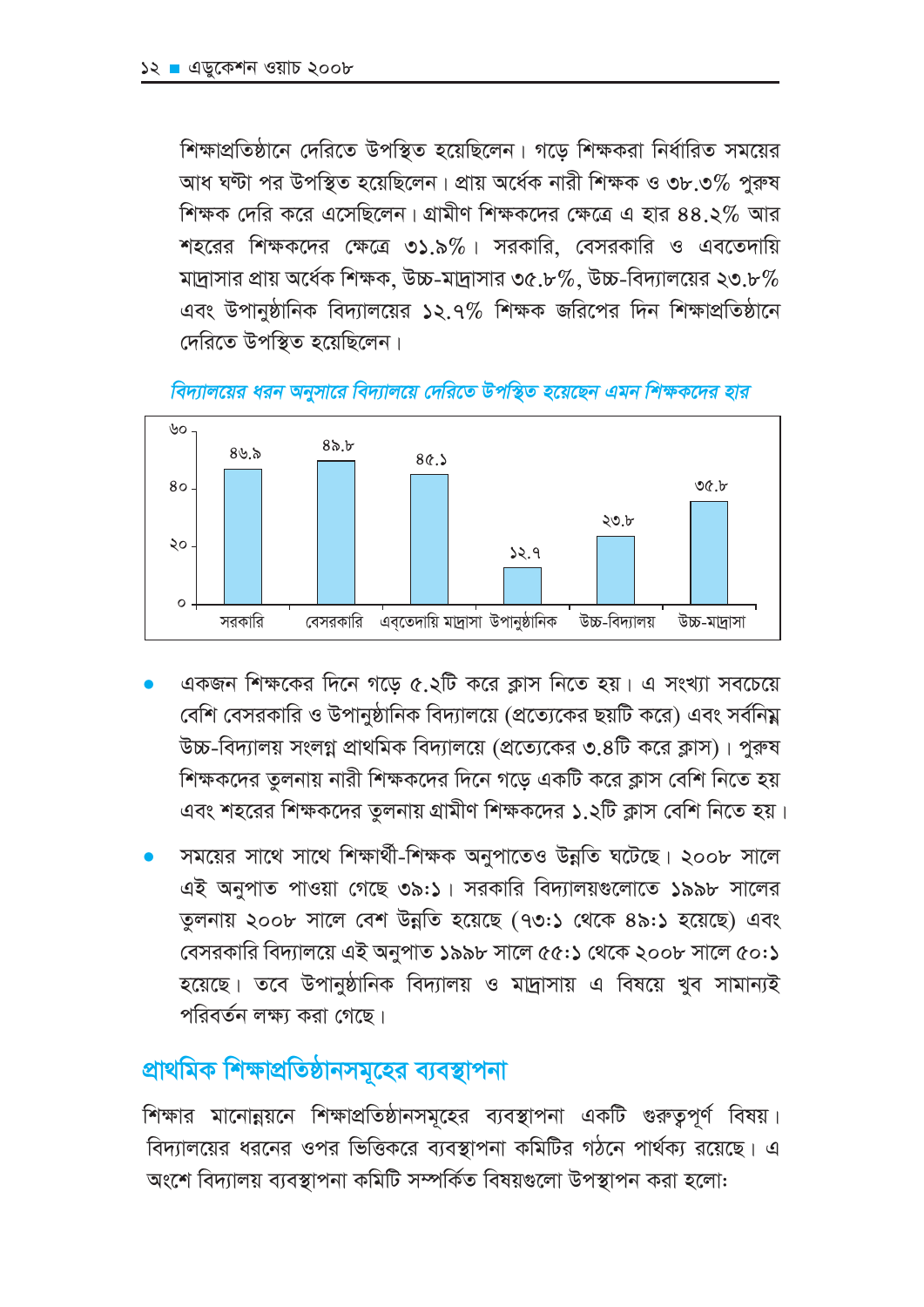শিক্ষাপ্রতিষ্ঠানে দেরিতে উপস্থিত হয়েছিলেন। গড়ে শিক্ষকরা নির্ধারিত সময়ের আধ ঘণ্টা পর উপস্থিত হয়েছিলেন। প্রায় অর্ধেক নারী শিক্ষক ও ৩৮.৩% পুরুষ শিক্ষক দেরি করে এসেছিলেন। গ্রামীণ শিক্ষকদের ক্ষেত্রে এ হার ৪৪.২% আর শহরের শিক্ষকদের ক্ষেত্রে ৩১.৯%। সরকারি, বেসরকারি ও এবতেদায়ি মাদ্রাসার প্রায় অর্ধেক শিক্ষক, উচ্চ-মাদ্রাসার ৩৫.৮%, উচ্চ-বিদ্যালয়ের ২৩.৮% এবং উপানুষ্ঠানিক বিদ্যালয়ের ১২.৭% শিক্ষক জরিপের দিন শিক্ষাপ্রতিষ্ঠানে দেরিতে উপস্থিত হয়েছিলেন।

*বিদ্যালয়ের ধরন অনুসারে বিদ্যালয়ে দেরিতে উপস্থিত হয়েছেন এমন শিক্ষকদের হার*

| সরকারি | বেসরকারি | এবতেদায়ি মাদ্রাসা | উপানুষ্ঠানিক | উচ্চ-বিদ্যালয় | উচ্চ-মাদ্রাসা |
|---|---|---|---|---|---|
| ৪৬.৯ | ৪৯.৮ | ৪৫.১ | ১২.৭ | ২৩.৮ | ৩৫.৮ |

- একজন শিক্ষকের দিনে গড়ে ৫.২টি করে ক্লাস নিতে হয়। এ সংখ্যা সবচেয়ে বেশি বেসরকারি ও উপানুষ্ঠানিক বিদ্যালয়ে (প্রত্যেকের ছয়টি করে) এবং সর্বনিম্ন উচ্চ-বিদ্যালয় সংলগ্ন প্রাথমিক বিদ্যালয়ে (প্রত্যেকের ৩.৪টি করে ক্লাস)। পুরুষ শিক্ষকদের তুলনায় নারী শিক্ষকদের দিনে গড়ে একটি করে ক্লাস বেশি নিতে হয় এবং শহরের শিক্ষকদের তুলনায় গ্রামীণ শিক্ষকদের ১.২টি ক্লাস বেশি নিতে হয়।

- সময়ের সাথে সাথে শিক্ষার্থী-শিক্ষক অনুপাতেও উন্নতি ঘটেছে। ২০০৮ সালে এই অনুপাত পাওয়া গেছে ৩৯:১। সরকারি বিদ্যালয়গুলোতে ১৯৯৮ সালের তুলনায় ২০০৮ সালে বেশ উন্নতি হয়েছে (৭৩:১ থেকে ৪৯:১ হয়েছে) এবং বেসরকারি বিদ্যালয়ে এই অনুপাত ১৯৯৮ সালে ৫৫:১ থেকে ২০০৮ সালে ৫০:১ হয়েছে। তবে উপানুষ্ঠানিক বিদ্যালয় ও মাদ্রাসায় এ বিষয়ে খুব সামান্যই পরিবর্তন লক্ষ্য করা গেছে।

## প্রাথমিক শিক্ষাপ্রতিষ্ঠানসমূহের ব্যবস্থাপনা

শিক্ষার মানোন্নয়নে শিক্ষাপ্রতিষ্ঠানসমূহের ব্যবস্থাপনা একটি গুরুত্বপূর্ণ বিষয়। বিদ্যালয়ের ধরনের ওপর ভিত্তিকরে ব্যবস্থাপনা কমিটির গঠনে পার্থক্য রয়েছে। এ অংশে বিদ্যালয় ব্যবস্থাপনা কমিটি সম্পর্কিত বিষয়গুলো উপস্থাপন করা হলো: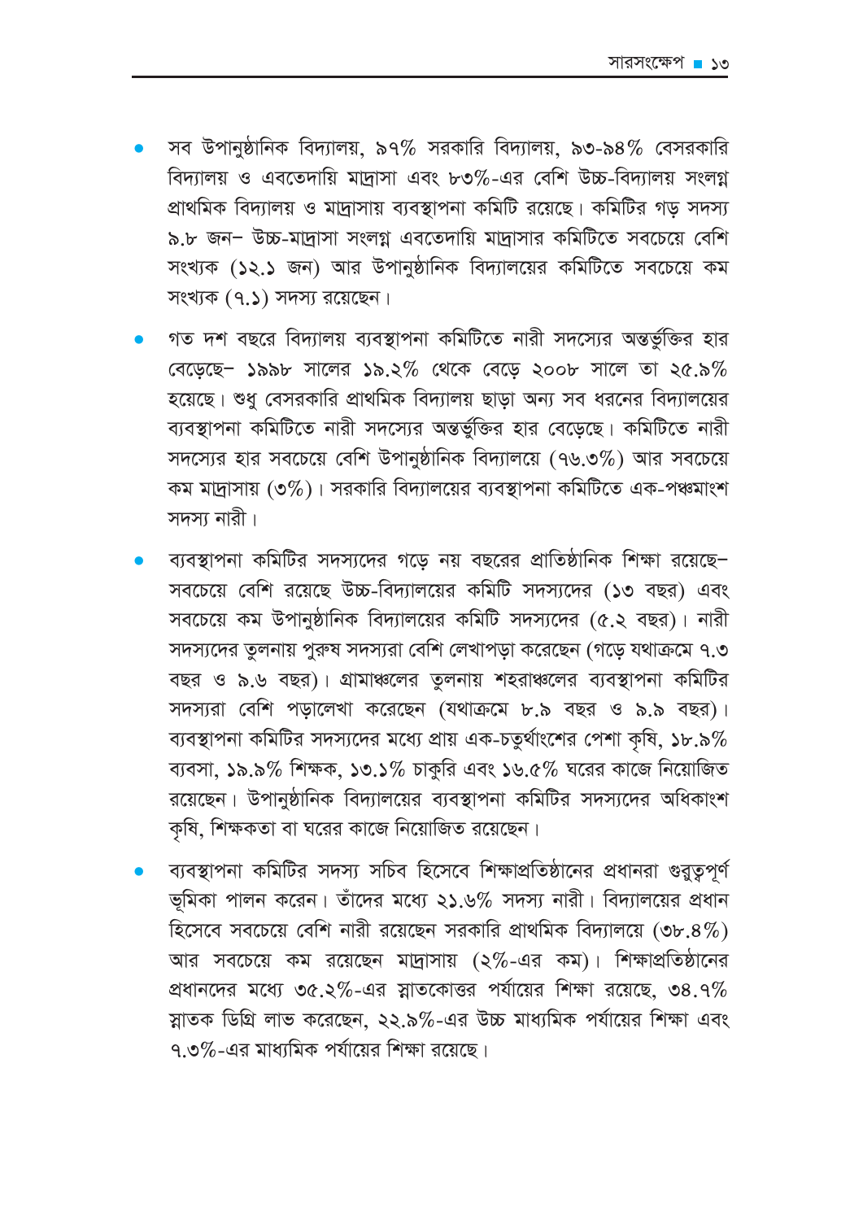- সব উপানুষ্ঠানিক বিদ্যালয়, ৯৭% সরকারি বিদ্যালয়, ৯৩-৯৪% বেসরকারি বিদ্যালয় ও এবতেদায়ি মাদ্রাসা এবং ৮৩%-এর বেশি উচ্চ-বিদ্যালয় সংলগ্ন প্রাথমিক বিদ্যালয় ও মাদ্রাসায় ব্যবস্থাপনা কমিটি রয়েছে। কমিটির গড় সদস্য ৯.৮ জন– উচ্চ-মাদ্রাসা সংলগ্ন এবতেদায়ি মাদ্রাসার কমিটিতে সবচেয়ে বেশি সংখ্যক (১২.১ জন) আর উপানুষ্ঠানিক বিদ্যালয়ের কমিটিতে সবচেয়ে কম সংখ্যক (৭.১) সদস্য রয়েছেন।

- গত দশ বছরে বিদ্যালয় ব্যবস্থাপনা কমিটিতে নারী সদস্যের অন্তর্ভুক্তির হার বেড়েছে– ১৯৯৮ সালের ১৯.২% থেকে বেড়ে ২০০৮ সালে তা ২৫.৯% হয়েছে। শুধু বেসরকারি প্রাথমিক বিদ্যালয় ছাড়া অন্য সব ধরনের বিদ্যালয়ের ব্যবস্থাপনা কমিটিতে নারী সদস্যের অন্তর্ভুক্তির হার বেড়েছে। কমিটিতে নারী সদস্যের হার সবচেয়ে বেশি উপানুষ্ঠানিক বিদ্যালয়ে (৭৬.৩%) আর সবচেয়ে কম মাদ্রাসায় (৩%)। সরকারি বিদ্যালয়ের ব্যবস্থাপনা কমিটিতে এক-পঞ্চমাংশ সদস্য নারী।

- ব্যবস্থাপনা কমিটির সদস্যদের গড়ে নয় বছরের প্রাতিষ্ঠানিক শিক্ষা রয়েছে– সবচেয়ে বেশি রয়েছে উচ্চ-বিদ্যালয়ের কমিটি সদস্যদের (১৩ বছর) এবং সবচেয়ে কম উপানুষ্ঠানিক বিদ্যালয়ের কমিটি সদস্যদের (৫.২ বছর)। নারী সদস্যদের তুলনায় পুরুষ সদস্যরা বেশি লেখাপড়া করেছেন (গড়ে যথাক্রমে ৭.৩ বছর ও ৯.৬ বছর)। গ্রামাঞ্চলের তুলনায় শহরাঞ্চলের ব্যবস্থাপনা কমিটির সদস্যরা বেশি পড়ালেখা করেছেন (যথাক্রমে ৮.৯ বছর ও ৯.৯ বছর)। ব্যবস্থাপনা কমিটির সদস্যদের মধ্যে প্রায় এক-চতুর্থাংশের পেশা কৃষি, ১৮.৯% ব্যবসা, ১৯.৯% শিক্ষক, ১৩.১% চাকুরি এবং ১৬.৫% ঘরের কাজে নিয়োজিত রয়েছেন। উপানুষ্ঠানিক বিদ্যালয়ের ব্যবস্থাপনা কমিটির সদস্যদের অধিকাংশ কৃষি, শিক্ষকতা বা ঘরের কাজে নিয়োজিত রয়েছেন।

- ব্যবস্থাপনা কমিটির সদস্য সচিব হিসেবে শিক্ষাপ্রতিষ্ঠানের প্রধানরা গুরুত্বপূর্ণ ভূমিকা পালন করেন। তাঁদের মধ্যে ২১.৬% সদস্য নারী। বিদ্যালয়ের প্রধান হিসেবে সবচেয়ে বেশি নারী রয়েছেন সরকারি প্রাথমিক বিদ্যালয়ে (৩৮.৪%) আর সবচেয়ে কম রয়েছেন মাদ্রাসায় (২%-এর কম)। শিক্ষাপ্রতিষ্ঠানের প্রধানদের মধ্যে ৩৫.২%-এর স্নাতকোত্তর পর্যায়ের শিক্ষা রয়েছে, ৩৪.৭% স্নাতক ডিগ্রি লাভ করেছেন, ২২.৯%-এর উচ্চ মাধ্যমিক পর্যায়ের শিক্ষা এবং ৭.৩%-এর মাধ্যমিক পর্যায়ের শিক্ষা রয়েছে।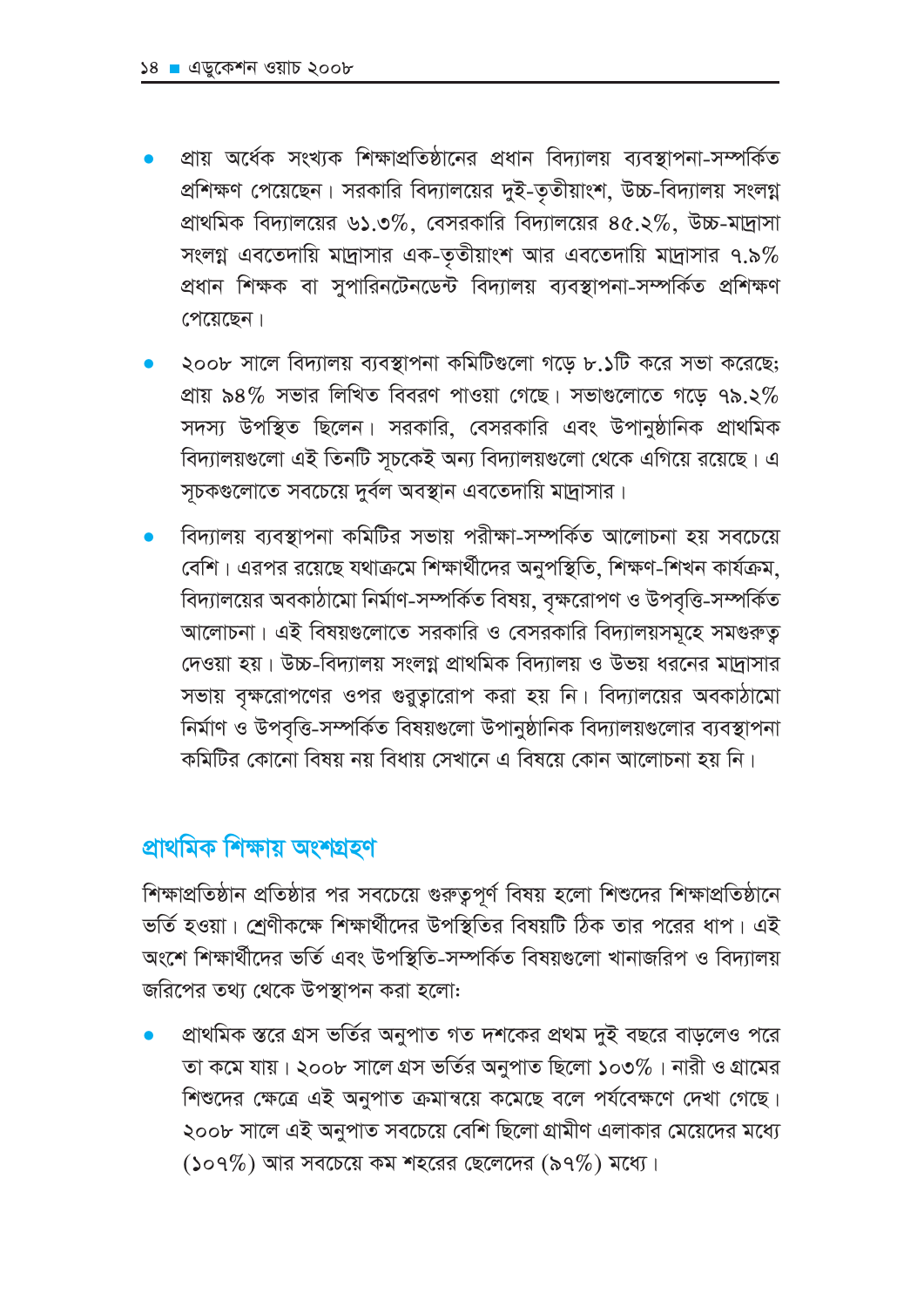- প্রায় অর্ধেক সংখ্যক শিক্ষাপ্রতিষ্ঠানের প্রধান বিদ্যালয় ব্যবস্থাপনা-সম্পর্কিত প্রশিক্ষণ পেয়েছেন। সরকারি বিদ্যালয়ের দুই-তৃতীয়াংশ, উচ্চ-বিদ্যালয় সংলগ্ন প্রাথমিক বিদ্যালয়ের ৬১.৩%, বেসরকারি বিদ্যালয়ের ৪৫.২%, উচ্চ-মাদ্রাসা সংলগ্ন এবতেদায়ি মাদ্রাসার এক-তৃতীয়াংশ আর এবতেদায়ি মাদ্রাসার ৭.৯% প্রধান শিক্ষক বা সুপারিনটেনডেন্ট বিদ্যালয় ব্যবস্থাপনা-সম্পর্কিত প্রশিক্ষণ পেয়েছেন।
- ২০০৮ সালে বিদ্যালয় ব্যবস্থাপনা কমিটিগুলো গড়ে ৮.১টি করে সভা করেছে; প্রায় ৯৪% সভার লিখিত বিবরণ পাওয়া গেছে। সভাগুলোতে গড়ে ৭৯.২% সদস্য উপস্থিত ছিলেন। সরকারি, বেসরকারি এবং উপানুষ্ঠানিক প্রাথমিক বিদ্যালয়গুলো এই তিনটি সূচকেই অন্য বিদ্যালয়গুলো থেকে এগিয়ে রয়েছে। এ সূচকগুলোতে সবচেয়ে দুর্বল অবস্থান এবতেদায়ি মাদ্রাসার।
- বিদ্যালয় ব্যবস্থাপনা কমিটির সভায় পরীক্ষা-সম্পর্কিত আলোচনা হয় সবচেয়ে বেশি। এরপর রয়েছে যথাক্রমে শিক্ষার্থীদের অনুপস্থিতি, শিক্ষণ-শিখন কার্যক্রম, বিদ্যালয়ের অবকাঠামো নির্মাণ-সম্পর্কিত বিষয়, বৃক্ষরোপণ ও উপবৃত্তি-সম্পর্কিত আলোচনা। এই বিষয়গুলোতে সরকারি ও বেসরকারি বিদ্যালয়সমূহে সমগুরুত্ব দেওয়া হয়। উচ্চ-বিদ্যালয় সংলগ্ন প্রাথমিক বিদ্যালয় ও উভয় ধরনের মাদ্রাসার সভায় বৃক্ষরোপণের ওপর গুরুত্বারোপ করা হয় নি। বিদ্যালয়ের অবকাঠামো নির্মাণ ও উপবৃত্তি-সম্পর্কিত বিষয়গুলো উপানুষ্ঠানিক বিদ্যালয়গুলোর ব্যবস্থাপনা কমিটির কোনো বিষয় নয় বিধায় সেখানে এ বিষয়ে কোন আলোচনা হয় নি।

## প্রাথমিক শিক্ষায় অংশগ্রহণ

শিক্ষাপ্রতিষ্ঠান প্রতিষ্ঠার পর সবচেয়ে গুরুত্বপূর্ণ বিষয় হলো শিশুদের শিক্ষাপ্রতিষ্ঠানে ভর্তি হওয়া। শ্রেণীকক্ষে শিক্ষার্থীদের উপস্থিতির বিষয়টি ঠিক তার পরের ধাপ। এই অংশে শিক্ষার্থীদের ভর্তি এবং উপস্থিতি-সম্পর্কিত বিষয়গুলো খানাজরিপ ও বিদ্যালয় জরিপের তথ্য থেকে উপস্থাপন করা হলো:

- প্রাথমিক স্তরে গ্রস ভর্তির অনুপাত গত দশকের প্রথম দুই বছরে বাড়লেও পরে তা কমে যায়। ২০০৮ সালে গ্রস ভর্তির অনুপাত ছিলো ১০৩%। নারী ও গ্রামের শিশুদের ক্ষেত্রে এই অনুপাত ক্রমান্বয়ে কমেছে বলে পর্যবেক্ষণে দেখা গেছে। ২০০৮ সালে এই অনুপাত সবচেয়ে বেশি ছিলো গ্রামীণ এলাকার মেয়েদের মধ্যে (১০৭%) আর সবচেয়ে কম শহরের ছেলেদের (৯৭%) মধ্যে।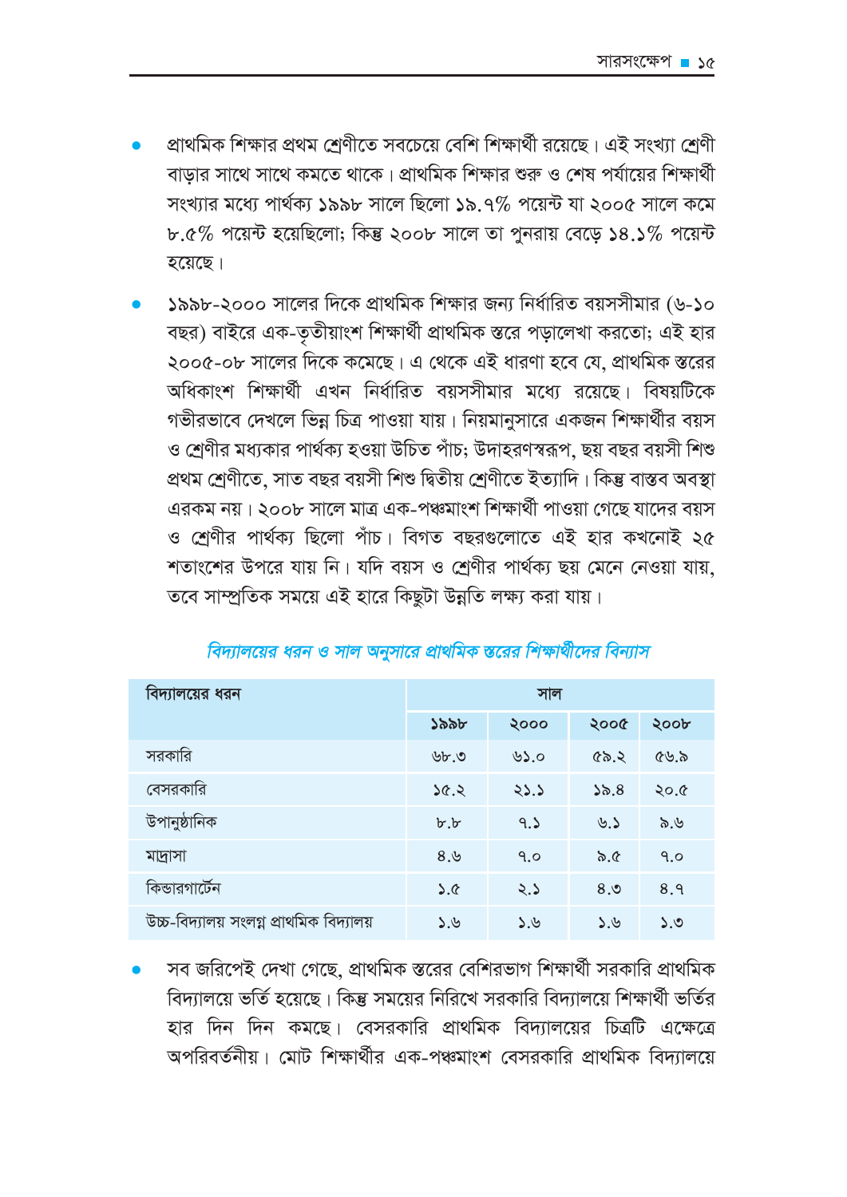- প্রাথমিক শিক্ষার প্রথম শ্রেণীতে সবচেয়ে বেশি শিক্ষার্থী রয়েছে। এই সংখ্যা শ্রেণী বাড়ার সাথে সাথে কমতে থাকে। প্রাথমিক শিক্ষার শুরু ও শেষ পর্যায়ের শিক্ষার্থী সংখ্যার মধ্যে পার্থক্য ১৯৯৮ সালে ছিলো ১৯.৭% পয়েন্ট যা ২০০৫ সালে কমে ৮.৫% পয়েন্ট হয়েছিলো; কিন্তু ২০০৮ সালে তা পুনরায় বেড়ে ১৪.১% পয়েন্ট হয়েছে।

- ১৯৯৮-২০০০ সালের দিকে প্রাথমিক শিক্ষার জন্য নির্ধারিত বয়সসীমার (৬-১০ বছর) বাইরে এক-তৃতীয়াংশ শিক্ষার্থী প্রাথমিক স্তরে পড়ালেখা করতো; এই হার ২০০৫-০৮ সালের দিকে কমেছে। এ থেকে এই ধারণা হবে যে, প্রাথমিক স্তরের অধিকাংশ শিক্ষার্থী এখন নির্ধারিত বয়সসীমার মধ্যে রয়েছে। বিষয়টিকে গভীরভাবে দেখলে ভিন্ন চিত্র পাওয়া যায়। নিয়মানুসারে একজন শিক্ষার্থীর বয়স ও শ্রেণীর মধ্যকার পার্থক্য হওয়া উচিত পাঁচ; উদাহরণস্বরূপ, ছয় বছর বয়সী শিশু প্রথম শ্রেণীতে, সাত বছর বয়সী শিশু দ্বিতীয় শ্রেণীতে ইত্যাদি। কিন্তু বাস্তব অবস্থা এরকম নয়। ২০০৮ সালে মাত্র এক-পঞ্চমাংশ শিক্ষার্থী পাওয়া গেছে যাদের বয়স ও শ্রেণীর পার্থক্য ছিলো পাঁচ। বিগত বছরগুলোতে এই হার কখনোই ২৫ শতাংশের উপরে যায় নি। যদি বয়স ও শ্রেণীর পার্থক্য ছয় মেনে নেওয়া যায়, তবে সাম্প্রতিক সময়ে এই হারে কিছুটা উন্নতি লক্ষ্য করা যায়।

*বিদ্যালয়ের ধরন ও সাল অনুসারে প্রাথমিক স্তরের শিক্ষার্থীদের বিন্যাস*

| বিদ্যালয়ের ধরন | সাল | | | |
|---|---|---|---|---|
| | ১৯৯৮ | ২০০০ | ২০০৫ | ২০০৮ |
| সরকারি | ৬৮.৩ | ৬১.০ | ৫৯.২ | ৫৬.৯ |
| বেসরকারি | ১৫.২ | ২১.১ | ১৯.৪ | ২০.৫ |
| উপানুষ্ঠানিক | ৮.৮ | ৭.১ | ৬.১ | ৯.৬ |
| মাদ্রাসা | ৪.৬ | ৭.০ | ৯.৫ | ৭.০ |
| কিন্ডারগার্টেন | ১.৫ | ২.১ | ৪.৩ | ৪.৭ |
| উচ্চ-বিদ্যালয় সংলগ্ন প্রাথমিক বিদ্যালয় | ১.৬ | ১.৬ | ১.৬ | ১.৩ |

- সব জরিপেই দেখা গেছে, প্রাথমিক স্তরের বেশিরভাগ শিক্ষার্থী সরকারি প্রাথমিক বিদ্যালয়ে ভর্তি হয়েছে। কিন্তু সময়ের নিরিখে সরকারি বিদ্যালয়ে শিক্ষার্থী ভর্তির হার দিন দিন কমছে। বেসরকারি প্রাথমিক বিদ্যালয়ের চিত্রটি এক্ষেত্রে অপরিবর্তনীয়। মোট শিক্ষার্থীর এক-পঞ্চমাংশ বেসরকারি প্রাথমিক বিদ্যালয়ে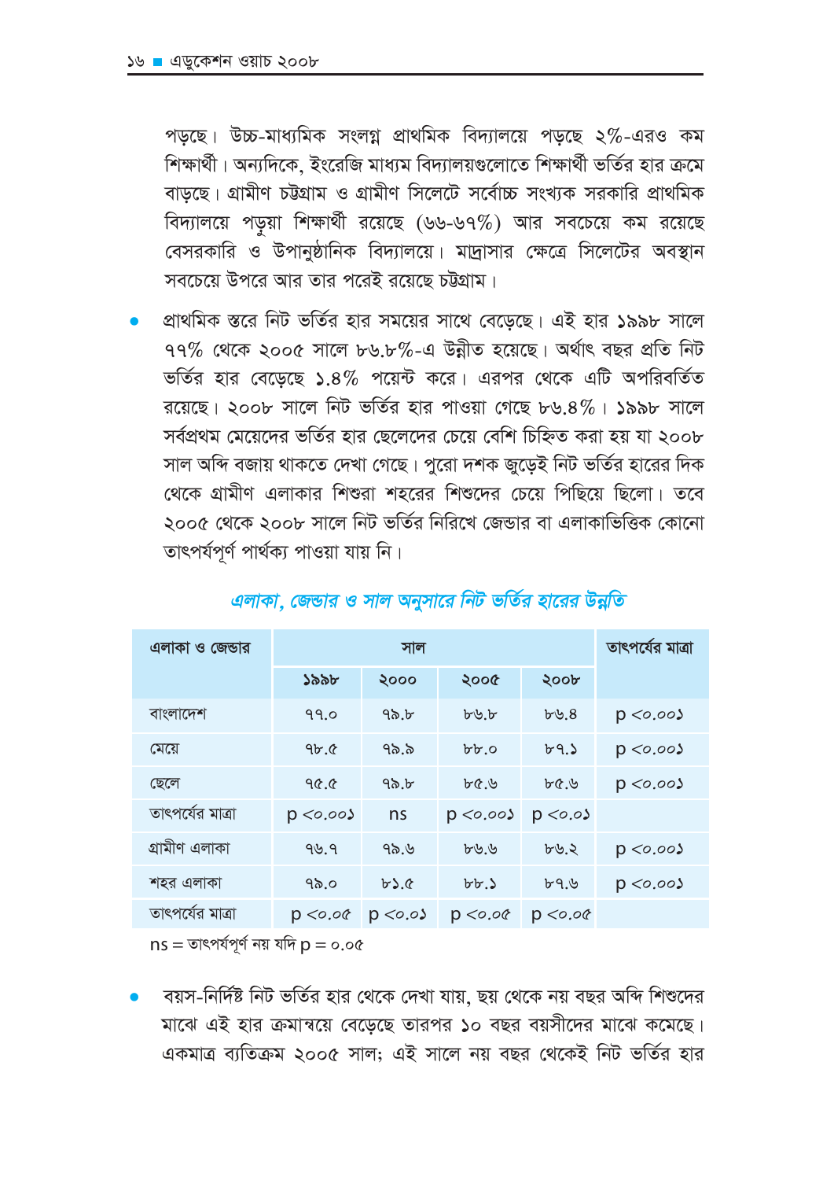পড়ছে। উচ্চ-মাধ্যমিক সংলগ্ন প্রাথমিক বিদ্যালয়ে পড়ছে ২%-এরও কম শিক্ষার্থী। অন্যদিকে, ইংরেজি মাধ্যম বিদ্যালয়গুলোতে শিক্ষার্থী ভর্তির হার ক্রমে বাড়ছে। গ্রামীণ চট্টগ্রাম ও গ্রামীণ সিলেটে সর্বোচ্চ সংখ্যক সরকারি প্রাথমিক বিদ্যালয়ে পড়ুয়া শিক্ষার্থী রয়েছে (৬৬-৬৭%) আর সবচেয়ে কম রয়েছে বেসরকারি ও উপানুষ্ঠানিক বিদ্যালয়ে। মাদ্রাসার ক্ষেত্রে সিলেটের অবস্থান সবচেয়ে উপরে আর তার পরেই রয়েছে চট্টগ্রাম।

- প্রাথমিক স্তরে নিট ভর্তির হার সময়ের সাথে বেড়েছে। এই হার ১৯৯৮ সালে ৭৭% থেকে ২০০৫ সালে ৮৬.৮%-এ উন্নীত হয়েছে। অর্থাৎ বছর প্রতি নিট ভর্তির হার বেড়েছে ১.৪% পয়েন্ট করে। এরপর থেকে এটি অপরিবর্তিত রয়েছে। ২০০৮ সালে নিট ভর্তির হার পাওয়া গেছে ৮৬.৪%। ১৯৯৮ সালে সর্বপ্রথম মেয়েদের ভর্তির হার ছেলেদের চেয়ে বেশি চিহ্নিত করা হয় যা ২০০৮ সাল অব্দি বজায় থাকতে দেখা গেছে। পুরো দশক জুড়েই নিট ভর্তির হারের দিক থেকে গ্রামীণ এলাকার শিশুরা শহরের শিশুদের চেয়ে পিছিয়ে ছিলো। তবে ২০০৫ থেকে ২০০৮ সালে নিট ভর্তির নিরিখে জেন্ডার বা এলাকাভিত্তিক কোনো তাৎপর্যপূর্ণ পার্থক্য পাওয়া যায় নি।

*এলাকা, জেন্ডার ও সাল অনুসারে নিট ভর্তির হারের উন্নতি*

| এলাকা ও জেন্ডার | সাল | | | | তাৎপর্যের মাত্রা |
|---|---|---|---|---|---|
| | ১৯৯৮ | ২০০০ | ২০০৫ | ২০০৮ | |
| বাংলাদেশ | ৭৭.০ | ৭৯.৮ | ৮৬.৮ | ৮৬.৪ | p <০.০০১ |
| মেয়ে | ৭৮.৫ | ৭৯.৯ | ৮৮.০ | ৮৭.১ | p <০.০০১ |
| ছেলে | ৭৫.৫ | ৭৯.৮ | ৮৫.৬ | ৮৫.৬ | p <০.০০১ |
| তাৎপর্যের মাত্রা | p <০.০০১ | ns | p <০.০০১ | p <০.০১ | |
| গ্রামীণ এলাকা | ৭৬.৭ | ৭৯.৬ | ৮৬.৬ | ৮৬.২ | p <০.০০১ |
| শহর এলাকা | ৭৯.০ | ৮১.৫ | ৮৮.১ | ৮৭.৬ | p <০.০০১ |
| তাৎপর্যের মাত্রা | p <০.০৫ | p <০.০১ | p <০.০৫ | p <০.০৫ | |

ns = তাৎপর্যপূর্ণ নয় যদি p = ০.০৫

- বয়স-নির্দিষ্ট নিট ভর্তির হার থেকে দেখা যায়, ছয় থেকে নয় বছর অব্দি শিশুদের মাঝে এই হার ক্রমান্বয়ে বেড়েছে তারপর ১০ বছর বয়সীদের মাঝে কমেছে। একমাত্র ব্যতিক্রম ২০০৫ সাল; এই সালে নয় বছর থেকেই নিট ভর্তির হার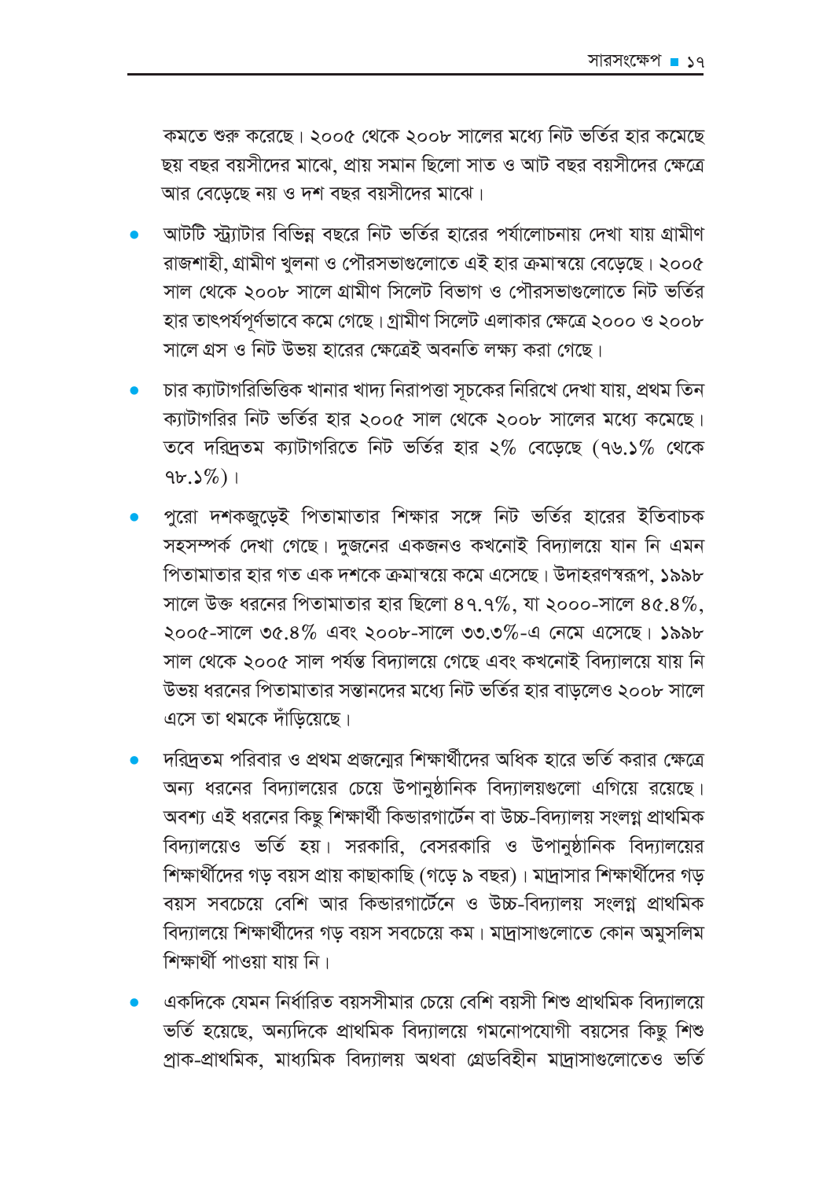কমতে শুরু করেছে। ২০০৫ থেকে ২০০৮ সালের মধ্যে নিট ভর্তির হার কমেছে ছয় বছর বয়সীদের মাঝে, প্রায় সমান ছিলো সাত ও আট বছর বয়সীদের ক্ষেত্রে আর বেড়েছে নয় ও দশ বছর বয়সীদের মাঝে।

- আটটি স্ট্র্যাটার বিভিন্ন বছরে নিট ভর্তির হারের পর্যালোচনায় দেখা যায় গ্রামীণ রাজশাহী, গ্রামীণ খুলনা ও পৌরসভাগুলোতে এই হার ক্রমান্বয়ে বেড়েছে। ২০০৫ সাল থেকে ২০০৮ সালে গ্রামীণ সিলেট বিভাগ ও পৌরসভাগুলোতে নিট ভর্তির হার তাৎপর্যপূর্ণভাবে কমে গেছে। গ্রামীণ সিলেট এলাকার ক্ষেত্রে ২০০০ ও ২০০৮ সালে গ্রস ও নিট উভয় হারের ক্ষেত্রেই অবনতি লক্ষ্য করা গেছে।

- চার ক্যাটাগরিভিত্তিক খানার খাদ্য নিরাপত্তা সূচকের নিরিখে দেখা যায়, প্রথম তিন ক্যাটাগরির নিট ভর্তির হার ২০০৫ সাল থেকে ২০০৮ সালের মধ্যে কমেছে। তবে দরিদ্রতম ক্যাটাগরিতে নিট ভর্তির হার ২% বেড়েছে (৭৬.১% থেকে ৭৮.১%)।

- পুরো দশকজুড়েই পিতামাতার শিক্ষার সঙ্গে নিট ভর্তির হারের ইতিবাচক সহসম্পর্ক দেখা গেছে। দুজনের একজনও কখনোই বিদ্যালয়ে যান নি এমন পিতামাতার হার গত এক দশকে ক্রমান্বয়ে কমে এসেছে। উদাহরণস্বরূপ, ১৯৯৮ সালে উক্ত ধরনের পিতামাতার হার ছিলো ৪৭.৭%, যা ২০০০-সালে ৪৫.৪%, ২০০৫-সালে ৩৫.৪% এবং ২০০৮-সালে ৩৩.৩%-এ নেমে এসেছে। ১৯৯৮ সাল থেকে ২০০৫ সাল পর্যন্ত বিদ্যালয়ে গেছে এবং কখনোই বিদ্যালয়ে যায় নি উভয় ধরনের পিতামাতার সন্তানদের মধ্যে নিট ভর্তির হার বাড়লেও ২০০৮ সালে এসে তা থমকে দাঁড়িয়েছে।

- দরিদ্রতম পরিবার ও প্রথম প্রজন্মের শিক্ষার্থীদের অধিক হারে ভর্তি করার ক্ষেত্রে অন্য ধরনের বিদ্যালয়ের চেয়ে উপানুষ্ঠানিক বিদ্যালয়গুলো এগিয়ে রয়েছে। অবশ্য এই ধরনের কিছু শিক্ষার্থী কিন্ডারগার্টেন বা উচ্চ-বিদ্যালয় সংলগ্ন প্রাথমিক বিদ্যালয়েও ভর্তি হয়। সরকারি, বেসরকারি ও উপানুষ্ঠানিক বিদ্যালয়ের শিক্ষার্থীদের গড় বয়স প্রায় কাছাকাছি (গড়ে ৯ বছর)। মাদ্রাসার শিক্ষার্থীদের গড় বয়স সবচেয়ে বেশি আর কিন্ডারগার্টেনে ও উচ্চ-বিদ্যালয় সংলগ্ন প্রাথমিক বিদ্যালয়ে শিক্ষার্থীদের গড় বয়স সবচেয়ে কম। মাদ্রাসাগুলোতে কোন অমুসলিম শিক্ষার্থী পাওয়া যায় নি।

- একদিকে যেমন নির্ধারিত বয়সসীমার চেয়ে বেশি বয়সী শিশু প্রাথমিক বিদ্যালয়ে ভর্তি হয়েছে, অন্যদিকে প্রাথমিক বিদ্যালয়ে গমনোপযোগী বয়সের কিছু শিশু প্রাক-প্রাথমিক, মাধ্যমিক বিদ্যালয় অথবা গ্রেডবিহীন মাদ্রাসাগুলোতেও ভর্তি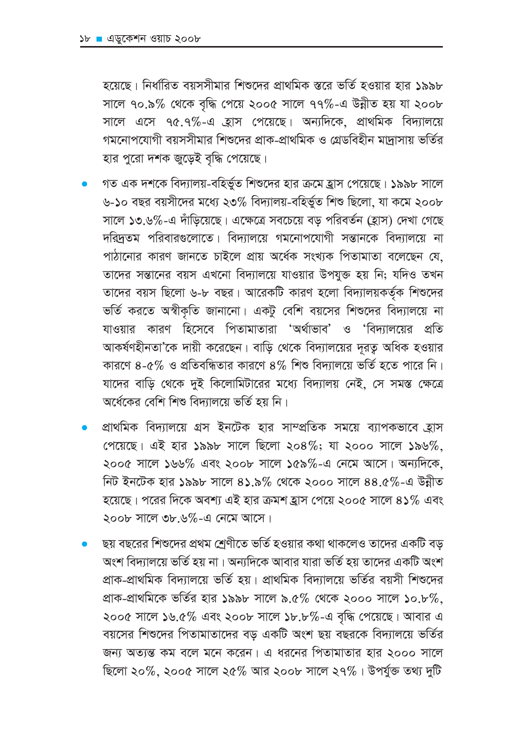হয়েছে। নির্ধারিত বয়সসীমার শিশুদের প্রাথমিক স্তরে ভর্তি হওয়ার হার ১৯৯৮ সালে ৭০.৯% থেকে বৃদ্ধি পেয়ে ২০০৫ সালে ৭৭%-এ উন্নীত হয় যা ২০০৮ সালে এসে ৭৫.৭%-এ হ্রাস পেয়েছে। অন্যদিকে, প্রাথমিক বিদ্যালয়ে গমনোপযোগী বয়সসীমার শিশুদের প্রাক-প্রাথমিক ও গ্রেডবিহীন মাদ্রাসায় ভর্তির হার পুরো দশক জুড়েই বৃদ্ধি পেয়েছে।

- গত এক দশকে বিদ্যালয়-বহির্ভুত শিশুদের হার ক্রমে হ্রাস পেয়েছে। ১৯৯৮ সালে ৬-১০ বছর বয়সীদের মধ্যে ২৩% বিদ্যালয়-বহির্ভুত শিশু ছিলো, যা কমে ২০০৮ সালে ১৩.৬%-এ দাঁড়িয়েছে। এক্ষেত্রে সবচেয়ে বড় পরিবর্তন (হ্রাস) দেখা গেছে দরিদ্রতম পরিবারগুলোতে। বিদ্যালয়ে গমনোপযোগী সন্তানকে বিদ্যালয়ে না পাঠানোর কারণ জানতে চাইলে প্রায় অর্ধেক সংখ্যক পিতামাতা বলেছেন যে, তাদের সন্তানের বয়স এখনো বিদ্যালয়ে যাওয়ার উপযুক্ত হয় নি; যদিও তখন তাদের বয়স ছিলো ৬-৮ বছর। আরেকটি কারণ হলো বিদ্যালয়কর্তৃক শিশুদের ভর্তি করতে অস্বীকৃতি জানানো। একটু বেশি বয়সের শিশুদের বিদ্যালয়ে না যাওয়ার কারণ হিসেবে পিতামাতারা 'অর্থাভাব' ও 'বিদ্যালয়ের প্রতি আকর্ষণহীনতা'কে দায়ী করেছেন। বাড়ি থেকে বিদ্যালয়ের দূরত্ব অধিক হওয়ার কারণে ৪-৫% ও প্রতিবন্ধিতার কারণে ৪% শিশু বিদ্যালয়ে ভর্তি হতে পারে নি। যাদের বাড়ি থেকে দুই কিলোমিটারের মধ্যে বিদ্যালয় নেই, সে সমস্ত ক্ষেত্রে অর্ধেকের বেশি শিশু বিদ্যালয়ে ভর্তি হয় নি।

- প্রাথমিক বিদ্যালয়ে গ্রস ইনটেক হার সাম্প্রতিক সময়ে ব্যাপকভাবে হ্রাস পেয়েছে। এই হার ১৯৯৮ সালে ছিলো ২০৪%; যা ২০০০ সালে ১৯৬%, ২০০৫ সালে ১৬৬% এবং ২০০৮ সালে ১৫৯%-এ নেমে আসে। অন্যদিকে, নিট ইনটেক হার ১৯৯৮ সালে ৪১.৯% থেকে ২০০০ সালে ৪৪.৫%-এ উন্নীত হয়েছে। পরের দিকে অবশ্য এই হার ক্রমশ হ্রাস পেয়ে ২০০৫ সালে ৪১% এবং ২০০৮ সালে ৩৮.৬%-এ নেমে আসে।

- ছয় বছরের শিশুদের প্রথম শ্রেণীতে ভর্তি হওয়ার কথা থাকলেও তাদের একটি বড় অংশ বিদ্যালয়ে ভর্তি হয় না। অন্যদিকে আবার যারা ভর্তি হয় তাদের একটি অংশ প্রাক-প্রাথমিক বিদ্যালয়ে ভর্তি হয়। প্রাথমিক বিদ্যালয়ে ভর্তির বয়সী শিশুদের প্রাক-প্রাথমিকে ভর্তির হার ১৯৯৮ সালে ৯.৫% থেকে ২০০০ সালে ১০.৮%, ২০০৫ সালে ১৬.৫% এবং ২০০৮ সালে ১৮.৮%-এ বৃদ্ধি পেয়েছে। আবার এ বয়সের শিশুদের পিতামাতাদের বড় একটি অংশ ছয় বছরকে বিদ্যালয়ে ভর্তির জন্য অত্যন্ত কম বলে মনে করেন। এ ধরনের পিতামাতার হার ২০০০ সালে ছিলো ২০%, ২০০৫ সালে ২৫% আর ২০০৮ সালে ২৭%। উপর্যুক্ত তথ্য দুটি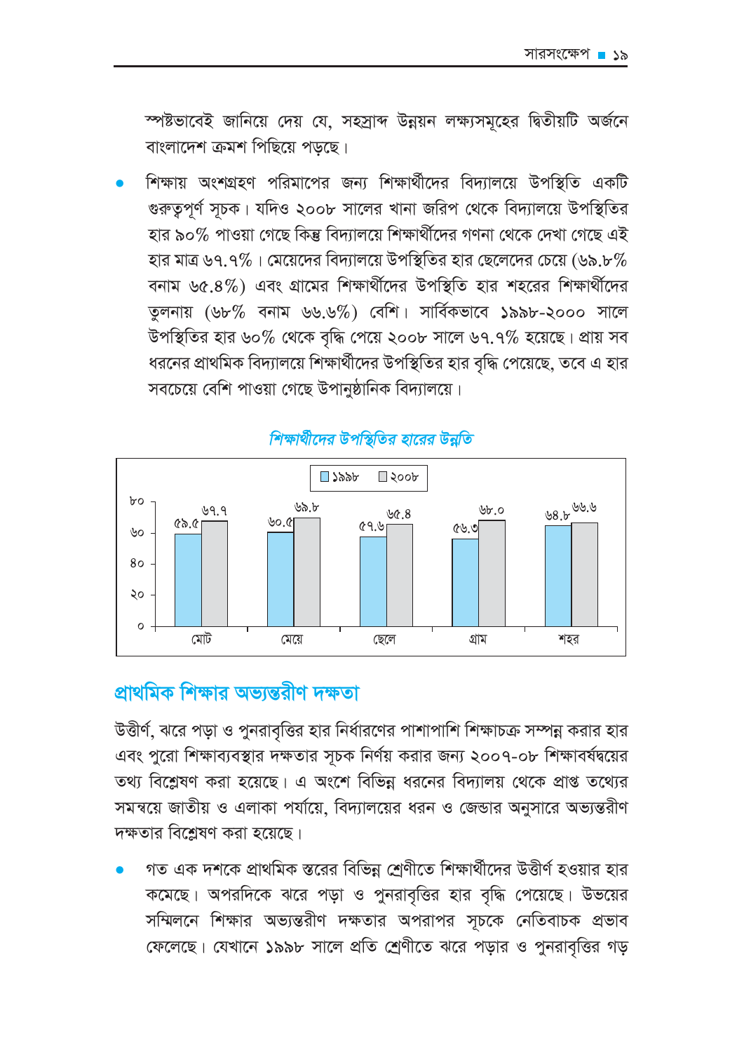স্পষ্টভাবেই জানিয়ে দেয় যে, সহস্রাব্দ উন্নয়ন লক্ষ্যসমূহের দ্বিতীয়টি অর্জনে বাংলাদেশ ক্রমশ পিছিয়ে পড়ছে।

- শিক্ষায় অংশগ্রহণ পরিমাপের জন্য শিক্ষার্থীদের বিদ্যালয়ে উপস্থিতি একটি গুরুত্বপূর্ণ সূচক। যদিও ২০০৮ সালের খানা জরিপ থেকে বিদ্যালয়ে উপস্থিতির হার ৯০% পাওয়া গেছে কিন্তু বিদ্যালয়ে শিক্ষার্থীদের গণনা থেকে দেখা গেছে এই হার মাত্র ৬৭.৭%। মেয়েদের বিদ্যালয়ে উপস্থিতির হার ছেলেদের চেয়ে (৬৯.৮% বনাম ৬৫.৪%) এবং গ্রামের শিক্ষার্থীদের উপস্থিতি হার শহরের শিক্ষার্থীদের তুলনায় (৬৮% বনাম ৬৬.৬%) বেশি। সার্বিকভাবে ১৯৯৮-২০০০ সালে উপস্থিতির হার ৬০% থেকে বৃদ্ধি পেয়ে ২০০৮ সালে ৬৭.৭% হয়েছে। প্রায় সব ধরনের প্রাথমিক বিদ্যালয়ে শিক্ষার্থীদের উপস্থিতির হার বৃদ্ধি পেয়েছে, তবে এ হার সবচেয়ে বেশি পাওয়া গেছে উপানুষ্ঠানিক বিদ্যালয়ে।

*শিক্ষার্থীদের উপস্থিতির হারের উন্নতি*

| | ১৯৯৮ | ২০০৮ |
|---|---|---|
| মোট | ৫৯.৫ | ৬৭.৭ |
| মেয়ে | ৬০.৫ | ৬৯.৮ |
| ছেলে | ৫৭.৬ | ৬৫.৪ |
| গ্রাম | ৫৬.৩ | ৬৮.০ |
| শহর | ৬৪.৮ | ৬৬.৬ |

## প্রাথমিক শিক্ষার অভ্যন্তরীণ দক্ষতা

উত্তীর্ণ, ঝরে পড়া ও পুনরাবৃত্তির হার নির্ধারণের পাশাপাশি শিক্ষাচক্র সম্পন্ন করার হার এবং পুরো শিক্ষাব্যবস্থার দক্ষতার সূচক নির্ণয় করার জন্য ২০০৭-০৮ শিক্ষাবর্ষদ্বয়ের তথ্য বিশ্লেষণ করা হয়েছে। এ অংশে বিভিন্ন ধরনের বিদ্যালয় থেকে প্রাপ্ত তথ্যের সমন্বয়ে জাতীয় ও এলাকা পর্যায়ে, বিদ্যালয়ের ধরন ও জেন্ডার অনুসারে অভ্যন্তরীণ দক্ষতার বিশ্লেষণ করা হয়েছে।

- গত এক দশকে প্রাথমিক স্তরের বিভিন্ন শ্রেণীতে শিক্ষার্থীদের উত্তীর্ণ হওয়ার হার কমেছে। অপরদিকে ঝরে পড়া ও পুনরাবৃত্তির হার বৃদ্ধি পেয়েছে। উভয়ের সম্মিলনে শিক্ষার অভ্যন্তরীণ দক্ষতার অপরাপর সূচকে নেতিবাচক প্রভাব ফেলেছে। যেখানে ১৯৯৮ সালে প্রতি শ্রেণীতে ঝরে পড়ার ও পুনরাবৃত্তির গড়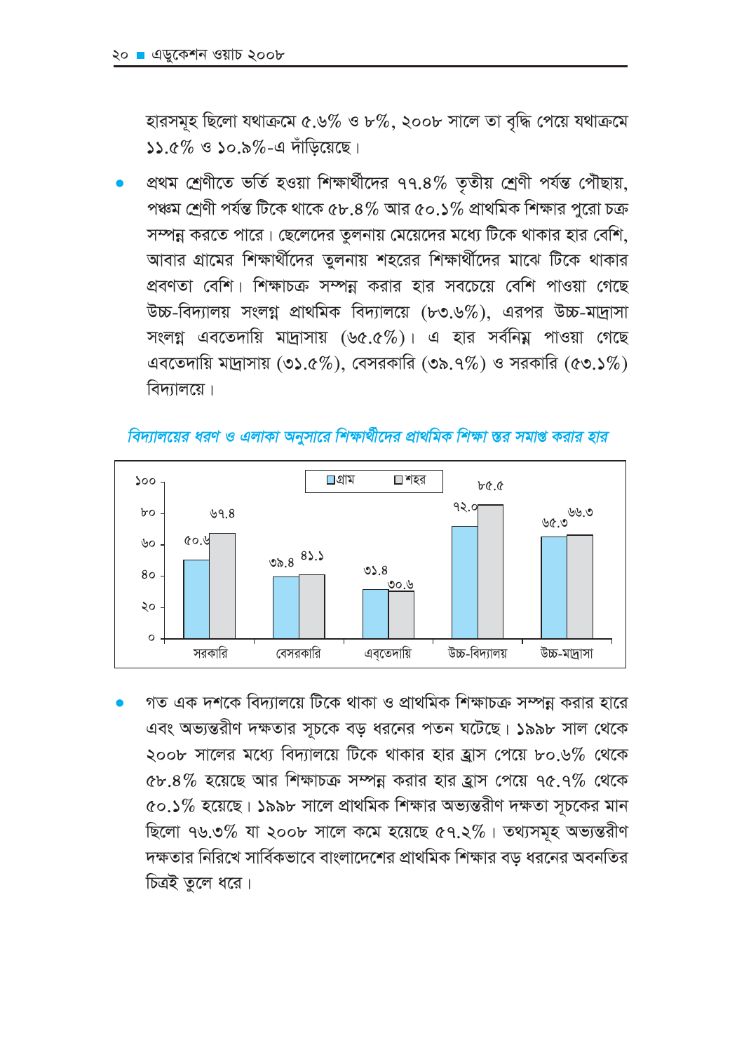হারসমূহ ছিলো যথাক্রমে ৫.৬% ও ৮%, ২০০৮ সালে তা বৃদ্ধি পেয়ে যথাক্রমে ১১.৫% ও ১০.৯%-এ দাঁড়িয়েছে।

- প্রথম শ্রেণীতে ভর্তি হওয়া শিক্ষার্থীদের ৭৭.৪% তৃতীয় শ্রেণী পর্যন্ত পৌছায়, পঞ্চম শ্রেণী পর্যন্ত টিকে থাকে ৫৮.৪% আর ৫০.১% প্রাথমিক শিক্ষার পুরো চক্র সম্পন্ন করতে পারে। ছেলেদের তুলনায় মেয়েদের মধ্যে টিকে থাকার হার বেশি, আবার গ্রামের শিক্ষার্থীদের তুলনায় শহরের শিক্ষার্থীদের মাঝে টিকে থাকার প্রবণতা বেশি। শিক্ষাচক্র সম্পন্ন করার হার সবচেয়ে বেশি পাওয়া গেছে উচ্চ-বিদ্যালয় সংলগ্ন প্রাথমিক বিদ্যালয়ে (৮৩.৬%), এরপর উচ্চ-মাদ্রাসা সংলগ্ন এবতেদায়ি মাদ্রাসায় (৬৫.৫%)। এ হার সর্বনিম্ন পাওয়া গেছে এবতেদায়ি মাদ্রাসায় (৩১.৫%), বেসরকারি (৩৯.৭%) ও সরকারি (৫৩.১%) বিদ্যালয়ে।

*বিদ্যালয়ের ধরণ ও এলাকা অনুসারে শিক্ষার্থীদের প্রাথমিক শিক্ষা স্তর সমাপ্ত করার হার*

| | গ্রাম | শহর |
|---|---|---|
| সরকারি | ৫০.৬ | ৬৭.৪ |
| বেসরকারি | ৩৯.৪ | ৪১.১ |
| এব্‌তেদায়ি | ৩১.৪ | ৩০.৬ |
| উচ্চ-বিদ্যালয় | ৭২.০ | ৮৫.৫ |
| উচ্চ-মাদ্রাসা | ৬৫.৩ | ৬৬.৩ |

- গত এক দশকে বিদ্যালয়ে টিকে থাকা ও প্রাথমিক শিক্ষাচক্র সম্পন্ন করার হারে এবং অভ্যন্তরীণ দক্ষতার সূচকে বড় ধরনের পতন ঘটেছে। ১৯৯৮ সাল থেকে ২০০৮ সালের মধ্যে বিদ্যালয়ে টিকে থাকার হার হ্রাস পেয়ে ৮০.৬% থেকে ৫৮.৪% হয়েছে আর শিক্ষাচক্র সম্পন্ন করার হার হ্রাস পেয়ে ৭৫.৭% থেকে ৫০.১% হয়েছে। ১৯৯৮ সালে প্রাথমিক শিক্ষার অভ্যন্তরীণ দক্ষতা সূচকের মান ছিলো ৭৬.৩% যা ২০০৮ সালে কমে হয়েছে ৫৭.২%। তথ্যসমূহ অভ্যন্তরীণ দক্ষতার নিরিখে সার্বিকভাবে বাংলাদেশের প্রাথমিক শিক্ষার বড় ধরনের অবনতির চিত্রই তুলে ধরে।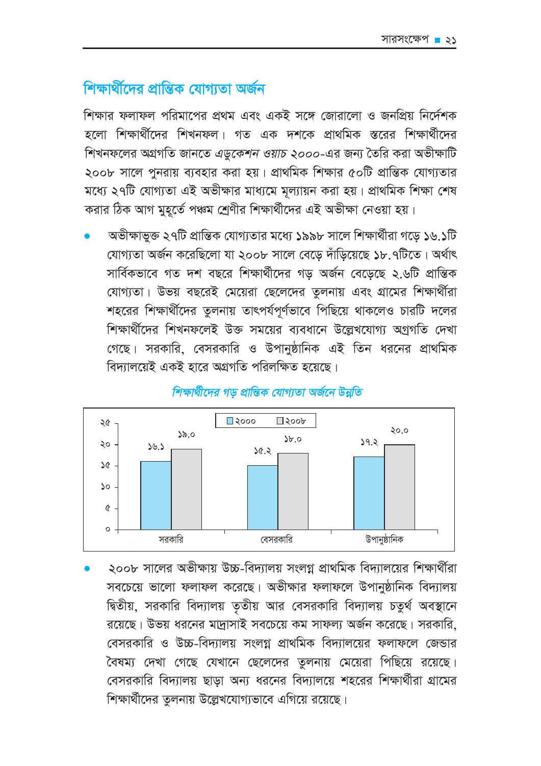## শিক্ষার্থীদের প্রান্তিক যোগ্যতা অর্জন

শিক্ষার ফলাফল পরিমাপের প্রথম এবং একই সঙ্গে জোরালো ও জনপ্রিয় নির্দেশক হলো শিক্ষার্থীদের শিখনফল। গত এক দশকে প্রাথমিক স্তরের শিক্ষার্থীদের শিখনফলের অগ্রগতি জানতে *এডুকেশন ওয়াচ* ২০০০-এর জন্য তৈরি করা অভীক্ষাটি ২০০৮ সালে পুনরায় ব্যবহার করা হয়। প্রাথমিক শিক্ষার ৫০টি প্রান্তিক যোগ্যতার মধ্যে ২৭টি যোগ্যতা এই অভীক্ষার মাধ্যমে মূল্যায়ন করা হয়। প্রাথমিক শিক্ষা শেষ করার ঠিক আগ মুহূর্তে পঞ্চম শ্রেণীর শিক্ষার্থীদের এই অভীক্ষা নেওয়া হয়।

- অভীক্ষাভুক্ত ২৭টি প্রান্তিক যোগ্যতার মধ্যে ১৯৯৮ সালে শিক্ষার্থীরা গড়ে ১৬.১টি যোগ্যতা অর্জন করেছিলো যা ২০০৮ সালে বেড়ে দাঁড়িয়েছে ১৮.৭টিতে। অর্থাৎ সার্বিকভাবে গত দশ বছরে শিক্ষার্থীদের গড় অর্জন বেড়েছে ২.৬টি প্রান্তিক যোগ্যতা। উভয় বছরেই মেয়েরা ছেলেদের তুলনায় এবং গ্রামের শিক্ষার্থীরা শহরের শিক্ষার্থীদের তুলনায় তাৎপর্যপূর্ণভাবে পিছিয়ে থাকলেও চারটি দলের শিক্ষার্থীদের শিখনফলেই উক্ত সময়ের ব্যবধানে উল্লেখযোগ্য অগ্রগতি দেখা গেছে। সরকারি, বেসরকারি ও উপানুষ্ঠানিক এই তিন ধরনের প্রাথমিক বিদ্যালয়েই একই হারে অগ্রগতি পরিলক্ষিত হয়েছে।

*শিক্ষার্থীদের গড় প্রান্তিক যোগ্যতা অর্জনে উন্নতি*

| | ২০০০ | ২০০৮ |
|---|---|---|
| সরকারি | ১৬.১ | ১৯.০ |
| বেসরকারি | ১৫.২ | ১৮.০ |
| উপানুষ্ঠানিক | ১৭.২ | ২০.০ |

- ২০০৮ সালের অভীক্ষায় উচ্চ-বিদ্যালয় সংলগ্ন প্রাথমিক বিদ্যালয়ের শিক্ষার্থীরা সবচেয়ে ভালো ফলাফল করেছে। অভীক্ষার ফলাফলে উপানুষ্ঠানিক বিদ্যালয় দ্বিতীয়, সরকারি বিদ্যালয় তৃতীয় আর বেসরকারি বিদ্যালয় চতুর্থ অবস্থানে রয়েছে। উভয় ধরনের মাদ্রাসাই সবচেয়ে কম সাফল্য অর্জন করেছে। সরকারি, বেসরকারি ও উচ্চ-বিদ্যালয় সংলগ্ন প্রাথমিক বিদ্যালয়ের ফলাফলে জেন্ডার বৈষম্য দেখা গেছে যেখানে ছেলেদের তুলনায় মেয়েরা পিছিয়ে রয়েছে। বেসরকারি বিদ্যালয় ছাড়া অন্য ধরনের বিদ্যালয়ে শহরের শিক্ষার্থীরা গ্রামের শিক্ষার্থীদের তুলনায় উল্লেখযোগ্যভাবে এগিয়ে রয়েছে।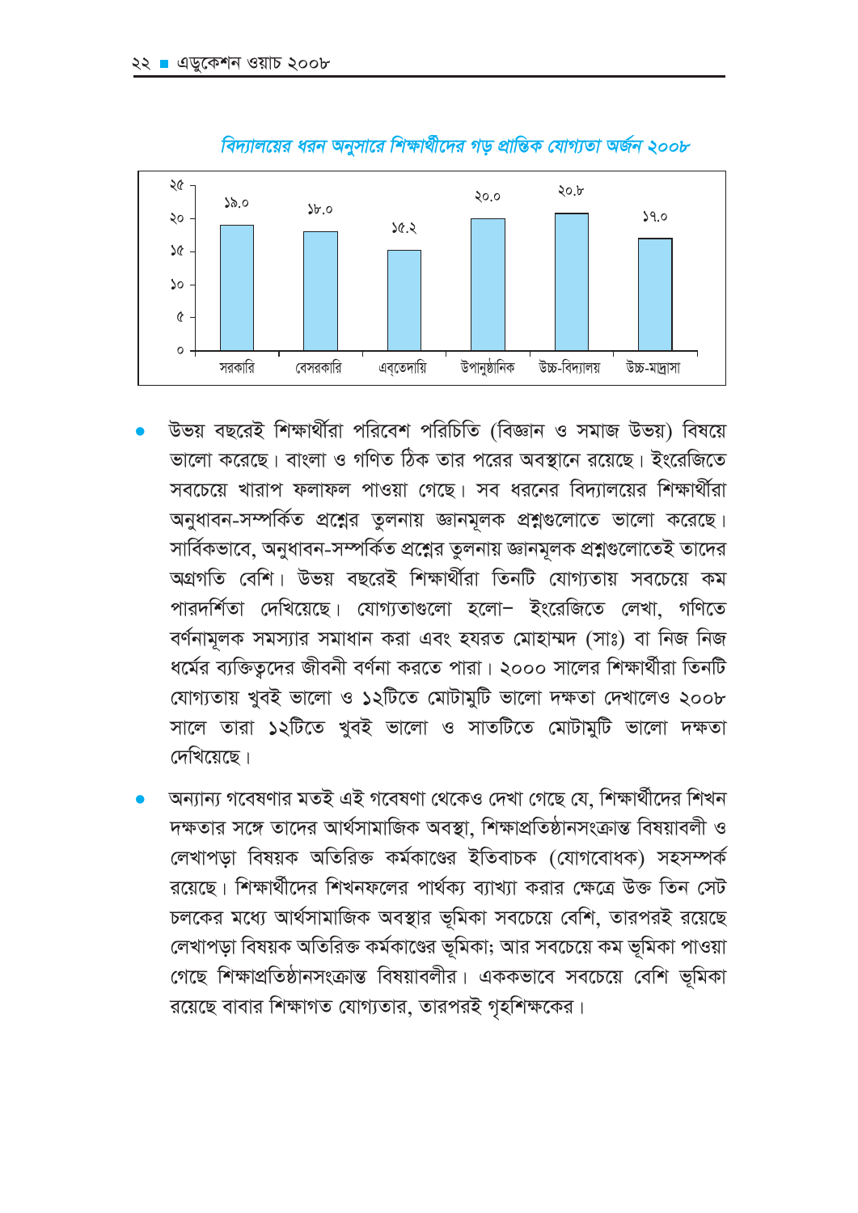*বিদ্যালয়ের ধরন অনুসারে শিক্ষার্থীদের গড় প্রান্তিক যোগ্যতা অর্জন ২০০৮*

| বিদ্যালয়ের ধরন | গড় প্রান্তিক যোগ্যতা অর্জন |
|---|---|
| সরকারি | ১৯.০ |
| বেসরকারি | ১৮.০ |
| এবতেদায়ি | ১৫.২ |
| উপানুষ্ঠানিক | ২০.০ |
| উচ্চ-বিদ্যালয় | ২০.৮ |
| উচ্চ-মাদ্রাসা | ১৭.০ |

- উভয় বছরেই শিক্ষার্থীরা পরিবেশ পরিচিতি (বিজ্ঞান ও সমাজ উভয়) বিষয়ে ভালো করেছে। বাংলা ও গণিত ঠিক তার পরের অবস্থানে রয়েছে। ইংরেজিতে সবচেয়ে খারাপ ফলাফল পাওয়া গেছে। সব ধরনের বিদ্যালয়ের শিক্ষার্থীরা অনুধাবন-সম্পর্কিত প্রশ্নের তুলনায় জ্ঞানমূলক প্রশ্নগুলোতে ভালো করেছে। সার্বিকভাবে, অনুধাবন-সম্পর্কিত প্রশ্নের তুলনায় জ্ঞানমূলক প্রশ্নগুলোতেই তাদের অগ্রগতি বেশি। উভয় বছরেই শিক্ষার্থীরা তিনটি যোগ্যতায় সবচেয়ে কম পারদর্শিতা দেখিয়েছে। যোগ্যতাগুলো হলো– ইংরেজিতে লেখা, গণিতে বর্ণনামূলক সমস্যার সমাধান করা এবং হযরত মোহাম্মদ (সাঃ) বা নিজ নিজ ধর্মের ব্যক্তিত্বদের জীবনী বর্ণনা করতে পারা। ২০০০ সালের শিক্ষার্থীরা তিনটি যোগ্যতায় খুবই ভালো ও ১২টিতে মোটামুটি ভালো দক্ষতা দেখালেও ২০০৮ সালে তারা ১২টিতে খুবই ভালো ও সাতটিতে মোটামুটি ভালো দক্ষতা দেখিয়েছে।
- অন্যান্য গবেষণার মতই এই গবেষণা থেকেও দেখা গেছে যে, শিক্ষার্থীদের শিখন দক্ষতার সঙ্গে তাদের আর্থসামাজিক অবস্থা, শিক্ষাপ্রতিষ্ঠানসংক্রান্ত বিষয়াবলী ও লেখাপড়া বিষয়ক অতিরিক্ত কর্মকাণ্ডের ইতিবাচক (যোগবোধক) সহসম্পর্ক রয়েছে। শিক্ষার্থীদের শিখনফলের পার্থক্য ব্যাখ্যা করার ক্ষেত্রে উক্ত তিন সেট চলকের মধ্যে আর্থসামাজিক অবস্থার ভূমিকা সবচেয়ে বেশি, তারপরই রয়েছে লেখাপড়া বিষয়ক অতিরিক্ত কর্মকাণ্ডের ভূমিকা; আর সবচেয়ে কম ভূমিকা পাওয়া গেছে শিক্ষাপ্রতিষ্ঠানসংক্রান্ত বিষয়াবলীর। এককভাবে সবচেয়ে বেশি ভূমিকা রয়েছে বাবার শিক্ষাগত যোগ্যতার, তারপরই গৃহশিক্ষকের।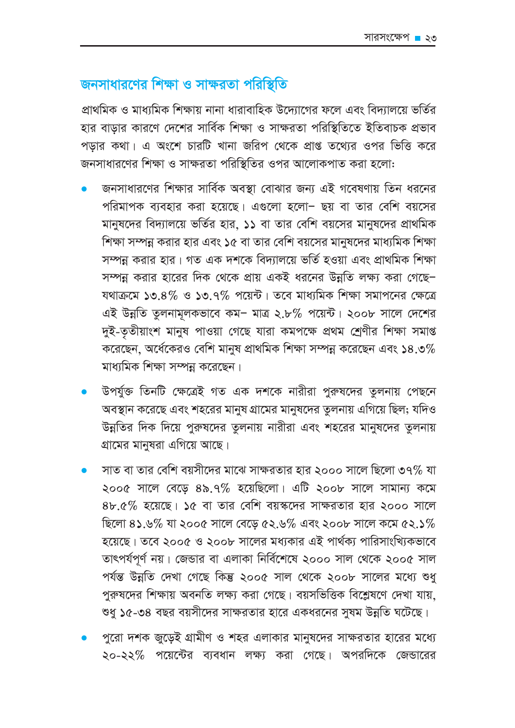## জনসাধারণের শিক্ষা ও সাক্ষরতা পরিস্থিতি

প্রাথমিক ও মাধ্যমিক শিক্ষায় নানা ধারাবাহিক উদ্যোগের ফলে এবং বিদ্যালয়ে ভর্তির হার বাড়ার কারণে দেশের সার্বিক শিক্ষা ও সাক্ষরতা পরিস্থিতিতে ইতিবাচক প্রভাব পড়ার কথা। এ অংশে চারটি খানা জরিপ থেকে প্রাপ্ত তথ্যের ওপর ভিত্তি করে জনসাধারণের শিক্ষা ও সাক্ষরতা পরিস্থিতির ওপর আলোকপাত করা হলো:

- জনসাধারণের শিক্ষার সার্বিক অবস্থা বোঝার জন্য এই গবেষণায় তিন ধরনের পরিমাপক ব্যবহার করা হয়েছে। এগুলো হলো– ছয় বা তার বেশি বয়সের মানুষদের বিদ্যালয়ে ভর্তির হার, ১১ বা তার বেশি বয়সের মানুষদের প্রাথমিক শিক্ষা সম্পন্ন করার হার এবং ১৫ বা তার বেশি বয়সের মানুষদের মাধ্যমিক শিক্ষা সম্পন্ন করার হার। গত এক দশকে বিদ্যালয়ে ভর্তি হওয়া এবং প্রাথমিক শিক্ষা সম্পন্ন করার হারের দিক থেকে প্রায় একই ধরনের উন্নতি লক্ষ্য করা গেছে– যথাক্রমে ১৩.৪% ও ১৩.৭% পয়েন্ট। তবে মাধ্যমিক শিক্ষা সমাপনের ক্ষেত্রে এই উন্নতি তুলনামূলকভাবে কম– মাত্র ২.৮% পয়েন্ট। ২০০৮ সালে দেশের দুই-তৃতীয়াংশ মানুষ পাওয়া গেছে যারা কমপক্ষে প্রথম শ্রেণীর শিক্ষা সমাপ্ত করেছেন, অর্ধেকেরও বেশি মানুষ প্রাথমিক শিক্ষা সম্পন্ন করেছেন এবং ১৪.৩% মাধ্যমিক শিক্ষা সম্পন্ন করেছেন।

- উপর্যুক্ত তিনটি ক্ষেত্রেই গত এক দশকে নারীরা পুরুষদের তুলনায় পেছনে অবস্থান করেছে এবং শহরের মানুষ গ্রামের মানুষদের তুলনায় এগিয়ে ছিল; যদিও উন্নতির দিক দিয়ে পুরুষদের তুলনায় নারীরা এবং শহরের মানুষদের তুলনায় গ্রামের মানুষরা এগিয়ে আছে।

- সাত বা তার বেশি বয়সীদের মাঝে সাক্ষরতার হার ২০০০ সালে ছিলো ৩৭% যা ২০০৫ সালে বেড়ে ৪৯.৭% হয়েছিলো। এটি ২০০৮ সালে সামান্য কমে ৪৮.৫% হয়েছে। ১৫ বা তার বেশি বয়স্কদের সাক্ষরতার হার ২০০০ সালে ছিলো ৪১.৬% যা ২০০৫ সালে বেড়ে ৫২.৬% এবং ২০০৮ সালে কমে ৫২.১% হয়েছে। তবে ২০০৫ ও ২০০৮ সালের মধ্যকার এই পার্থক্য পারিসাংখ্যিকভাবে তাৎপর্যপূর্ণ নয়। জেন্ডার বা এলাকা নির্বিশেষে ২০০০ সাল থেকে ২০০৫ সাল পর্যন্ত উন্নতি দেখা গেছে কিন্তু ২০০৫ সাল থেকে ২০০৮ সালের মধ্যে শুধু পুরুষদের শিক্ষায় অবনতি লক্ষ্য করা গেছে। বয়সভিত্তিক বিশ্লেষণে দেখা যায়, শুধু ১৫-৩৪ বছর বয়সীদের সাক্ষরতার হারে একধরনের সুষম উন্নতি ঘটেছে।

- পুরো দশক জুড়েই গ্রামীণ ও শহর এলাকার মানুষদের সাক্ষরতার হারের মধ্যে ২০-২২% পয়েন্টের ব্যবধান লক্ষ্য করা গেছে। অপরদিকে জেন্ডারের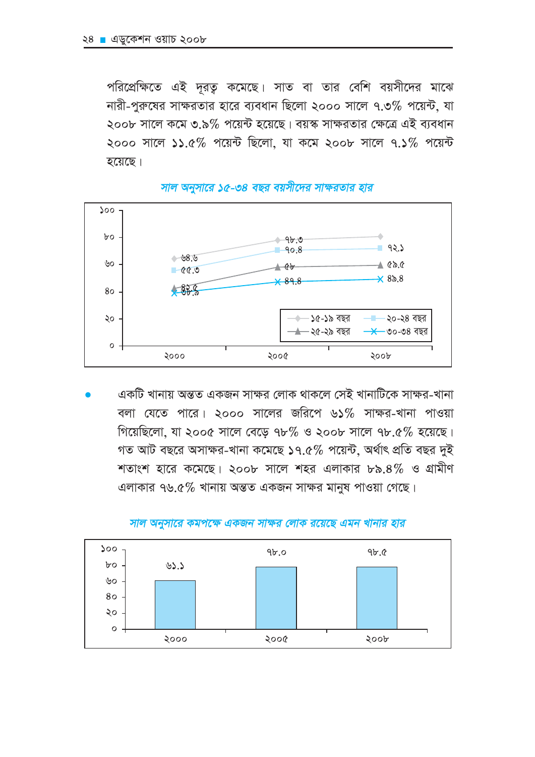পরিপ্রেক্ষিতে এই দূরত্ব কমেছে। সাত বা তার বেশি বয়সীদের মাঝে নারী-পুরুষের সাক্ষরতার হারে ব্যবধান ছিলো ২০০০ সালে ৭.৩% পয়েন্ট, যা ২০০৮ সালে কমে ৩.৯% পয়েন্ট হয়েছে। বয়স্ক সাক্ষরতার ক্ষেত্রে এই ব্যবধান ২০০০ সালে ১১.৫% পয়েন্ট ছিলো, যা কমে ২০০৮ সালে ৭.১% পয়েন্ট হয়েছে।

*সাল অনুসারে ১৫-৩৪ বছর বয়সীদের সাক্ষরতার হার*

| বয়স | ২০০০ | ২০০৫ | ২০০৮ |
|---|---|---|---|
| ১৫-১৯ বছর | ৬৪.৬ | ৭৮.৩ | |
| ২০-২৪ বছর | ৫৫.৩ | ৭০.৪ | ৭২.১ |
| ২৫-২৯ বছর | ৪২.৫ | ৫৮ | ৫৯.৫ |
| ৩০-৩৪ বছর | ৩৮.৯ | ৪৭.৪ | ৪৯.৪ |

- একটি খানায় অন্তত একজন সাক্ষর লোক থাকলে সেই খানাটিকে সাক্ষর-খানা বলা যেতে পারে। ২০০০ সালের জরিপে ৬১% সাক্ষর-খানা পাওয়া গিয়েছিলো, যা ২০০৫ সালে বেড়ে ৭৮% ও ২০০৮ সালে ৭৮.৫% হয়েছে। গত আট বছরে অসাক্ষর-খানা কমেছে ১৭.৫% পয়েন্ট, অর্থাৎ প্রতি বছর দুই শতাংশ হারে কমেছে। ২০০৮ সালে শহর এলাকার ৮৯.৪% ও গ্রামীণ এলাকার ৭৬.৫% খানায় অন্তত একজন সাক্ষর মানুষ পাওয়া গেছে।

*সাল অনুসারে কমপক্ষে একজন সাক্ষর লোক রয়েছে এমন খানার হার*

| সাল | ২০০০ | ২০০৫ | ২০০৮ |
|---|---|---|---|
| হার | ৬১.১ | ৭৮.০ | ৭৮.৫ |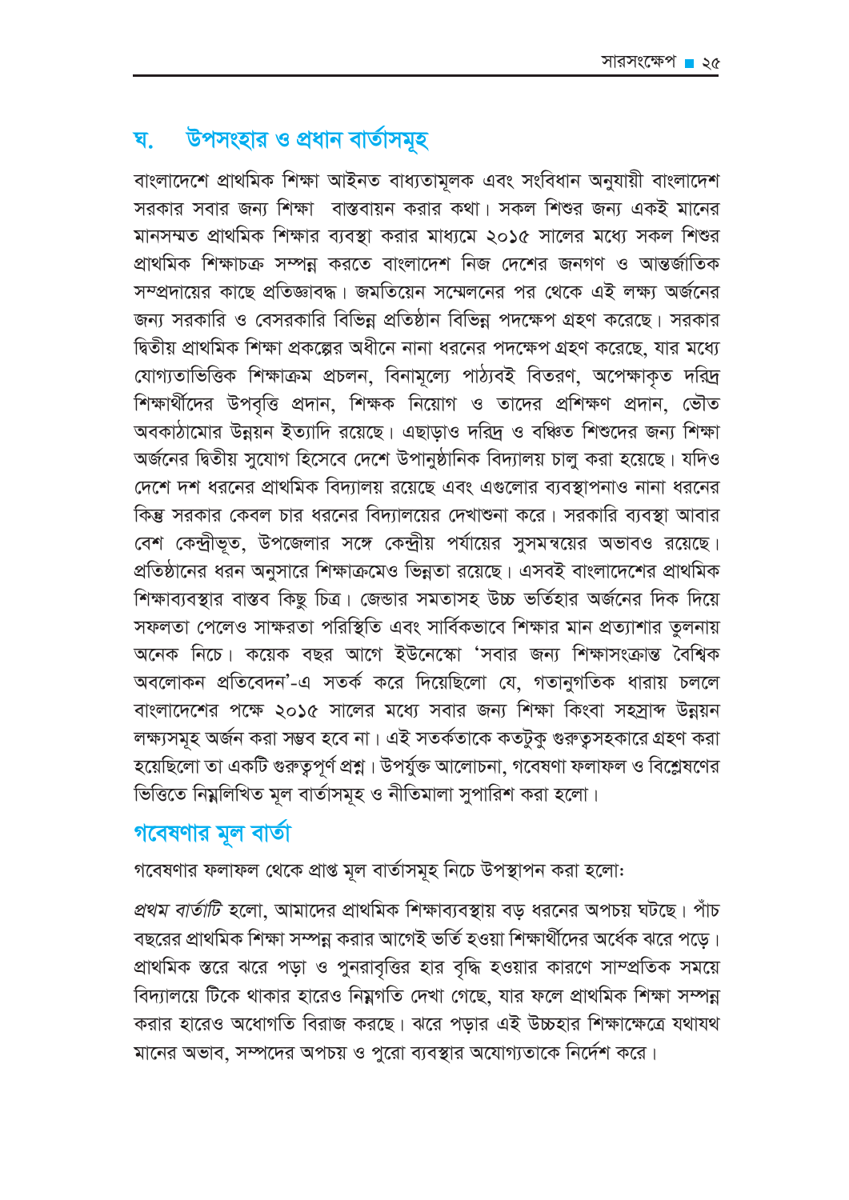## ঘ. উপসংহার ও প্রধান বার্তাসমূহ

বাংলাদেশে প্রাথমিক শিক্ষা আইনত বাধ্যতামূলক এবং সংবিধান অনুযায়ী বাংলাদেশ সরকার সবার জন্য শিক্ষা বাস্তবায়ন করার কথা। সকল শিশুর জন্য একই মানের মানসম্মত প্রাথমিক শিক্ষার ব্যবস্থা করার মাধ্যমে ২০১৫ সালের মধ্যে সকল শিশুর প্রাথমিক শিক্ষাচক্র সম্পন্ন করতে বাংলাদেশ নিজ দেশের জনগণ ও আন্তর্জাতিক সম্প্রদায়ের কাছে প্রতিজ্ঞাবদ্ধ। জমতিয়েন সম্মেলনের পর থেকে এই লক্ষ্য অর্জনের জন্য সরকারি ও বেসরকারি বিভিন্ন প্রতিষ্ঠান বিভিন্ন পদক্ষেপ গ্রহণ করেছে। সরকার দ্বিতীয় প্রাথমিক শিক্ষা প্রকল্পের অধীনে নানা ধরনের পদক্ষেপ গ্রহণ করেছে, যার মধ্যে যোগ্যতাভিত্তিক শিক্ষাক্রম প্রচলন, বিনামূল্যে পাঠ্যবই বিতরণ, অপেক্ষাকৃত দরিদ্র শিক্ষার্থীদের উপবৃত্তি প্রদান, শিক্ষক নিয়োগ ও তাদের প্রশিক্ষণ প্রদান, ভৌত অবকাঠামোর উন্নয়ন ইত্যাদি রয়েছে। এছাড়াও দরিদ্র ও বঞ্চিত শিশুদের জন্য শিক্ষা অর্জনের দ্বিতীয় সুযোগ হিসেবে দেশে উপানুষ্ঠানিক বিদ্যালয় চালু করা হয়েছে। যদিও দেশে দশ ধরনের প্রাথমিক বিদ্যালয় রয়েছে এবং এগুলোর ব্যবস্থাপনাও নানা ধরনের কিন্তু সরকার কেবল চার ধরনের বিদ্যালয়ের দেখাশুনা করে। সরকারি ব্যবস্থা আবার বেশ কেন্দ্রীভূত, উপজেলার সঙ্গে কেন্দ্রীয় পর্যায়ের সুসমন্বয়ের অভাবও রয়েছে। প্রতিষ্ঠানের ধরন অনুসারে শিক্ষাক্রমেও ভিন্নতা রয়েছে। এসবই বাংলাদেশের প্রাথমিক শিক্ষাব্যবস্থার বাস্তব কিছু চিত্র। জেন্ডার সমতাসহ উচ্চ ভর্তিহার অর্জনের দিক দিয়ে সফলতা পেলেও সাক্ষরতা পরিস্থিতি এবং সার্বিকভাবে শিক্ষার মান প্রত্যাশার তুলনায় অনেক নিচে। কয়েক বছর আগে ইউনেস্কো 'সবার জন্য শিক্ষাসংক্রান্ত বৈশ্বিক অবলোকন প্রতিবেদন'-এ সতর্ক করে দিয়েছিলো যে, গতানুগতিক ধারায় চললে বাংলাদেশের পক্ষে ২০১৫ সালের মধ্যে সবার জন্য শিক্ষা কিংবা সহস্রাব্দ উন্নয়ন লক্ষ্যসমূহ অর্জন করা সম্ভব হবে না। এই সতর্কতাকে কতটুকু গুরুত্বসহকারে গ্রহণ করা হয়েছিলো তা একটি গুরুত্বপূর্ণ প্রশ্ন। উপর্যুক্ত আলোচনা, গবেষণা ফলাফল ও বিশ্লেষণের ভিত্তিতে নিম্নলিখিত মূল বার্তাসমূহ ও নীতিমালা সুপারিশ করা হলো।

### গবেষণার মূল বার্তা

গবেষণার ফলাফল থেকে প্রাপ্ত মূল বার্তাসমূহ নিচে উপস্থাপন করা হলো:

*প্রথম বার্তাটি* হলো, আমাদের প্রাথমিক শিক্ষাব্যবস্থায় বড় ধরনের অপচয় ঘটছে। পাঁচ বছরের প্রাথমিক শিক্ষা সম্পন্ন করার আগেই ভর্তি হওয়া শিক্ষার্থীদের অর্ধেক ঝরে পড়ে। প্রাথমিক স্তরে ঝরে পড়া ও পুনরাবৃত্তির হার বৃদ্ধি হওয়ার কারণে সাম্প্রতিক সময়ে বিদ্যালয়ে টিকে থাকার হারেও নিম্নগতি দেখা গেছে, যার ফলে প্রাথমিক শিক্ষা সম্পন্ন করার হারেও অধোগতি বিরাজ করছে। ঝরে পড়ার এই উচ্চহার শিক্ষাক্ষেত্রে যথাযথ মানের অভাব, সম্পদের অপচয় ও পুরো ব্যবস্থার অযোগ্যতাকে নির্দেশ করে।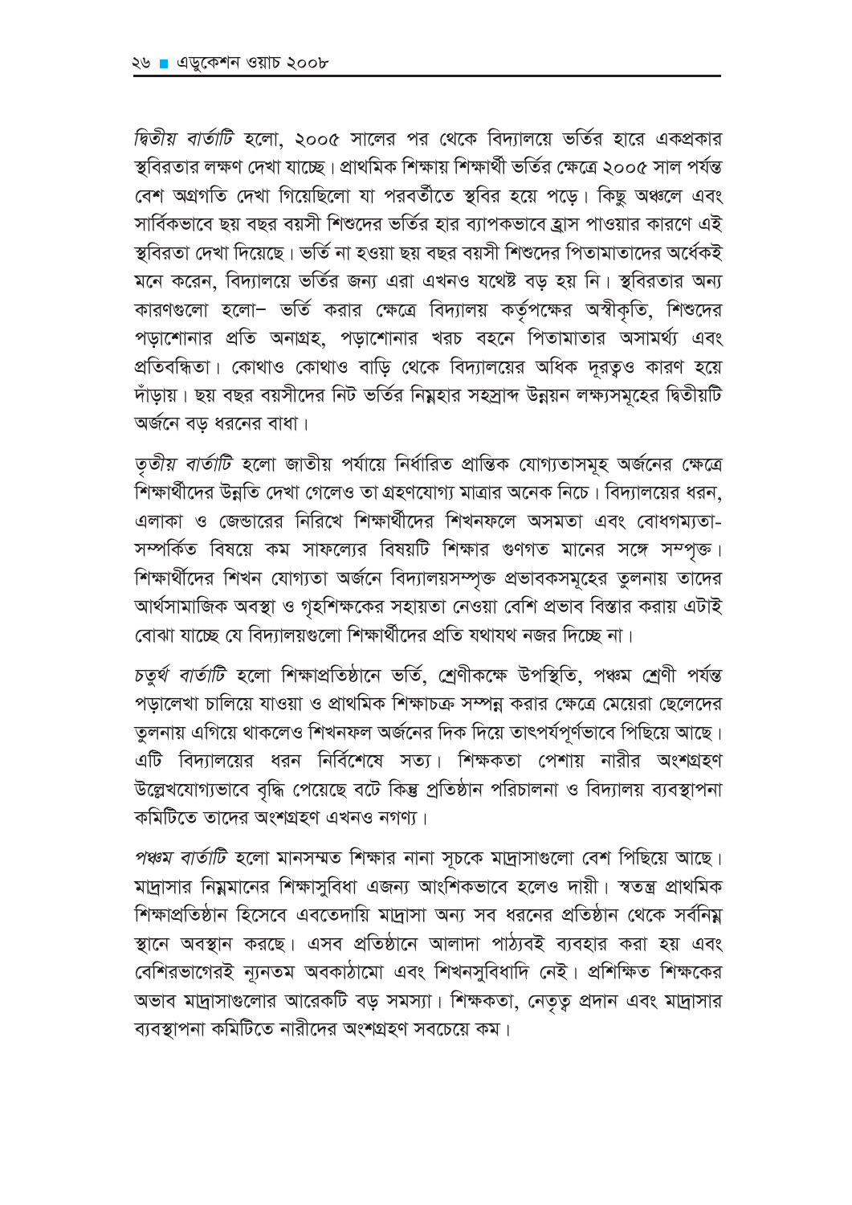*দ্বিতীয় বার্তাটি* হলো, ২০০৫ সালের পর থেকে বিদ্যালয়ে ভর্তির হারে একপ্রকার স্থবিরতার লক্ষণ দেখা যাচ্ছে। প্রাথমিক শিক্ষায় শিক্ষার্থী ভর্তির ক্ষেত্রে ২০০৫ সাল পর্যন্ত বেশ অগ্রগতি দেখা গিয়েছিলো যা পরবর্তীতে স্থবির হয়ে পড়ে। কিছু অঞ্চলে এবং সার্বিকভাবে ছয় বছর বয়সী শিশুদের ভর্তির হার ব্যাপকভাবে হ্রাস পাওয়ার কারণে এই স্থবিরতা দেখা দিয়েছে। ভর্তি না হওয়া ছয় বছর বয়সী শিশুদের পিতামাতাদের অর্ধেকই মনে করেন, বিদ্যালয়ে ভর্তির জন্য এরা এখনও যথেষ্ট বড় হয় নি। স্থবিরতার অন্য কারণগুলো হলো– ভর্তি করার ক্ষেত্রে বিদ্যালয় কর্তৃপক্ষের অস্বীকৃতি, শিশুদের পড়াশোনার প্রতি অনাগ্রহ, পড়াশোনার খরচ বহনে পিতামাতার অসামর্থ্য এবং প্রতিবন্ধিতা। কোথাও কোথাও বাড়ি থেকে বিদ্যালয়ের অধিক দূরত্বও কারণ হয়ে দাঁড়ায়। ছয় বছর বয়সীদের নিট ভর্তির নিম্নহার সহস্রাব্দ উন্নয়ন লক্ষ্যসমূহের দ্বিতীয়টি অর্জনে বড় ধরনের বাধা।

*তৃতীয় বার্তাটি* হলো জাতীয় পর্যায়ে নির্ধারিত প্রান্তিক যোগ্যতাসমূহ অর্জনের ক্ষেত্রে শিক্ষার্থীদের উন্নতি দেখা গেলেও তা গ্রহণযোগ্য মাত্রার অনেক নিচে। বিদ্যালয়ের ধরন, এলাকা ও জেন্ডারের নিরিখে শিক্ষার্থীদের শিখনফলে অসমতা এবং বোধগম্যতা-সম্পর্কিত বিষয়ে কম সাফল্যের বিষয়টি শিক্ষার গুণগত মানের সঙ্গে সম্পৃক্ত। শিক্ষার্থীদের শিখন যোগ্যতা অর্জনে বিদ্যালয়সম্পৃক্ত প্রভাবকসমূহের তুলনায় তাদের আর্থসামাজিক অবস্থা ও গৃহশিক্ষকের সহায়তা নেওয়া বেশি প্রভাব বিস্তার করায় এটাই বোঝা যাচ্ছে যে বিদ্যালয়গুলো শিক্ষার্থীদের প্রতি যথাযথ নজর দিচ্ছে না।

*চতুর্থ বার্তাটি* হলো শিক্ষাপ্রতিষ্ঠানে ভর্তি, শ্রেণীকক্ষে উপস্থিতি, পঞ্চম শ্রেণী পর্যন্ত পড়ালেখা চালিয়ে যাওয়া ও প্রাথমিক শিক্ষাচক্র সম্পন্ন করার ক্ষেত্রে মেয়েরা ছেলেদের তুলনায় এগিয়ে থাকলেও শিখনফল অর্জনের দিক দিয়ে তাৎপর্যপূর্ণভাবে পিছিয়ে আছে। এটি বিদ্যালয়ের ধরন নির্বিশেষে সত্য। শিক্ষকতা পেশায় নারীর অংশগ্রহণ উল্লেখযোগ্যভাবে বৃদ্ধি পেয়েছে বটে কিন্তু প্রতিষ্ঠান পরিচালনা ও বিদ্যালয় ব্যবস্থাপনা কমিটিতে তাদের অংশগ্রহণ এখনও নগণ্য।

*পঞ্চম বার্তাটি* হলো মানসম্মত শিক্ষার নানা সূচকে মাদ্রাসাগুলো বেশ পিছিয়ে আছে। মাদ্রাসার নিম্নমানের শিক্ষাসুবিধা এজন্য আংশিকভাবে হলেও দায়ী। স্বতন্ত্র প্রাথমিক শিক্ষাপ্রতিষ্ঠান হিসেবে এবতেদায়ি মাদ্রাসা অন্য সব ধরনের প্রতিষ্ঠান থেকে সর্বনিম্ন স্থানে অবস্থান করছে। এসব প্রতিষ্ঠানে আলাদা পাঠ্যবই ব্যবহার করা হয় এবং বেশিরভাগেরই ন্যূনতম অবকাঠামো এবং শিখনসুবিধাদি নেই। প্রশিক্ষিত শিক্ষকের অভাব মাদ্রাসাগুলোর আরেকটি বড় সমস্যা। শিক্ষকতা, নেতৃত্ব প্রদান এবং মাদ্রাসার ব্যবস্থাপনা কমিটিতে নারীদের অংশগ্রহণ সবচেয়ে কম।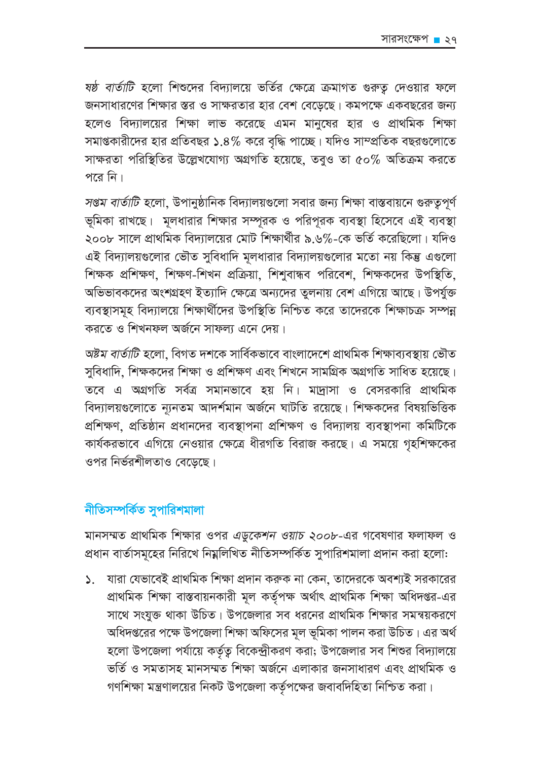*ষষ্ঠ বার্তাটি* হলো শিশুদের বিদ্যালয়ে ভর্তির ক্ষেত্রে ক্রমাগত গুরুত্ব দেওয়ার ফলে জনসাধারণের শিক্ষার স্তর ও সাক্ষরতার হার বেশ বেড়েছে। কমপক্ষে একবছরের জন্য হলেও বিদ্যালয়ের শিক্ষা লাভ করেছে এমন মানুষের হার ও প্রাথমিক শিক্ষা সমাপ্তকারীদের হার প্রতিবছর ১.৪% করে বৃদ্ধি পাচ্ছে। যদিও সাম্প্রতিক বছরগুলোতে সাক্ষরতা পরিস্থিতির উল্লেখযোগ্য অগ্রগতি হয়েছে, তবুও তা ৫০% অতিক্রম করতে পরে নি।

*সপ্তম বার্তাটি* হলো, উপানুষ্ঠানিক বিদ্যালয়গুলো সবার জন্য শিক্ষা বাস্তবায়নে গুরুত্বপূর্ণ ভূমিকা রাখছে। মূলধারার শিক্ষার সম্পূরক ও পরিপূরক ব্যবস্থা হিসেবে এই ব্যবস্থা ২০০৮ সালে প্রাথমিক বিদ্যালয়ের মোট শিক্ষার্থীর ৯.৬%-কে ভর্তি করেছিলো। যদিও এই বিদ্যালয়গুলোর ভৌত সুবিধাদি মূলধারার বিদ্যালয়গুলোর মতো নয় কিন্তু এগুলো শিক্ষক প্রশিক্ষণ, শিক্ষণ-শিখন প্রক্রিয়া, শিশুবান্ধব পরিবেশ, শিক্ষকদের উপস্থিতি, অভিভাবকদের অংশগ্রহণ ইত্যাদি ক্ষেত্রে অন্যদের তুলনায় বেশ এগিয়ে আছে। উপর্যুক্ত ব্যবস্থাসমূহ বিদ্যালয়ে শিক্ষার্থীদের উপস্থিতি নিশ্চিত করে তাদেরকে শিক্ষাচক্র সম্পন্ন করতে ও শিখনফল অর্জনে সাফল্য এনে দেয়।

*অষ্টম বার্তাটি* হলো, বিগত দশকে সার্বিকভাবে বাংলাদেশে প্রাথমিক শিক্ষাব্যবস্থায় ভৌত সুবিধাদি, শিক্ষকদের শিক্ষা ও প্রশিক্ষণ এবং শিখনে সামগ্রিক অগ্রগতি সাধিত হয়েছে। তবে এ অগ্রগতি সর্বত্র সমানভাবে হয় নি। মাদ্রাসা ও বেসরকারি প্রাথমিক বিদ্যালয়গুলোতে ন্যূনতম আদর্শমান অর্জনে ঘাটতি রয়েছে। শিক্ষকদের বিষয়ভিত্তিক প্রশিক্ষণ, প্রতিষ্ঠান প্রধানদের ব্যবস্থাপনা প্রশিক্ষণ ও বিদ্যালয় ব্যবস্থাপনা কমিটিকে কার্যকরভাবে এগিয়ে নেওয়ার ক্ষেত্রে ধীরগতি বিরাজ করছে। এ সময়ে গৃহশিক্ষকের ওপর নির্ভরশীলতাও বেড়েছে।

## নীতিসম্পর্কিত সুপারিশমালা

মানসম্মত প্রাথমিক শিক্ষার ওপর *এডুকেশন ওয়াচ ২০০৮*-এর গবেষণার ফলাফল ও প্রধান বার্তাসমূহের নিরিখে নিম্নলিখিত নীতিসম্পর্কিত সুপারিশমালা প্রদান করা হলো:

১. যারা যেভাবেই প্রাথমিক শিক্ষা প্রদান করুক না কেন, তাদেরকে অবশ্যই সরকারের প্রাথমিক শিক্ষা বাস্তবায়নকারী মূল কর্তৃপক্ষ অর্থাৎ প্রাথমিক শিক্ষা অধিদপ্তর-এর সাথে সংযুক্ত থাকা উচিত। উপজেলার সব ধরনের প্রাথমিক শিক্ষার সমন্বয়করণে অধিদপ্তরের পক্ষে উপজেলা শিক্ষা অফিসের মূল ভূমিকা পালন করা উচিত। এর অর্থ হলো উপজেলা পর্যায়ে কর্তৃত্ব বিকেন্দ্রীকরণ করা; উপজেলার সব শিশুর বিদ্যালয়ে ভর্তি ও সমতাসহ মানসম্মত শিক্ষা অর্জনে এলাকার জনসাধারণ এবং প্রাথমিক ও গণশিক্ষা মন্ত্রণালয়ের নিকট উপজেলা কর্তৃপক্ষের জবাবদিহিতা নিশ্চিত করা।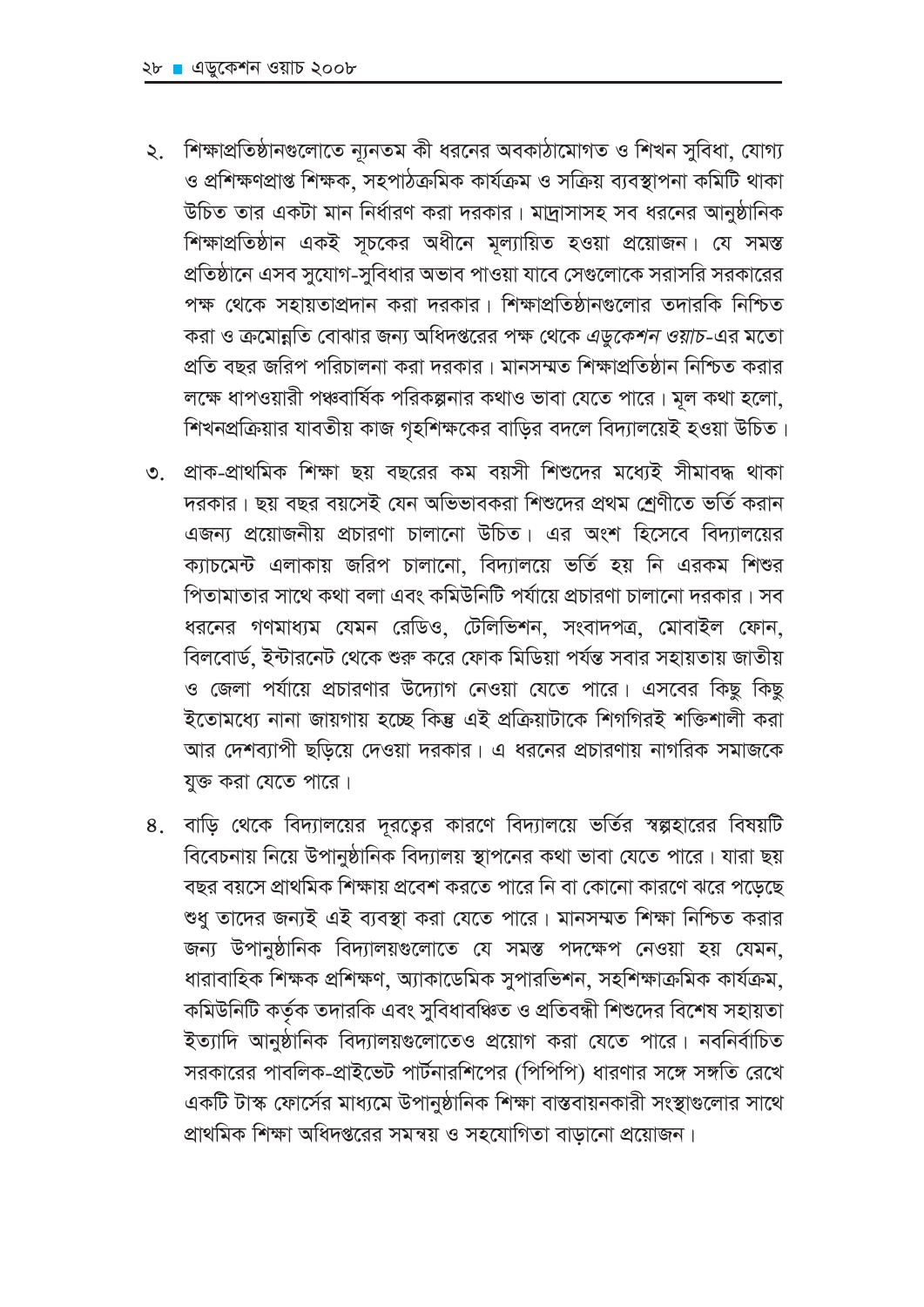২. শিক্ষাপ্রতিষ্ঠানগুলোতে ন্যূনতম কী ধরনের অবকাঠামোগত ও শিখন সুবিধা, যোগ্য ও প্রশিক্ষণপ্রাপ্ত শিক্ষক, সহপাঠক্রমিক কার্যক্রম ও সক্রিয় ব্যবস্থাপনা কমিটি থাকা উচিত তার একটা মান নির্ধারণ করা দরকার। মাদ্রাসাসহ সব ধরনের আনুষ্ঠানিক শিক্ষাপ্রতিষ্ঠান একই সূচকের অধীনে মূল্যায়িত হওয়া প্রয়োজন। যে সমস্ত প্রতিষ্ঠানে এসব সুযোগ-সুবিধার অভাব পাওয়া যাবে সেগুলোকে সরাসরি সরকারের পক্ষ থেকে সহায়তাপ্রদান করা দরকার। শিক্ষাপ্রতিষ্ঠানগুলোর তদারকি নিশ্চিত করা ও ক্রমোন্নতি বোঝার জন্য অধিদপ্তরের পক্ষ থেকে *এডুকেশন ওয়াচ*-এর মতো প্রতি বছর জরিপ পরিচালনা করা দরকার। মানসম্মত শিক্ষাপ্রতিষ্ঠান নিশ্চিত করার লক্ষে ধাপওয়ারী পঞ্চবার্ষিক পরিকল্পনার কথাও ভাবা যেতে পারে। মূল কথা হলো, শিখনপ্রক্রিয়ার যাবতীয় কাজ গৃহশিক্ষকের বাড়ির বদলে বিদ্যালয়েই হওয়া উচিত।

৩. প্রাক-প্রাথমিক শিক্ষা ছয় বছরের কম বয়সী শিশুদের মধ্যেই সীমাবদ্ধ থাকা দরকার। ছয় বছর বয়সেই যেন অভিভাবকরা শিশুদের প্রথম শ্রেণীতে ভর্তি করান এজন্য প্রয়োজনীয় প্রচারণা চালানো উচিত। এর অংশ হিসেবে বিদ্যালয়ের ক্যাচমেন্ট এলাকায় জরিপ চালানো, বিদ্যালয়ে ভর্তি হয় নি এরকম শিশুর পিতামাতার সাথে কথা বলা এবং কমিউনিটি পর্যায়ে প্রচারণা চালানো দরকার। সব ধরনের গণমাধ্যম যেমন রেডিও, টেলিভিশন, সংবাদপত্র, মোবাইল ফোন, বিলবোর্ড, ইন্টারনেট থেকে শুরু করে ফোক মিডিয়া পর্যন্ত সবার সহায়তায় জাতীয় ও জেলা পর্যায়ে প্রচারণার উদ্যোগ নেওয়া যেতে পারে। এসবের কিছু কিছু ইতোমধ্যে নানা জায়গায় হচ্ছে কিন্তু এই প্রক্রিয়াটাকে শিগগিরই শক্তিশালী করা আর দেশব্যাপী ছড়িয়ে দেওয়া দরকার। এ ধরনের প্রচারণায় নাগরিক সমাজকে যুক্ত করা যেতে পারে।

৪. বাড়ি থেকে বিদ্যালয়ের দূরত্বের কারণে বিদ্যালয়ে ভর্তির স্বল্পহারের বিষয়টি বিবেচনায় নিয়ে উপানুষ্ঠানিক বিদ্যালয় স্থাপনের কথা ভাবা যেতে পারে। যারা ছয় বছর বয়সে প্রাথমিক শিক্ষায় প্রবেশ করতে পারে নি বা কোনো কারণে ঝরে পড়েছে শুধু তাদের জন্যই এই ব্যবস্থা করা যেতে পারে। মানসম্মত শিক্ষা নিশ্চিত করার জন্য উপানুষ্ঠানিক বিদ্যালয়গুলোতে যে সমস্ত পদক্ষেপ নেওয়া হয় যেমন, ধারাবাহিক শিক্ষক প্রশিক্ষণ, অ্যাকাডেমিক সুপারভিশন, সহশিক্ষাক্রমিক কার্যক্রম, কমিউনিটি কর্তৃক তদারকি এবং সুবিধাবঞ্চিত ও প্রতিবন্ধী শিশুদের বিশেষ সহায়তা ইত্যাদি আনুষ্ঠানিক বিদ্যালয়গুলোতেও প্রয়োগ করা যেতে পারে। নবনির্বাচিত সরকারের পাবলিক-প্রাইভেট পার্টনারশিপের (পিপিপি) ধারণার সঙ্গে সঙ্গতি রেখে একটি টাস্ক ফোর্সের মাধ্যমে উপানুষ্ঠানিক শিক্ষা বাস্তবায়নকারী সংস্থাগুলোর সাথে প্রাথমিক শিক্ষা অধিদপ্তরের সমন্বয় ও সহযোগিতা বাড়ানো প্রয়োজন।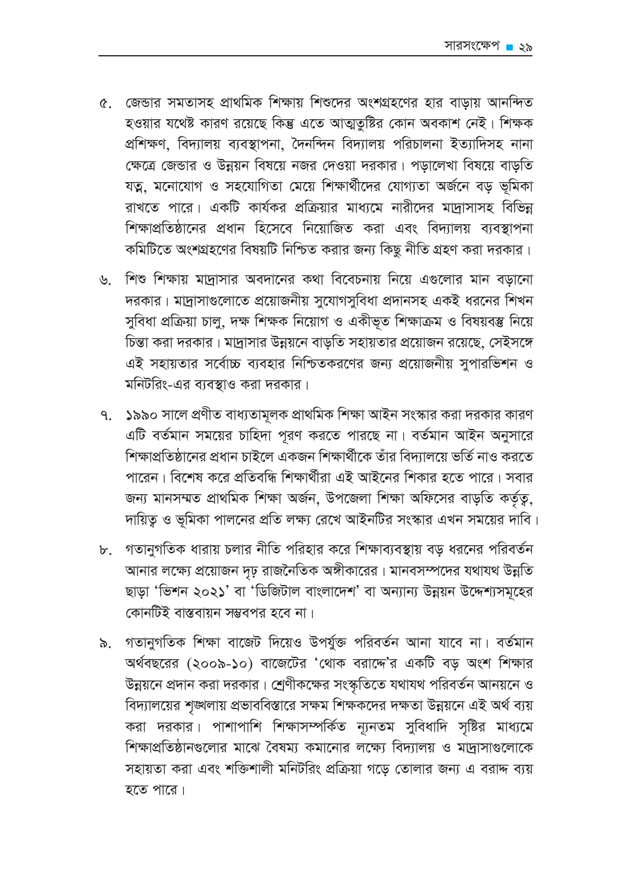৫. জেন্ডার সমতাসহ প্রাথমিক শিক্ষায় শিশুদের অংশগ্রহণের হার বাড়ায় আনন্দিত হওয়ার যথেষ্ট কারণ রয়েছে কিন্তু এতে আত্মতুষ্টির কোন অবকাশ নেই। শিক্ষক প্রশিক্ষণ, বিদ্যালয় ব্যবস্থাপনা, দৈনন্দিন বিদ্যালয় পরিচালনা ইত্যাদিসহ নানা ক্ষেত্রে জেন্ডার ও উন্নয়ন বিষয়ে নজর দেওয়া দরকার। পড়ালেখা বিষয়ে বাড়তি যত্ন, মনোযোগ ও সহযোগিতা মেয়ে শিক্ষার্থীদের যোগ্যতা অর্জনে বড় ভূমিকা রাখতে পারে। একটি কার্যকর প্রক্রিয়ার মাধ্যমে নারীদের মাদ্রাসাসহ বিভিন্ন শিক্ষাপ্রতিষ্ঠানের প্রধান হিসেবে নিয়োজিত করা এবং বিদ্যালয় ব্যবস্থাপনা কমিটিতে অংশগ্রহণের বিষয়টি নিশ্চিত করার জন্য কিছু নীতি গ্রহণ করা দরকার।

৬. শিশু শিক্ষায় মাদ্রাসার অবদানের কথা বিবেচনায় নিয়ে এগুলোর মান বড়ানো দরকার। মাদ্রাসাগুলোতে প্রয়োজনীয় সুযোগসুবিধা প্রদানসহ একই ধরনের শিখন সুবিধা প্রক্রিয়া চালু, দক্ষ শিক্ষক নিয়োগ ও একীভূত শিক্ষাক্রম ও বিষয়বস্তু নিয়ে চিন্তা করা দরকার। মাদ্রাসার উন্নয়নে বাড়তি সহায়তার প্রয়োজন রয়েছে, সেইসঙ্গে এই সহায়তার সর্বোচ্চ ব্যবহার নিশ্চিতকরণের জন্য প্রয়োজনীয় সুপারভিশন ও মনিটরিং-এর ব্যবস্থাও করা দরকার।

৭. ১৯৯০ সালে প্রণীত বাধ্যতামূলক প্রাথমিক শিক্ষা আইন সংস্কার করা দরকার কারণ এটি বর্তমান সময়ের চাহিদা পূরণ করতে পারছে না। বর্তমান আইন অনুসারে শিক্ষাপ্রতিষ্ঠানের প্রধান চাইলে একজন শিক্ষার্থীকে তাঁর বিদ্যালয়ে ভর্তি নাও করতে পারেন। বিশেষ করে প্রতিবন্ধি শিক্ষার্থীরা এই আইনের শিকার হতে পারে। সবার জন্য মানসম্মত প্রাথমিক শিক্ষা অর্জন, উপজেলা শিক্ষা অফিসের বাড়তি কর্তৃত্ব, দায়িত্ব ও ভূমিকা পালনের প্রতি লক্ষ্য রেখে আইনটির সংস্কার এখন সময়ের দাবি।

৮. গতানুগতিক ধারায় চলার নীতি পরিহার করে শিক্ষাব্যবস্থায় বড় ধরনের পরিবর্তন আনার লক্ষ্যে প্রয়োজন দৃঢ় রাজনৈতিক অঙ্গীকারের। মানবসম্পদের যথাযথ উন্নতি ছাড়া 'ভিশন ২০২১' বা 'ডিজিটাল বাংলাদেশ' বা অন্যান্য উন্নয়ন উদ্দেশ্যসমূহের কোনটিই বাস্তবায়ন সম্ভবপর হবে না।

৯. গতানুগতিক শিক্ষা বাজেট দিয়েও উপর্যুক্ত পরিবর্তন আনা যাবে না। বর্তমান অর্থবছরের (২০০৯-১০) বাজেটের 'থোক বরাদ্দে'র একটি বড় অংশ শিক্ষার উন্নয়নে প্রদান করা দরকার। শ্রেণীকক্ষের সংস্কৃতিতে যথাযথ পরিবর্তন আনয়নে ও বিদ্যালয়ের শৃঙ্খলায় প্রভাববিস্তারে সক্ষম শিক্ষকদের দক্ষতা উন্নয়নে এই অর্থ ব্যয় করা দরকার। পাশাপাশি শিক্ষাসম্পর্কিত ন্যূনতম সুবিধাদি সৃষ্টির মাধ্যমে শিক্ষাপ্রতিষ্ঠানগুলোর মাঝে বৈষম্য কমানোর লক্ষ্যে বিদ্যালয় ও মাদ্রাসাগুলোকে সহায়তা করা এবং শক্তিশালী মনিটরিং প্রক্রিয়া গড়ে তোলার জন্য এ বরাদ্দ ব্যয় হতে পারে।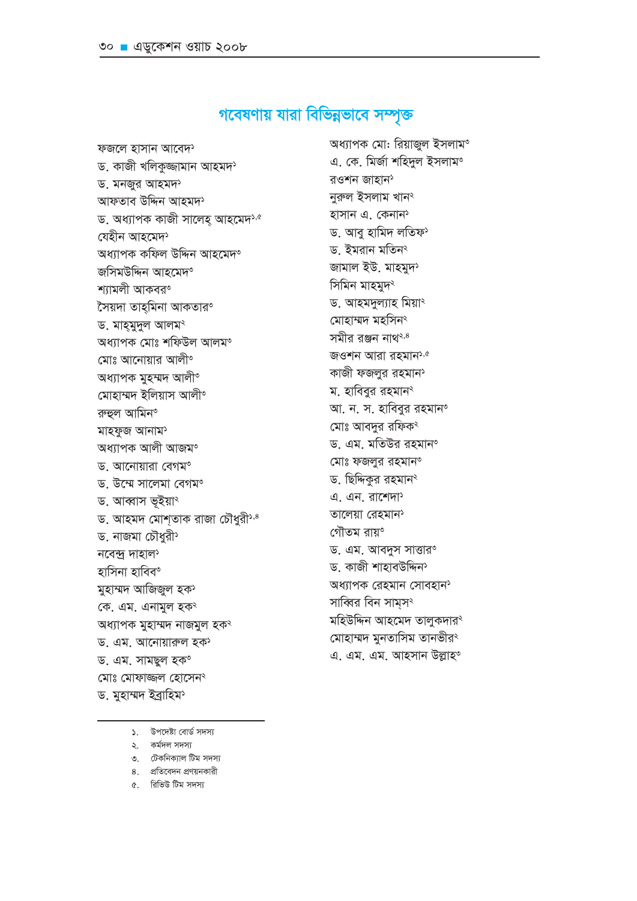## গবেষণায় যারা বিভিন্নভাবে সম্পৃক্ত

ফজলে হাসান আবেদ[১]
ড. কাজী খলিকুজ্জামান আহমদ[১]
ড. মনজুর আহমদ[১]
আফতাব উদ্দিন আহমদ[১]
ড. অধ্যাপক কাজী সালেহ্ আহমেদ[১,৫]
যেহীন আহমেদ[১]
অধ্যাপক কফিল উদ্দিন আহমেদ[৩]
জসিমউদ্দিন আহমেদ[৩]
শ্যামলী আকবর[৩]
সৈয়দা তাহ্‌মিনা আকতার[৩]
ড. মাহ্‌মুদুল আলম[২]
অধ্যাপক মোঃ শফিউল আলম[৩]
মোঃ আনোয়ার আলী[৩]
অধ্যাপক মুহম্মদ আলী[৩]
মোহাম্মদ ইলিয়াস আলী[৩]
রুহুল আমিন[৩]
মাহফুজ আনাম[১]
অধ্যাপক আলী আজম[৩]
ড. আনোয়ারা বেগম[৩]
ড. উম্মে সালেমা বেগম[৩]
ড. আব্বাস ভূইয়া[২]
ড. আহমদ মোশ্‌তাক রাজা চৌধুরী[১,৪]
ড. নাজমা চৌধুরী[১]
নবেন্দ্র দাহাল[১]
হাসিনা হাবিব[৩]
মুহাম্মদ আজিজুল হক[১]
কে. এম. এনামুল হক[২]
অধ্যাপক মুহাম্মদ নাজমুল হক[২]
ড. এম. আনোয়ারুল হক[১]
ড. এম. সামছুল হক[৩]
মোঃ মোফাজ্জল হোসেন[২]
ড. মুহাম্মদ ইব্রাহিম[১]
অধ্যাপক মোঃ রিয়াজুল ইসলাম[৩]
এ. কে. মির্জা শহিদুল ইসলাম[৩]
রওশন জাহান[১]
নুরুল ইসলাম খান[২]
হাসান এ. কেনান[১]
ড. আবু হামিদ লতিফ[১]
ড. ইমরান মতিন[২]
জামাল ইউ. মাহমুদ[১]
সিমিন মাহমুদ[২]
ড. আহমদুল্যাহ মিয়া[২]
মোহাম্মদ মহসিন[২]
সমীর রঞ্জন নাথ[২,৪]
জওশন আরা রহমান[১,৫]
কাজী ফজলুর রহমান[১]
ম. হাবিবুর রহমান[২]
আ. ন. স. হাবিবুর রহমান[৩]
মোঃ আবদুর রফিক[২]
ড. এম. মতিউর রহমান[৩]
মোঃ ফজলুর রহমান[৩]
ড. ছিদ্দিকুর রহমান[২]
এ. এন. রাশেদা[১]
তালেয়া রেহমান[১]
গৌতম রায়[৩]
ড. এম. আবদুস সাত্তার[৩]
ড. কাজী শাহাবউদ্দিন[১]
অধ্যাপক রেহমান সোবহান[১]
সাব্বির বিন সাম্‌স[২]
মহিউদ্দিন আহমেদ তালুকদার[২]
মোহাম্মদ মুনতাসিম তানভীর[২]
এ. এম. এম. আহসান উল্লাহ[৩]

---

১. উপদেষ্টা বোর্ড সদস্য
২. কর্মদল সদস্য
৩. টেকনিক্যাল টিম সদস্য
৪. প্রতিবেদন প্রণয়নকারী
৫. রিভিউ টিম সদস্য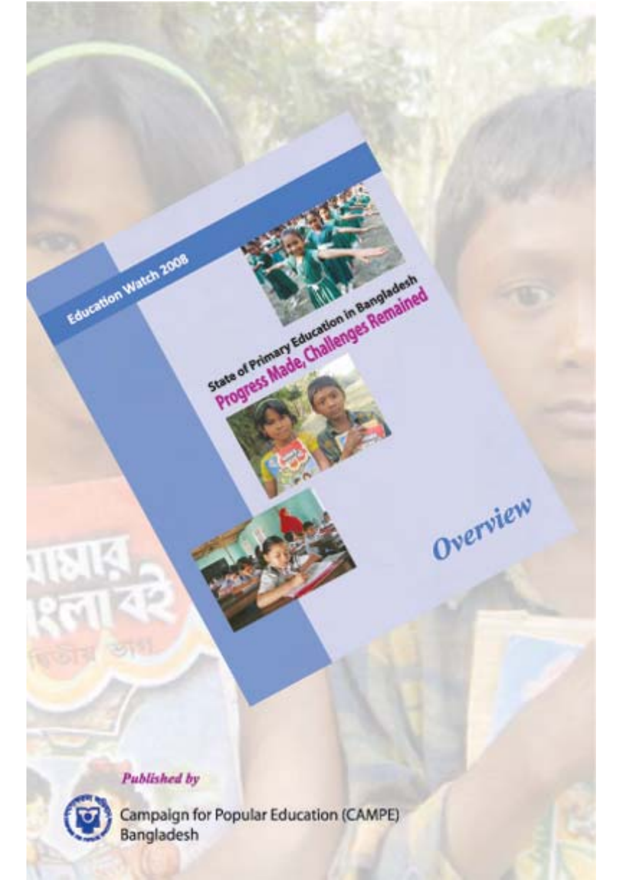Education Watch 2008

State of Primary Education in Bangladesh

**Progress Made, Challenges Remained**

*Overview*

*Published by*

Campaign for Popular Education (CAMPE)
Bangladesh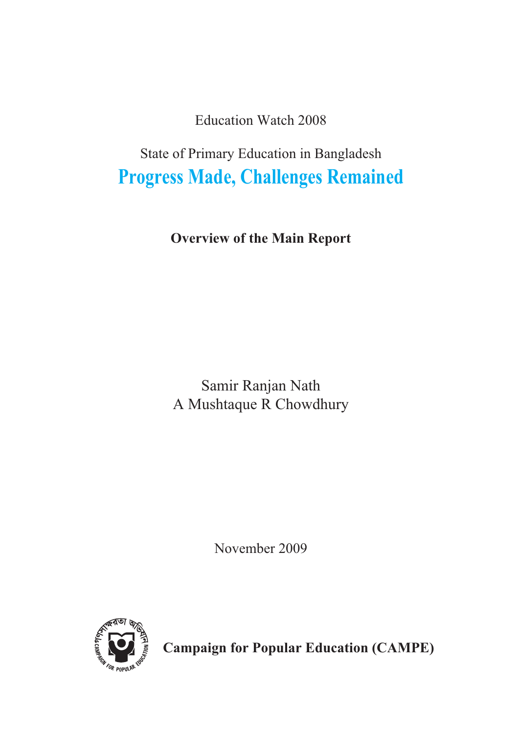Education Watch 2008

State of Primary Education in Bangladesh

# Progress Made, Challenges Remained

**Overview of the Main Report**

Samir Ranjan Nath

A Mushtaque R Chowdhury

November 2009

**Campaign for Popular Education (CAMPE)**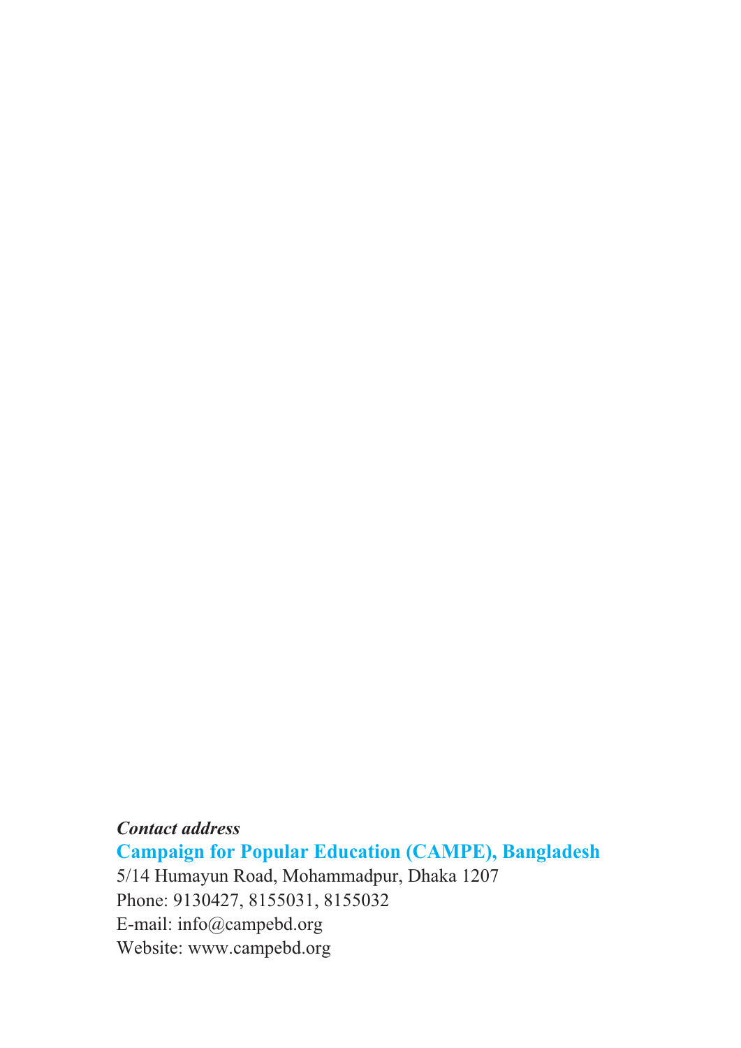***Contact address***

**Campaign for Popular Education (CAMPE), Bangladesh**

5/14 Humayun Road, Mohammadpur, Dhaka 1207

Phone: 9130427, 8155031, 8155032

E-mail: info@campebd.org

Website: www.campebd.org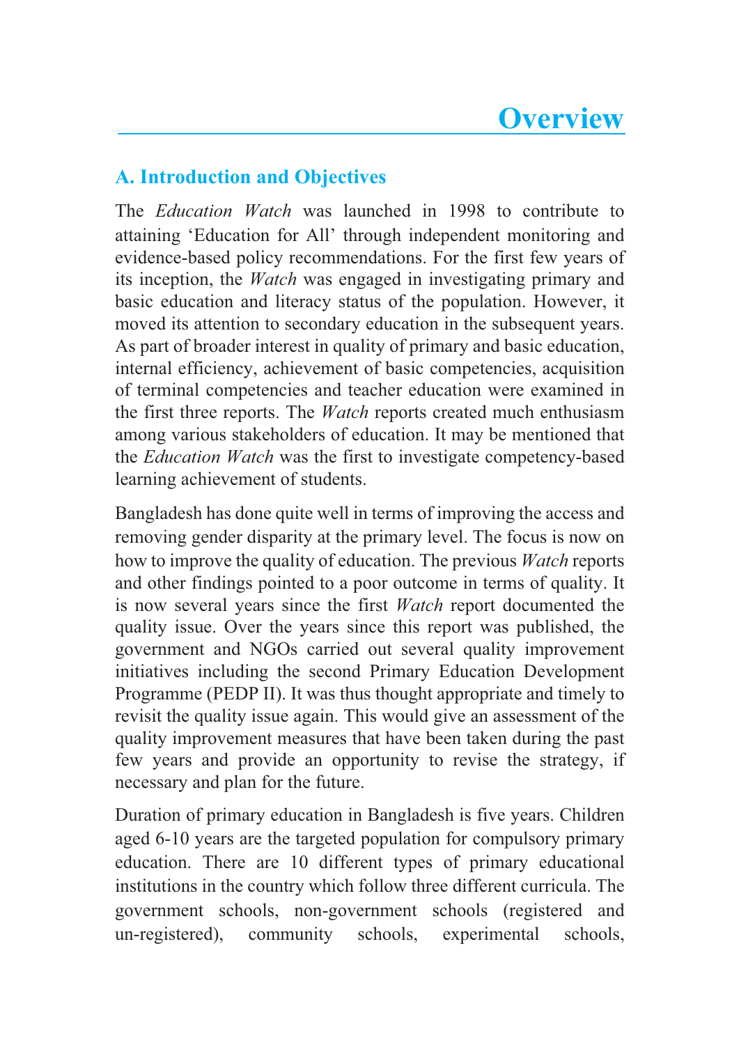# Overview

## A. Introduction and Objectives

The *Education Watch* was launched in 1998 to contribute to attaining 'Education for All' through independent monitoring and evidence-based policy recommendations. For the first few years of its inception, the *Watch* was engaged in investigating primary and basic education and literacy status of the population. However, it moved its attention to secondary education in the subsequent years. As part of broader interest in quality of primary and basic education, internal efficiency, achievement of basic competencies, acquisition of terminal competencies and teacher education were examined in the first three reports. The *Watch* reports created much enthusiasm among various stakeholders of education. It may be mentioned that the *Education Watch* was the first to investigate competency-based learning achievement of students.

Bangladesh has done quite well in terms of improving the access and removing gender disparity at the primary level. The focus is now on how to improve the quality of education. The previous *Watch* reports and other findings pointed to a poor outcome in terms of quality. It is now several years since the first *Watch* report documented the quality issue. Over the years since this report was published, the government and NGOs carried out several quality improvement initiatives including the second Primary Education Development Programme (PEDP II). It was thus thought appropriate and timely to revisit the quality issue again. This would give an assessment of the quality improvement measures that have been taken during the past few years and provide an opportunity to revise the strategy, if necessary and plan for the future.

Duration of primary education in Bangladesh is five years. Children aged 6-10 years are the targeted population for compulsory primary education. There are 10 different types of primary educational institutions in the country which follow three different curricula. The government schools, non-government schools (registered and un-registered), community schools, experimental schools,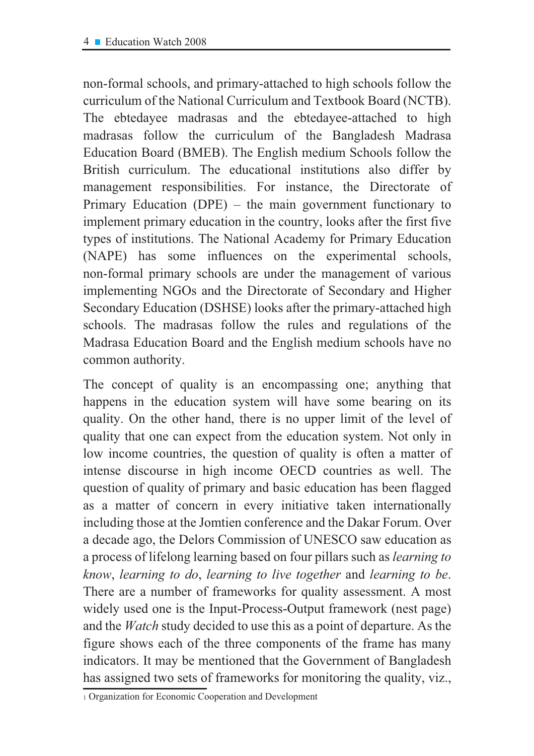non-formal schools, and primary-attached to high schools follow the curriculum of the National Curriculum and Textbook Board (NCTB). The ebtedayee madrasas and the ebtedayee-attached to high madrasas follow the curriculum of the Bangladesh Madrasa Education Board (BMEB). The English medium Schools follow the British curriculum. The educational institutions also differ by management responsibilities. For instance, the Directorate of Primary Education (DPE) – the main government functionary to implement primary education in the country, looks after the first five types of institutions. The National Academy for Primary Education (NAPE) has some influences on the experimental schools, non-formal primary schools are under the management of various implementing NGOs and the Directorate of Secondary and Higher Secondary Education (DSHSE) looks after the primary-attached high schools. The madrasas follow the rules and regulations of the Madrasa Education Board and the English medium schools have no common authority.

The concept of quality is an encompassing one; anything that happens in the education system will have some bearing on its quality. On the other hand, there is no upper limit of the level of quality that one can expect from the education system. Not only in low income countries, the question of quality is often a matter of intense discourse in high income OECD countries as well. The question of quality of primary and basic education has been flagged as a matter of concern in every initiative taken internationally including those at the Jomtien conference and the Dakar Forum. Over a decade ago, the Delors Commission of UNESCO saw education as a process of lifelong learning based on four pillars such as *learning to know*, *learning to do*, *learning to live together* and *learning to be*. There are a number of frameworks for quality assessment. A most widely used one is the Input-Process-Output framework (nest page) and the *Watch* study decided to use this as a point of departure. As the figure shows each of the three components of the frame has many indicators. It may be mentioned that the Government of Bangladesh has assigned two sets of frameworks for monitoring the quality, viz.,

[1] Organization for Economic Cooperation and Development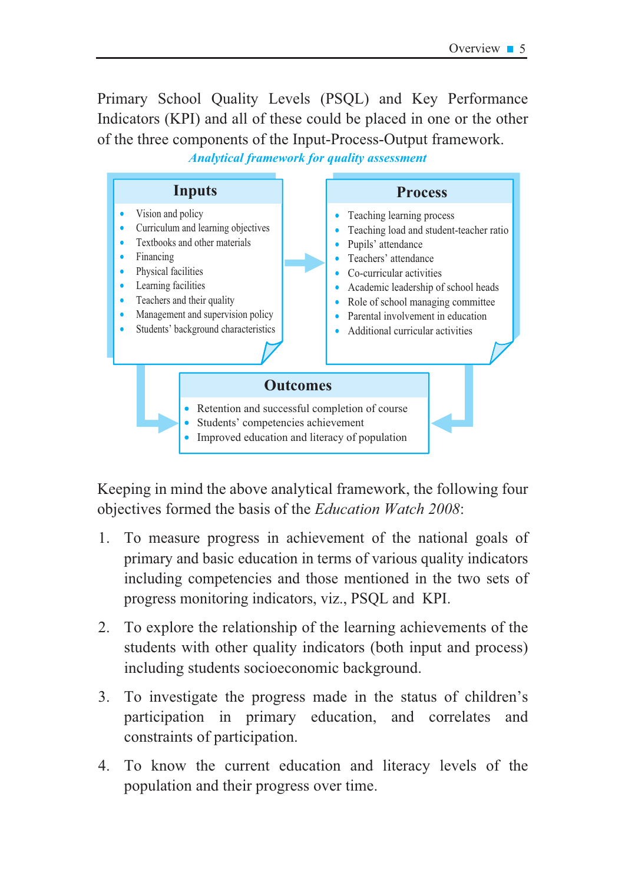Primary School Quality Levels (PSQL) and Key Performance Indicators (KPI) and all of these could be placed in one or the other of the three components of the Input-Process-Output framework.

***Analytical framework for quality assessment***

**Inputs**

- Vision and policy
- Curriculum and learning objectives
- Textbooks and other materials
- Financing
- Physical facilities
- Learning facilities
- Teachers and their quality
- Management and supervision policy
- Students' background characteristics

**Process**

- Teaching learning process
- Teaching load and student-teacher ratio
- Pupils' attendance
- Teachers' attendance
- Co-curricular activities
- Academic leadership of school heads
- Role of school managing committee
- Parental involvement in education
- Additional curricular activities

**Outcomes**

- Retention and successful completion of course
- Students' competencies achievement
- Improved education and literacy of population

Keeping in mind the above analytical framework, the following four objectives formed the basis of the *Education Watch 2008*:

1. To measure progress in achievement of the national goals of primary and basic education in terms of various quality indicators including competencies and those mentioned in the two sets of progress monitoring indicators, viz., PSQL and KPI.
2. To explore the relationship of the learning achievements of the students with other quality indicators (both input and process) including students socioeconomic background.
3. To investigate the progress made in the status of children's participation in primary education, and correlates and constraints of participation.
4. To know the current education and literacy levels of the population and their progress over time.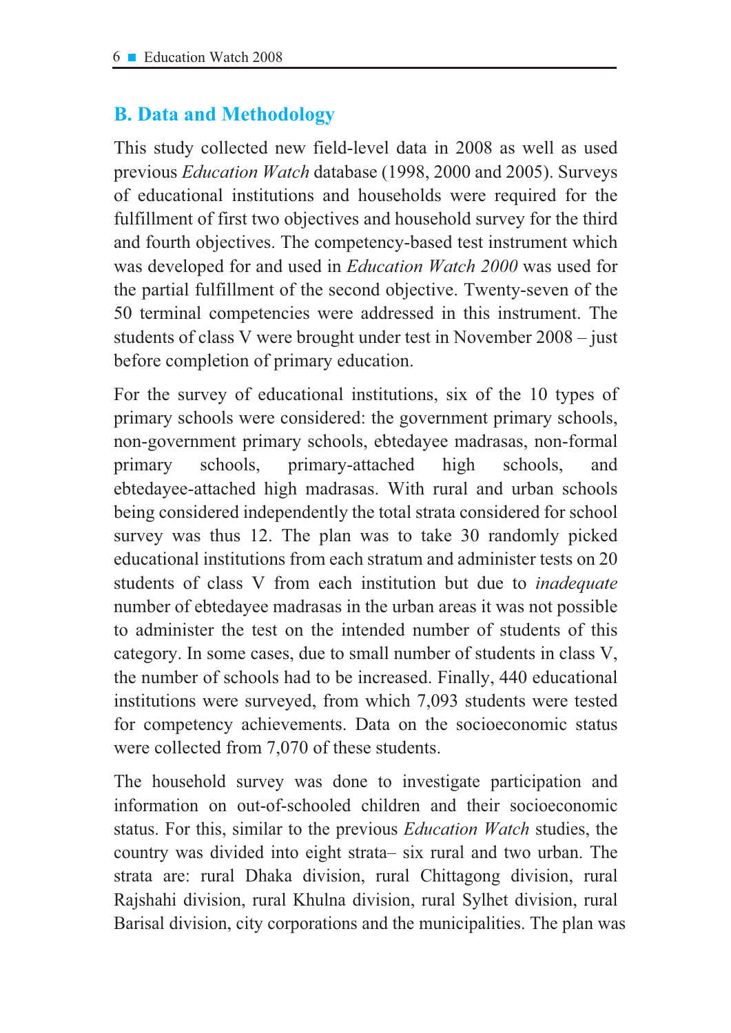## B. Data and Methodology

This study collected new field-level data in 2008 as well as used previous *Education Watch* database (1998, 2000 and 2005). Surveys of educational institutions and households were required for the fulfillment of first two objectives and household survey for the third and fourth objectives. The competency-based test instrument which was developed for and used in *Education Watch 2000* was used for the partial fulfillment of the second objective. Twenty-seven of the 50 terminal competencies were addressed in this instrument. The students of class V were brought under test in November 2008 – just before completion of primary education.

For the survey of educational institutions, six of the 10 types of primary schools were considered: the government primary schools, non-government primary schools, ebtedayee madrasas, non-formal primary schools, primary-attached high schools, and ebtedayee-attached high madrasas. With rural and urban schools being considered independently the total strata considered for school survey was thus 12. The plan was to take 30 randomly picked educational institutions from each stratum and administer tests on 20 students of class V from each institution but due to *inadequate* number of ebtedayee madrasas in the urban areas it was not possible to administer the test on the intended number of students of this category. In some cases, due to small number of students in class V, the number of schools had to be increased. Finally, 440 educational institutions were surveyed, from which 7,093 students were tested for competency achievements. Data on the socioeconomic status were collected from 7,070 of these students.

The household survey was done to investigate participation and information on out-of-schooled children and their socioeconomic status. For this, similar to the previous *Education Watch* studies, the country was divided into eight strata– six rural and two urban. The strata are: rural Dhaka division, rural Chittagong division, rural Rajshahi division, rural Khulna division, rural Sylhet division, rural Barisal division, city corporations and the municipalities. The plan was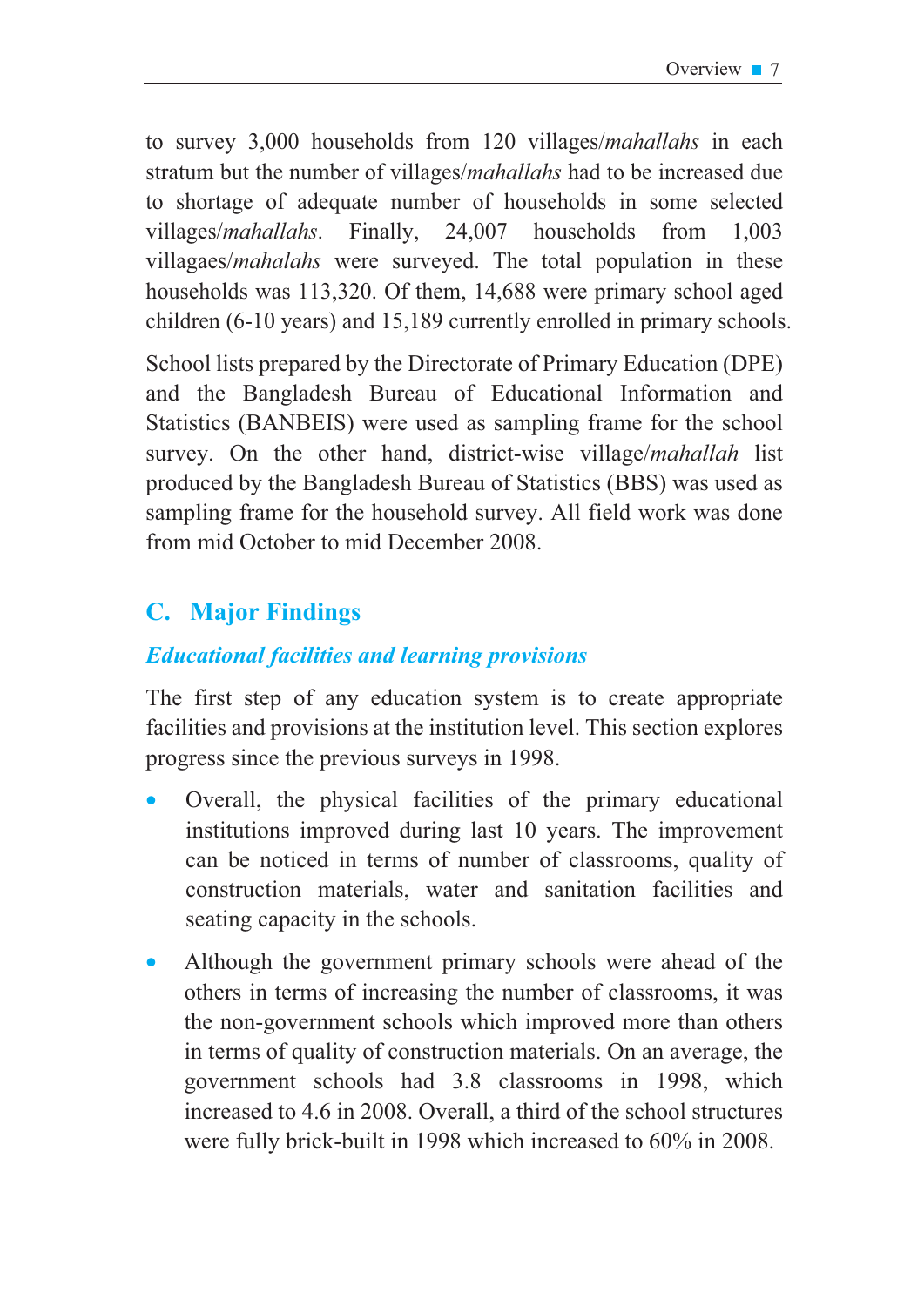to survey 3,000 households from 120 villages/*mahallahs* in each stratum but the number of villages/*mahallahs* had to be increased due to shortage of adequate number of households in some selected villages/*mahallahs*. Finally, 24,007 households from 1,003 villagaes/*mahalahs* were surveyed. The total population in these households was 113,320. Of them, 14,688 were primary school aged children (6-10 years) and 15,189 currently enrolled in primary schools.

School lists prepared by the Directorate of Primary Education (DPE) and the Bangladesh Bureau of Educational Information and Statistics (BANBEIS) were used as sampling frame for the school survey. On the other hand, district-wise village/*mahallah* list produced by the Bangladesh Bureau of Statistics (BBS) was used as sampling frame for the household survey. All field work was done from mid October to mid December 2008.

## C. Major Findings

### *Educational facilities and learning provisions*

The first step of any education system is to create appropriate facilities and provisions at the institution level. This section explores progress since the previous surveys in 1998.

- Overall, the physical facilities of the primary educational institutions improved during last 10 years. The improvement can be noticed in terms of number of classrooms, quality of construction materials, water and sanitation facilities and seating capacity in the schools.
- Although the government primary schools were ahead of the others in terms of increasing the number of classrooms, it was the non-government schools which improved more than others in terms of quality of construction materials. On an average, the government schools had 3.8 classrooms in 1998, which increased to 4.6 in 2008. Overall, a third of the school structures were fully brick-built in 1998 which increased to 60% in 2008.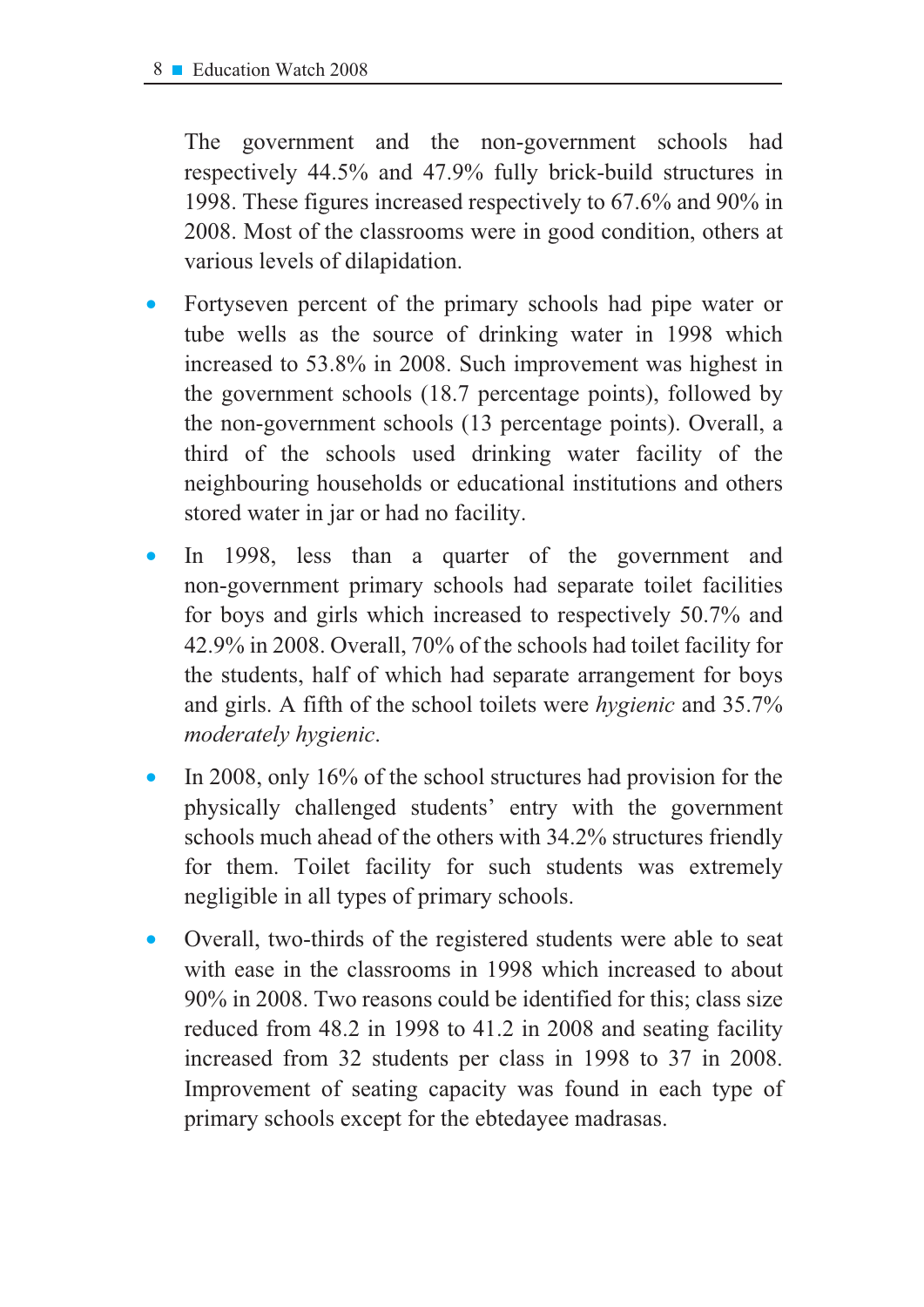The government and the non-government schools had respectively 44.5% and 47.9% fully brick-build structures in 1998. These figures increased respectively to 67.6% and 90% in 2008. Most of the classrooms were in good condition, others at various levels of dilapidation.

- Fortyseven percent of the primary schools had pipe water or tube wells as the source of drinking water in 1998 which increased to 53.8% in 2008. Such improvement was highest in the government schools (18.7 percentage points), followed by the non-government schools (13 percentage points). Overall, a third of the schools used drinking water facility of the neighbouring households or educational institutions and others stored water in jar or had no facility.

- In 1998, less than a quarter of the government and non-government primary schools had separate toilet facilities for boys and girls which increased to respectively 50.7% and 42.9% in 2008. Overall, 70% of the schools had toilet facility for the students, half of which had separate arrangement for boys and girls. A fifth of the school toilets were *hygienic* and 35.7% *moderately hygienic*.

- In 2008, only 16% of the school structures had provision for the physically challenged students' entry with the government schools much ahead of the others with 34.2% structures friendly for them. Toilet facility for such students was extremely negligible in all types of primary schools.

- Overall, two-thirds of the registered students were able to seat with ease in the classrooms in 1998 which increased to about 90% in 2008. Two reasons could be identified for this; class size reduced from 48.2 in 1998 to 41.2 in 2008 and seating facility increased from 32 students per class in 1998 to 37 in 2008. Improvement of seating capacity was found in each type of primary schools except for the ebtedayee madrasas.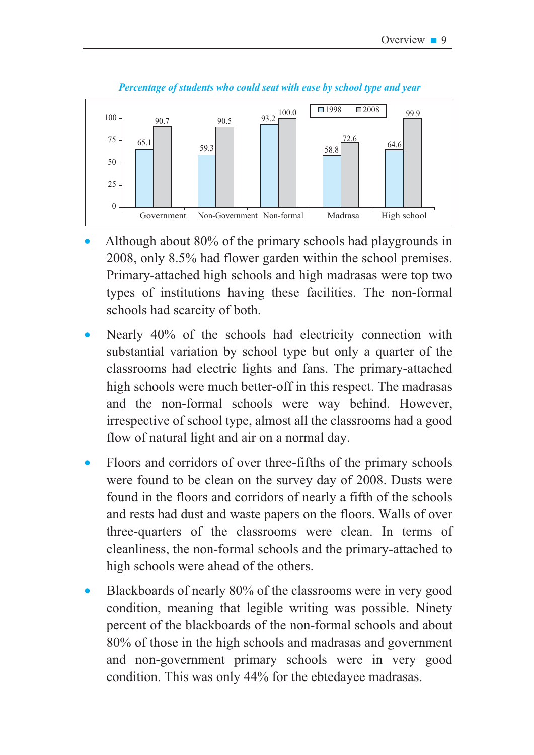*Percentage of students who could seat with ease by school type and year*

| School type | 1998 | 2008 |
|---|---|---|
| Government | 65.1 | 90.7 |
| Non-Government | 59.3 | 90.5 |
| Non-formal | 93.2 | 100.0 |
| Madrasa | 58.8 | 72.6 |
| High school | 64.6 | 99.9 |

- Although about 80% of the primary schools had playgrounds in 2008, only 8.5% had flower garden within the school premises. Primary-attached high schools and high madrasas were top two types of institutions having these facilities. The non-formal schools had scarcity of both.

- Nearly 40% of the schools had electricity connection with substantial variation by school type but only a quarter of the classrooms had electric lights and fans. The primary-attached high schools were much better-off in this respect. The madrasas and the non-formal schools were way behind. However, irrespective of school type, almost all the classrooms had a good flow of natural light and air on a normal day.

- Floors and corridors of over three-fifths of the primary schools were found to be clean on the survey day of 2008. Dusts were found in the floors and corridors of nearly a fifth of the schools and rests had dust and waste papers on the floors. Walls of over three-quarters of the classrooms were clean. In terms of cleanliness, the non-formal schools and the primary-attached to high schools were ahead of the others.

- Blackboards of nearly 80% of the classrooms were in very good condition, meaning that legible writing was possible. Ninety percent of the blackboards of the non-formal schools and about 80% of those in the high schools and madrasas and government and non-government primary schools were in very good condition. This was only 44% for the ebtedayee madrasas.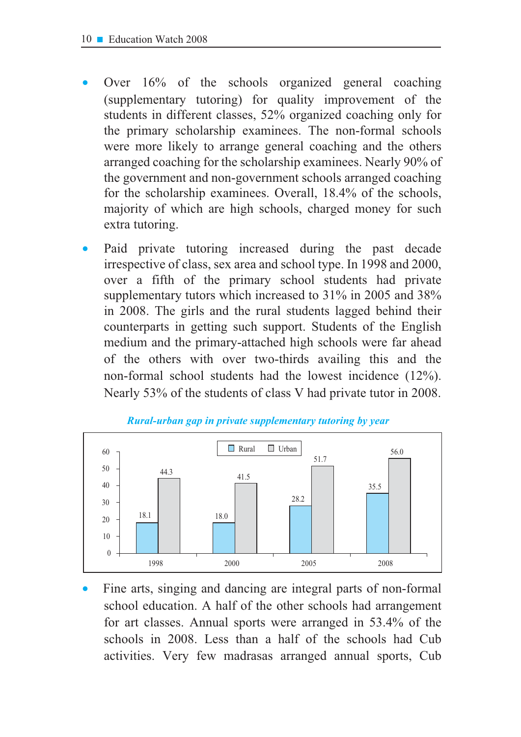- Over 16% of the schools organized general coaching (supplementary tutoring) for quality improvement of the students in different classes, 52% organized coaching only for the primary scholarship examinees. The non-formal schools were more likely to arrange general coaching and the others arranged coaching for the scholarship examinees. Nearly 90% of the government and non-government schools arranged coaching for the scholarship examinees. Overall, 18.4% of the schools, majority of which are high schools, charged money for such extra tutoring.

- Paid private tutoring increased during the past decade irrespective of class, sex area and school type. In 1998 and 2000, over a fifth of the primary school students had private supplementary tutors which increased to 31% in 2005 and 38% in 2008. The girls and the rural students lagged behind their counterparts in getting such support. Students of the English medium and the primary-attached high schools were far ahead of the others with over two-thirds availing this and the non-formal school students had the lowest incidence (12%). Nearly 53% of the students of class V had private tutor in 2008.

***Rural-urban gap in private supplementary tutoring by year***

| Year | Rural | Urban |
|---|---|---|
| 1998 | 18.1 | 44.3 |
| 2000 | 18.0 | 41.5 |
| 2005 | 28.2 | 51.7 |
| 2008 | 35.5 | 56.0 |

- Fine arts, singing and dancing are integral parts of non-formal school education. A half of the other schools had arrangement for art classes. Annual sports were arranged in 53.4% of the schools in 2008. Less than a half of the schools had Cub activities. Very few madrasas arranged annual sports, Cub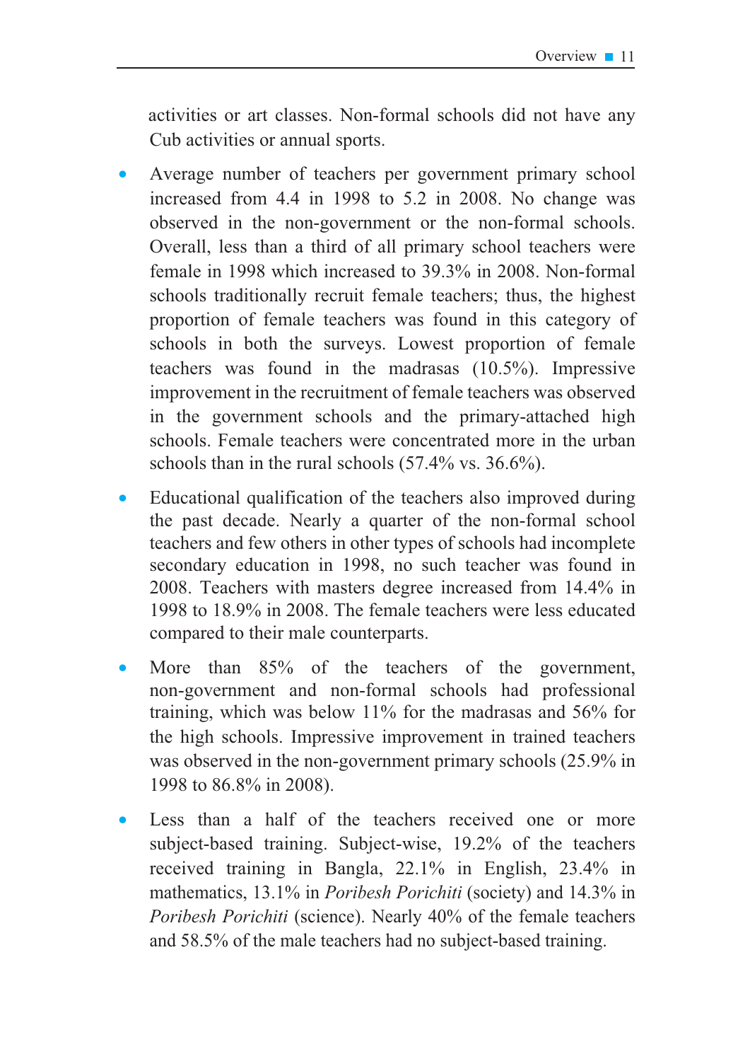activities or art classes. Non-formal schools did not have any Cub activities or annual sports.

- Average number of teachers per government primary school increased from 4.4 in 1998 to 5.2 in 2008. No change was observed in the non-government or the non-formal schools. Overall, less than a third of all primary school teachers were female in 1998 which increased to 39.3% in 2008. Non-formal schools traditionally recruit female teachers; thus, the highest proportion of female teachers was found in this category of schools in both the surveys. Lowest proportion of female teachers was found in the madrasas (10.5%). Impressive improvement in the recruitment of female teachers was observed in the government schools and the primary-attached high schools. Female teachers were concentrated more in the urban schools than in the rural schools (57.4% vs. 36.6%).

- Educational qualification of the teachers also improved during the past decade. Nearly a quarter of the non-formal school teachers and few others in other types of schools had incomplete secondary education in 1998, no such teacher was found in 2008. Teachers with masters degree increased from 14.4% in 1998 to 18.9% in 2008. The female teachers were less educated compared to their male counterparts.

- More than 85% of the teachers of the government, non-government and non-formal schools had professional training, which was below 11% for the madrasas and 56% for the high schools. Impressive improvement in trained teachers was observed in the non-government primary schools (25.9% in 1998 to 86.8% in 2008).

- Less than a half of the teachers received one or more subject-based training. Subject-wise, 19.2% of the teachers received training in Bangla, 22.1% in English, 23.4% in mathematics, 13.1% in *Poribesh Porichiti* (society) and 14.3% in *Poribesh Porichiti* (science). Nearly 40% of the female teachers and 58.5% of the male teachers had no subject-based training.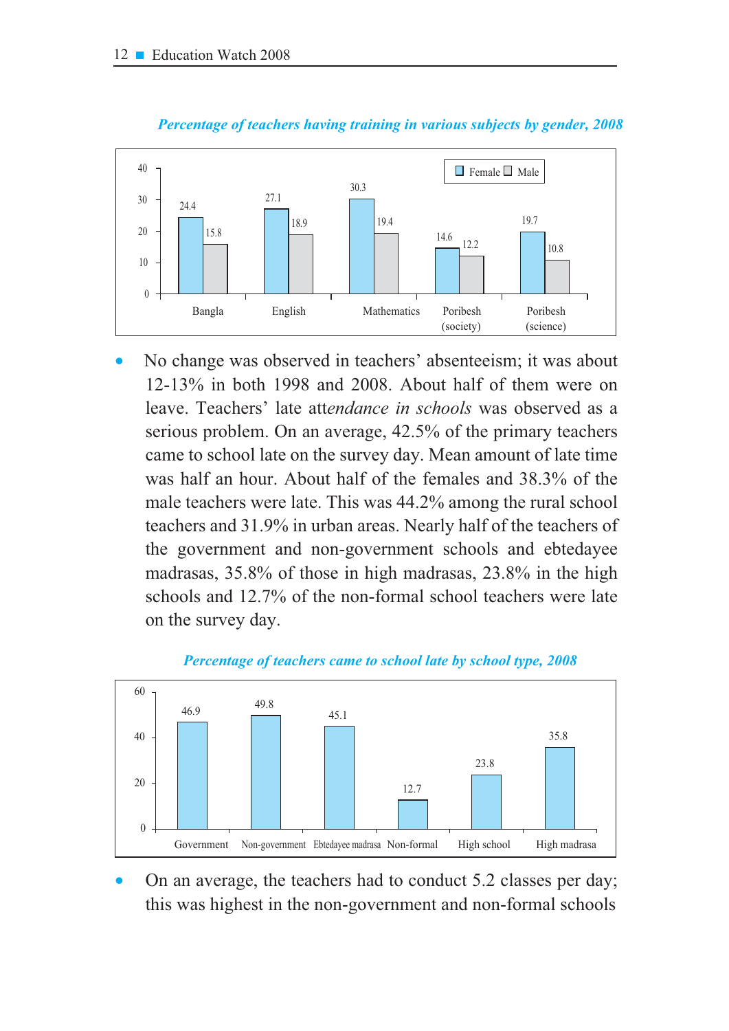*Percentage of teachers having training in various subjects by gender, 2008*

| Subject | Female | Male |
|---|---|---|
| Bangla | 24.4 | 15.8 |
| English | 27.1 | 18.9 |
| Mathematics | 30.3 | 19.4 |
| Poribesh (society) | 14.6 | 12.2 |
| Poribesh (science) | 19.7 | 10.8 |

- No change was observed in teachers' absenteeism; it was about 12-13% in both 1998 and 2008. About half of them were on leave. Teachers' late att*endance in schools* was observed as a serious problem. On an average, 42.5% of the primary teachers came to school late on the survey day. Mean amount of late time was half an hour. About half of the females and 38.3% of the male teachers were late. This was 44.2% among the rural school teachers and 31.9% in urban areas. Nearly half of the teachers of the government and non-government schools and ebtedayee madrasas, 35.8% of those in high madrasas, 23.8% in the high schools and 12.7% of the non-formal school teachers were late on the survey day.

*Percentage of teachers came to school late by school type, 2008*

| School type | Percentage |
|---|---|
| Government | 46.9 |
| Non-government | 49.8 |
| Ebtedayee madrasa | 45.1 |
| Non-formal | 12.7 |
| High school | 23.8 |
| High madrasa | 35.8 |

- On an average, the teachers had to conduct 5.2 classes per day; this was highest in the non-government and non-formal schools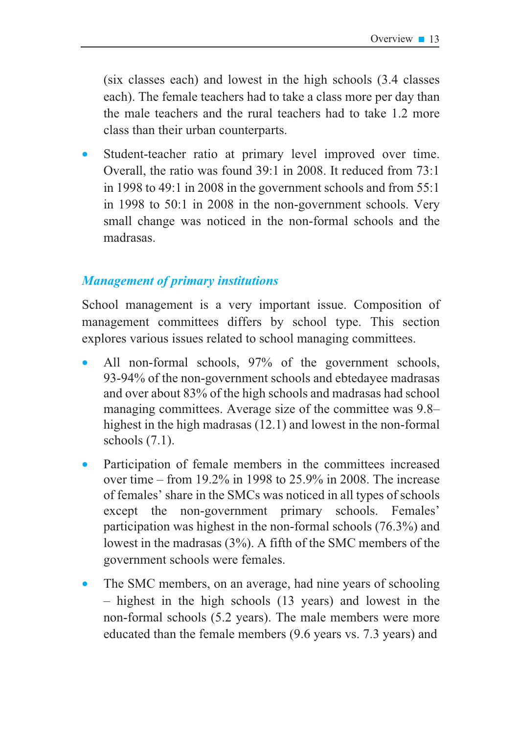(six classes each) and lowest in the high schools (3.4 classes each). The female teachers had to take a class more per day than the male teachers and the rural teachers had to take 1.2 more class than their urban counterparts.

- Student-teacher ratio at primary level improved over time. Overall, the ratio was found 39:1 in 2008. It reduced from 73:1 in 1998 to 49:1 in 2008 in the government schools and from 55:1 in 1998 to 50:1 in 2008 in the non-government schools. Very small change was noticed in the non-formal schools and the madrasas.

### *Management of primary institutions*

School management is a very important issue. Composition of management committees differs by school type. This section explores various issues related to school managing committees.

- All non-formal schools, 97% of the government schools, 93-94% of the non-government schools and ebtedayee madrasas and over about 83% of the high schools and madrasas had school managing committees. Average size of the committee was 9.8– highest in the high madrasas (12.1) and lowest in the non-formal schools (7.1).
- Participation of female members in the committees increased over time – from 19.2% in 1998 to 25.9% in 2008. The increase of females' share in the SMCs was noticed in all types of schools except the non-government primary schools. Females' participation was highest in the non-formal schools (76.3%) and lowest in the madrasas (3%). A fifth of the SMC members of the government schools were females.
- The SMC members, on an average, had nine years of schooling – highest in the high schools (13 years) and lowest in the non-formal schools (5.2 years). The male members were more educated than the female members (9.6 years vs. 7.3 years) and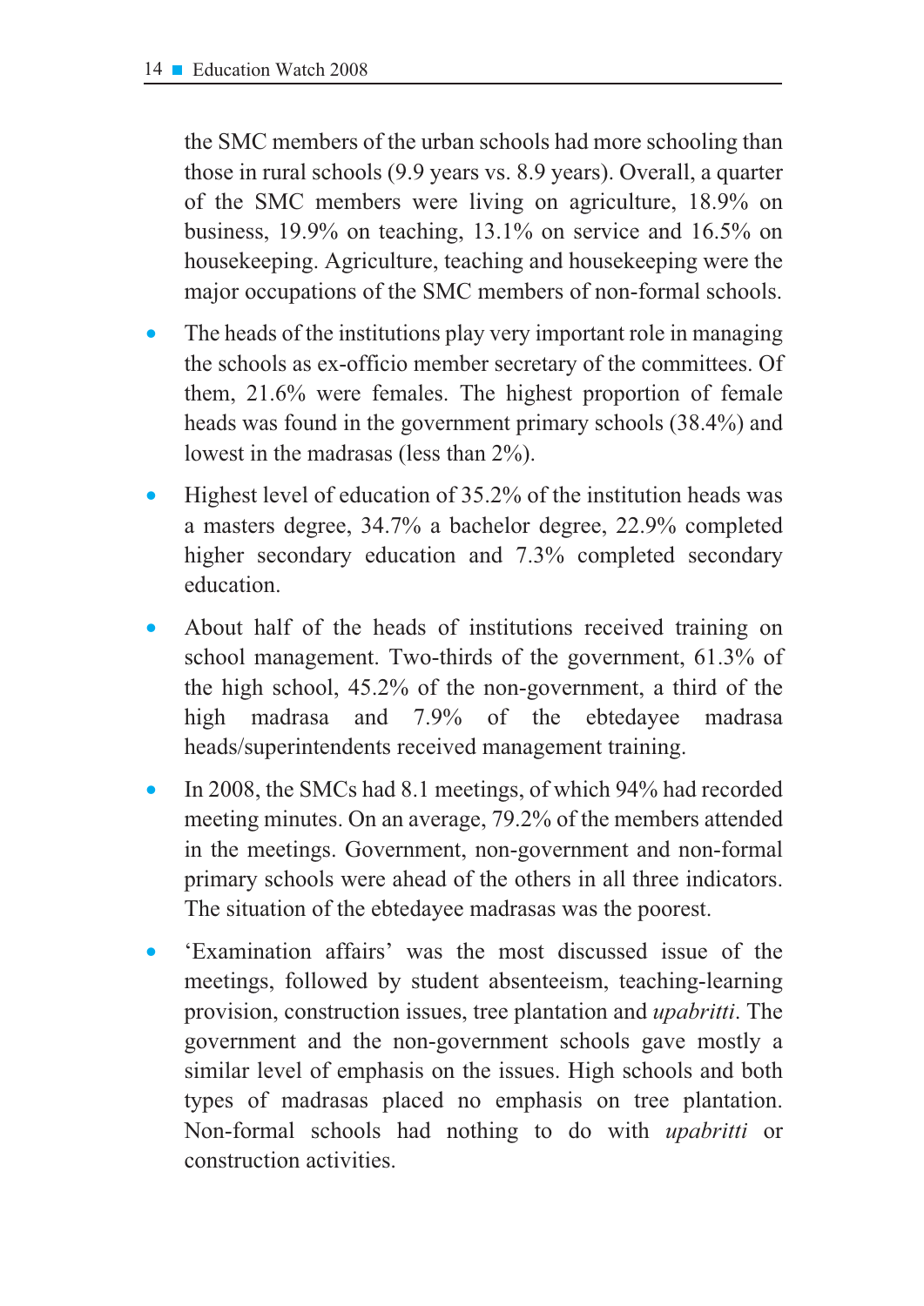the SMC members of the urban schools had more schooling than those in rural schools (9.9 years vs. 8.9 years). Overall, a quarter of the SMC members were living on agriculture, 18.9% on business, 19.9% on teaching, 13.1% on service and 16.5% on housekeeping. Agriculture, teaching and housekeeping were the major occupations of the SMC members of non-formal schools.

- The heads of the institutions play very important role in managing the schools as ex-officio member secretary of the committees. Of them, 21.6% were females. The highest proportion of female heads was found in the government primary schools (38.4%) and lowest in the madrasas (less than 2%).
- Highest level of education of 35.2% of the institution heads was a masters degree, 34.7% a bachelor degree, 22.9% completed higher secondary education and 7.3% completed secondary education.
- About half of the heads of institutions received training on school management. Two-thirds of the government, 61.3% of the high school, 45.2% of the non-government, a third of the high madrasa and 7.9% of the ebtedayee madrasa heads/superintendents received management training.
- In 2008, the SMCs had 8.1 meetings, of which 94% had recorded meeting minutes. On an average, 79.2% of the members attended in the meetings. Government, non-government and non-formal primary schools were ahead of the others in all three indicators. The situation of the ebtedayee madrasas was the poorest.
- 'Examination affairs' was the most discussed issue of the meetings, followed by student absenteeism, teaching-learning provision, construction issues, tree plantation and *upabritti*. The government and the non-government schools gave mostly a similar level of emphasis on the issues. High schools and both types of madrasas placed no emphasis on tree plantation. Non-formal schools had nothing to do with *upabritti* or construction activities.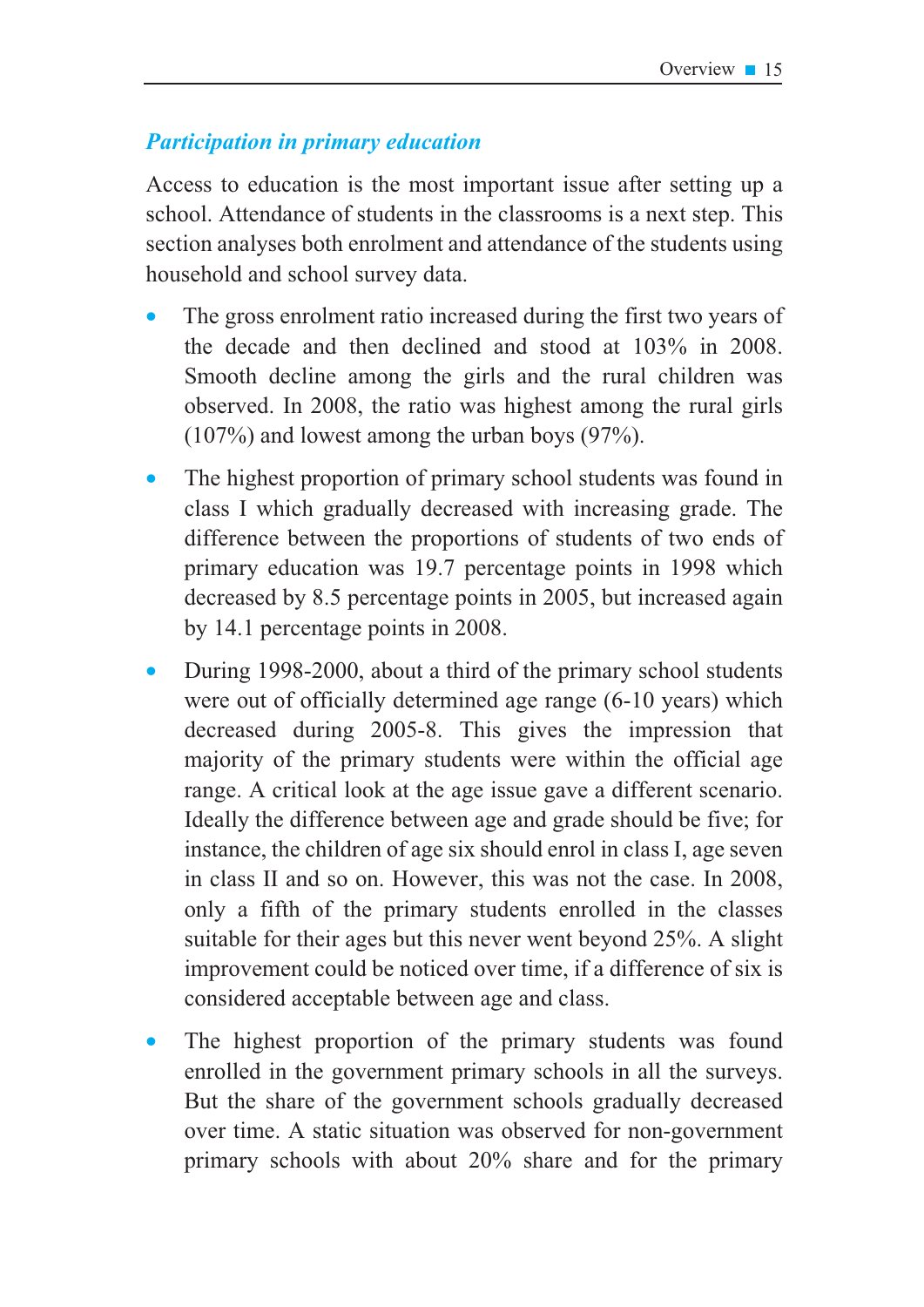### *Participation in primary education*

Access to education is the most important issue after setting up a school. Attendance of students in the classrooms is a next step. This section analyses both enrolment and attendance of the students using household and school survey data.

- The gross enrolment ratio increased during the first two years of the decade and then declined and stood at 103% in 2008. Smooth decline among the girls and the rural children was observed. In 2008, the ratio was highest among the rural girls (107%) and lowest among the urban boys (97%).
- The highest proportion of primary school students was found in class I which gradually decreased with increasing grade. The difference between the proportions of students of two ends of primary education was 19.7 percentage points in 1998 which decreased by 8.5 percentage points in 2005, but increased again by 14.1 percentage points in 2008.
- During 1998-2000, about a third of the primary school students were out of officially determined age range (6-10 years) which decreased during 2005-8. This gives the impression that majority of the primary students were within the official age range. A critical look at the age issue gave a different scenario. Ideally the difference between age and grade should be five; for instance, the children of age six should enrol in class I, age seven in class II and so on. However, this was not the case. In 2008, only a fifth of the primary students enrolled in the classes suitable for their ages but this never went beyond 25%. A slight improvement could be noticed over time, if a difference of six is considered acceptable between age and class.
- The highest proportion of the primary students was found enrolled in the government primary schools in all the surveys. But the share of the government schools gradually decreased over time. A static situation was observed for non-government primary schools with about 20% share and for the primary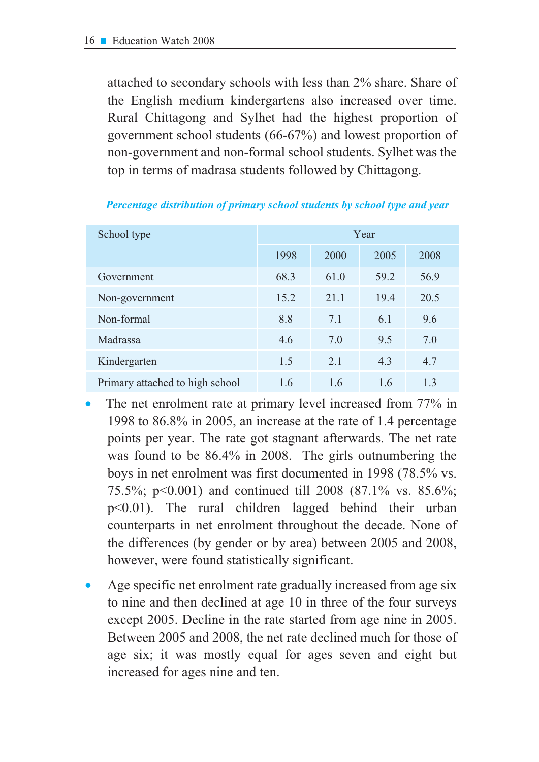attached to secondary schools with less than 2% share. Share of the English medium kindergartens also increased over time. Rural Chittagong and Sylhet had the highest proportion of government school students (66-67%) and lowest proportion of non-government and non-formal school students. Sylhet was the top in terms of madrasa students followed by Chittagong.

***Percentage distribution of primary school students by school type and year***

| School type | Year | | | |
|---|---|---|---|---|
| | 1998 | 2000 | 2005 | 2008 |
| Government | 68.3 | 61.0 | 59.2 | 56.9 |
| Non-government | 15.2 | 21.1 | 19.4 | 20.5 |
| Non-formal | 8.8 | 7.1 | 6.1 | 9.6 |
| Madrassa | 4.6 | 7.0 | 9.5 | 7.0 |
| Kindergarten | 1.5 | 2.1 | 4.3 | 4.7 |
| Primary attached to high school | 1.6 | 1.6 | 1.6 | 1.3 |

- The net enrolment rate at primary level increased from 77% in 1998 to 86.8% in 2005, an increase at the rate of 1.4 percentage points per year. The rate got stagnant afterwards. The net rate was found to be 86.4% in 2008. The girls outnumbering the boys in net enrolment was first documented in 1998 (78.5% vs. 75.5%; $p<0.001$) and continued till 2008 (87.1% vs. 85.6%; $p<0.01$). The rural children lagged behind their urban counterparts in net enrolment throughout the decade. None of the differences (by gender or by area) between 2005 and 2008, however, were found statistically significant.

- Age specific net enrolment rate gradually increased from age six to nine and then declined at age 10 in three of the four surveys except 2005. Decline in the rate started from age nine in 2005. Between 2005 and 2008, the net rate declined much for those of age six; it was mostly equal for ages seven and eight but increased for ages nine and ten.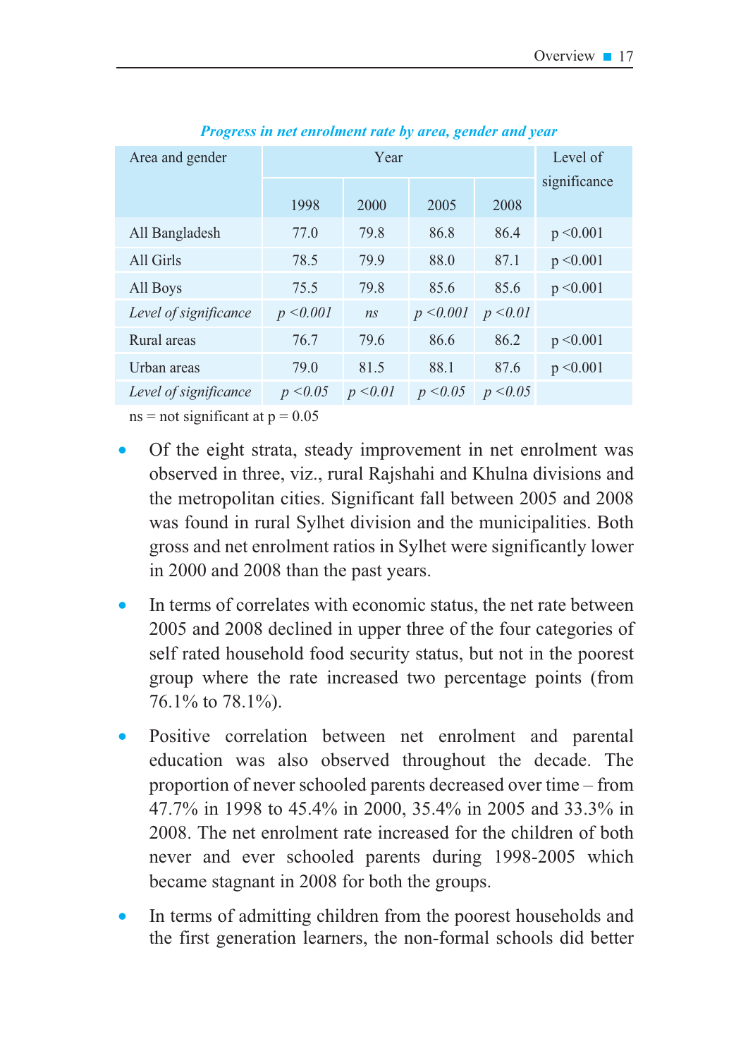*Progress in net enrolment rate by area, gender and year*

| Area and gender | Year | | | | Level of significance |
|---|---|---|---|---|---|
| | 1998 | 2000 | 2005 | 2008 | |
| All Bangladesh | 77.0 | 79.8 | 86.8 | 86.4 | $p < 0.001$ |
| All Girls | 78.5 | 79.9 | 88.0 | 87.1 | $p < 0.001$ |
| All Boys | 75.5 | 79.8 | 85.6 | 85.6 | $p < 0.001$ |
| *Level of significance* | $p < 0.001$ | *ns* | $p < 0.001$ | $p < 0.01$ | |
| Rural areas | 76.7 | 79.6 | 86.6 | 86.2 | $p < 0.001$ |
| Urban areas | 79.0 | 81.5 | 88.1 | 87.6 | $p < 0.001$ |
| *Level of significance* | $p < 0.05$ | $p < 0.01$ | $p < 0.05$ | $p < 0.05$ | |

ns = not significant at $p = 0.05$

- Of the eight strata, steady improvement in net enrolment was observed in three, viz., rural Rajshahi and Khulna divisions and the metropolitan cities. Significant fall between 2005 and 2008 was found in rural Sylhet division and the municipalities. Both gross and net enrolment ratios in Sylhet were significantly lower in 2000 and 2008 than the past years.

- In terms of correlates with economic status, the net rate between 2005 and 2008 declined in upper three of the four categories of self rated household food security status, but not in the poorest group where the rate increased two percentage points (from 76.1% to 78.1%).

- Positive correlation between net enrolment and parental education was also observed throughout the decade. The proportion of never schooled parents decreased over time – from 47.7% in 1998 to 45.4% in 2000, 35.4% in 2005 and 33.3% in 2008. The net enrolment rate increased for the children of both never and ever schooled parents during 1998-2005 which became stagnant in 2008 for both the groups.

- In terms of admitting children from the poorest households and the first generation learners, the non-formal schools did better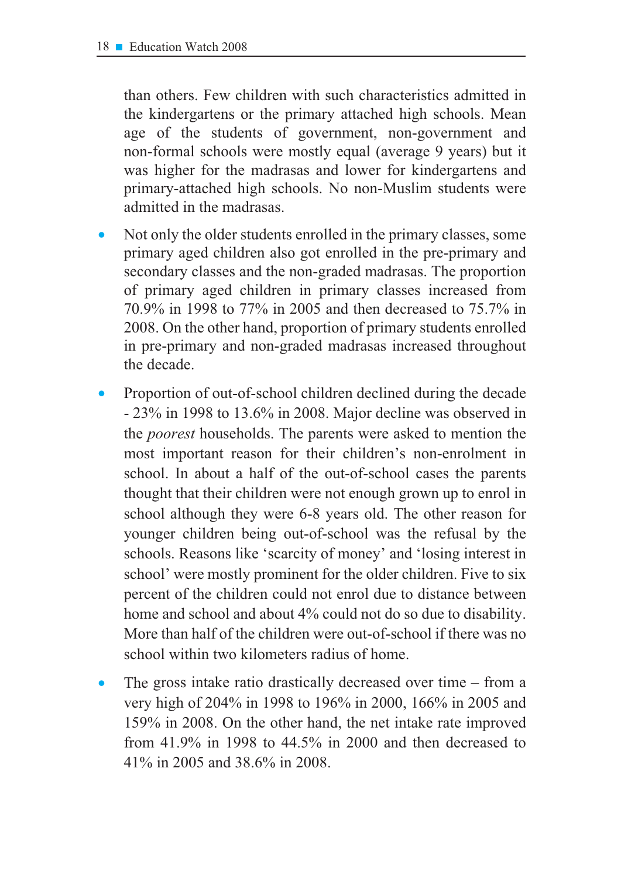than others. Few children with such characteristics admitted in the kindergartens or the primary attached high schools. Mean age of the students of government, non-government and non-formal schools were mostly equal (average 9 years) but it was higher for the madrasas and lower for kindergartens and primary-attached high schools. No non-Muslim students were admitted in the madrasas.

- Not only the older students enrolled in the primary classes, some primary aged children also got enrolled in the pre-primary and secondary classes and the non-graded madrasas. The proportion of primary aged children in primary classes increased from 70.9% in 1998 to 77% in 2005 and then decreased to 75.7% in 2008. On the other hand, proportion of primary students enrolled in pre-primary and non-graded madrasas increased throughout the decade.

- Proportion of out-of-school children declined during the decade - 23% in 1998 to 13.6% in 2008. Major decline was observed in the *poorest* households. The parents were asked to mention the most important reason for their children's non-enrolment in school. In about a half of the out-of-school cases the parents thought that their children were not enough grown up to enrol in school although they were 6-8 years old. The other reason for younger children being out-of-school was the refusal by the schools. Reasons like 'scarcity of money' and 'losing interest in school' were mostly prominent for the older children. Five to six percent of the children could not enrol due to distance between home and school and about 4% could not do so due to disability. More than half of the children were out-of-school if there was no school within two kilometers radius of home.

- The gross intake ratio drastically decreased over time – from a very high of 204% in 1998 to 196% in 2000, 166% in 2005 and 159% in 2008. On the other hand, the net intake rate improved from 41.9% in 1998 to 44.5% in 2000 and then decreased to 41% in 2005 and 38.6% in 2008.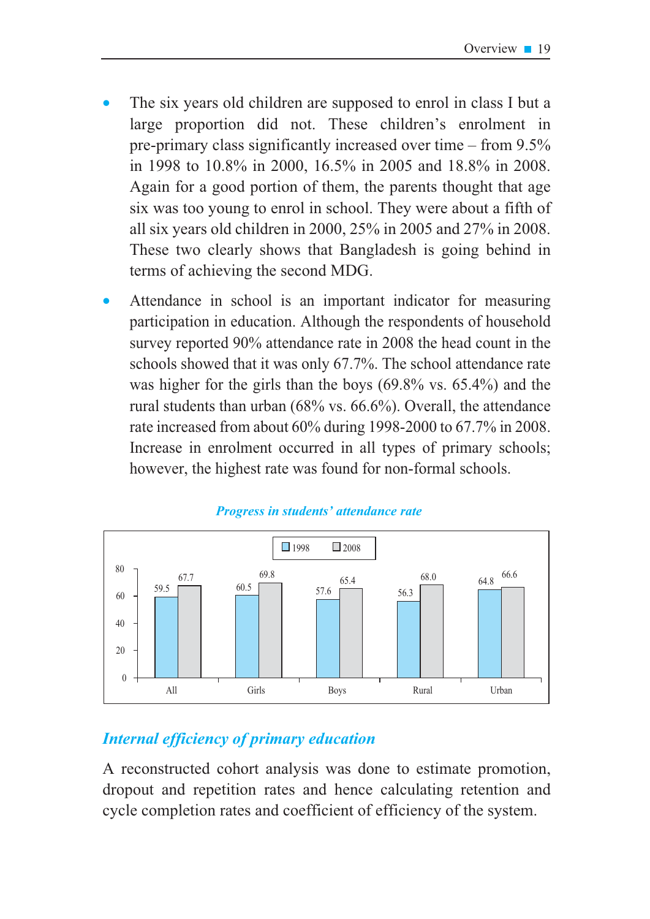- The six years old children are supposed to enrol in class I but a large proportion did not. These children's enrolment in pre-primary class significantly increased over time – from 9.5% in 1998 to 10.8% in 2000, 16.5% in 2005 and 18.8% in 2008. Again for a good portion of them, the parents thought that age six was too young to enrol in school. They were about a fifth of all six years old children in 2000, 25% in 2005 and 27% in 2008. These two clearly shows that Bangladesh is going behind in terms of achieving the second MDG.
- Attendance in school is an important indicator for measuring participation in education. Although the respondents of household survey reported 90% attendance rate in 2008 the head count in the schools showed that it was only 67.7%. The school attendance rate was higher for the girls than the boys (69.8% vs. 65.4%) and the rural students than urban (68% vs. 66.6%). Overall, the attendance rate increased from about 60% during 1998-2000 to 67.7% in 2008. Increase in enrolment occurred in all types of primary schools; however, the highest rate was found for non-formal schools.

*Progress in students' attendance rate*

| | 1998 | 2008 |
|---|---|---|
| All | 59.5 | 67.7 |
| Girls | 60.5 | 69.8 |
| Boys | 57.6 | 65.4 |
| Rural | 56.3 | 68.0 |
| Urban | 64.8 | 66.6 |

## *Internal efficiency of primary education*

A reconstructed cohort analysis was done to estimate promotion, dropout and repetition rates and hence calculating retention and cycle completion rates and coefficient of efficiency of the system.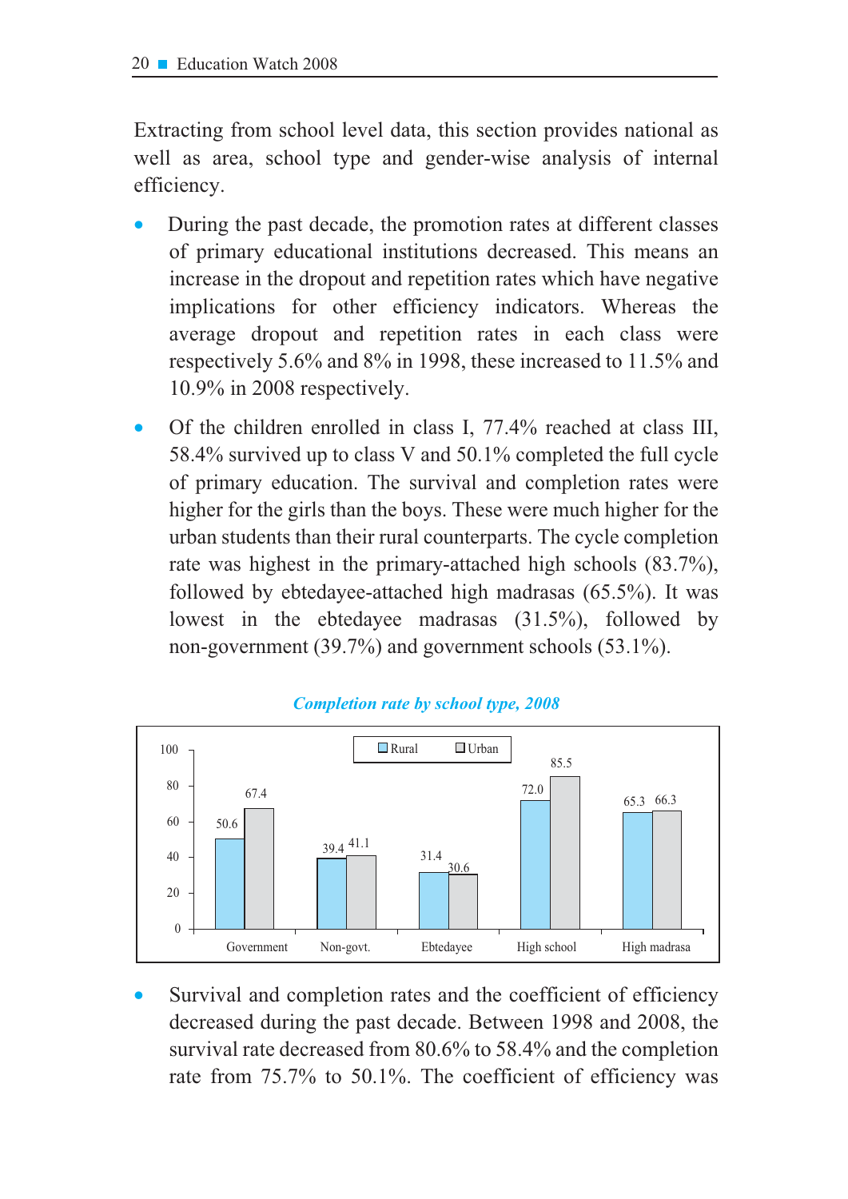Extracting from school level data, this section provides national as well as area, school type and gender-wise analysis of internal efficiency.

- During the past decade, the promotion rates at different classes of primary educational institutions decreased. This means an increase in the dropout and repetition rates which have negative implications for other efficiency indicators. Whereas the average dropout and repetition rates in each class were respectively 5.6% and 8% in 1998, these increased to 11.5% and 10.9% in 2008 respectively.
- Of the children enrolled in class I, 77.4% reached at class III, 58.4% survived up to class V and 50.1% completed the full cycle of primary education. The survival and completion rates were higher for the girls than the boys. These were much higher for the urban students than their rural counterparts. The cycle completion rate was highest in the primary-attached high schools (83.7%), followed by ebtedayee-attached high madrasas (65.5%). It was lowest in the ebtedayee madrasas (31.5%), followed by non-government (39.7%) and government schools (53.1%).

***Completion rate by school type, 2008***

| School type | Rural | Urban |
|---|---|---|
| Government | 50.6 | 67.4 |
| Non-govt. | 39.4 | 41.1 |
| Ebtedayee | 31.4 | 30.6 |
| High school | 72.0 | 85.5 |
| High madrasa | 65.3 | 66.3 |

- Survival and completion rates and the coefficient of efficiency decreased during the past decade. Between 1998 and 2008, the survival rate decreased from 80.6% to 58.4% and the completion rate from 75.7% to 50.1%. The coefficient of efficiency was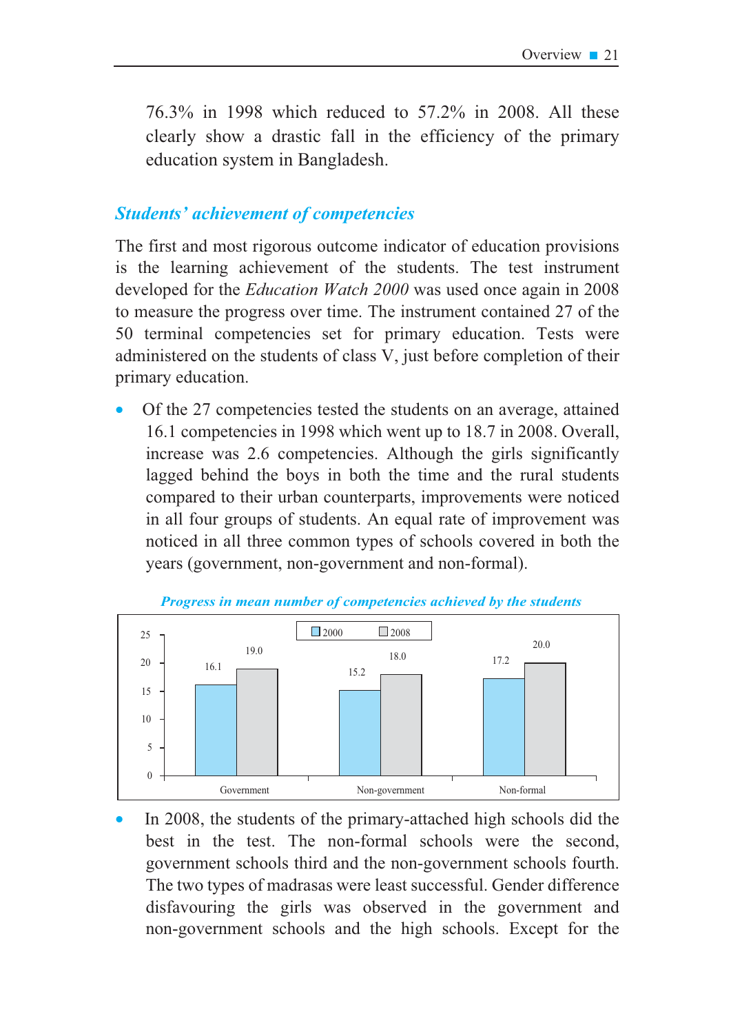76.3% in 1998 which reduced to 57.2% in 2008. All these clearly show a drastic fall in the efficiency of the primary education system in Bangladesh.

## *Students' achievement of competencies*

The first and most rigorous outcome indicator of education provisions is the learning achievement of the students. The test instrument developed for the *Education Watch 2000* was used once again in 2008 to measure the progress over time. The instrument contained 27 of the 50 terminal competencies set for primary education. Tests were administered on the students of class V, just before completion of their primary education.

- Of the 27 competencies tested the students on an average, attained 16.1 competencies in 1998 which went up to 18.7 in 2008. Overall, increase was 2.6 competencies. Although the girls significantly lagged behind the boys in both the time and the rural students compared to their urban counterparts, improvements were noticed in all four groups of students. An equal rate of improvement was noticed in all three common types of schools covered in both the years (government, non-government and non-formal).

*Progress in mean number of competencies achieved by the students*

| | 2000 | 2008 |
|---|---|---|
| Government | 16.1 | 19.0 |
| Non-government | 15.2 | 18.0 |
| Non-formal | 17.2 | 20.0 |

- In 2008, the students of the primary-attached high schools did the best in the test. The non-formal schools were the second, government schools third and the non-government schools fourth. The two types of madrasas were least successful. Gender difference disfavouring the girls was observed in the government and non-government schools and the high schools. Except for the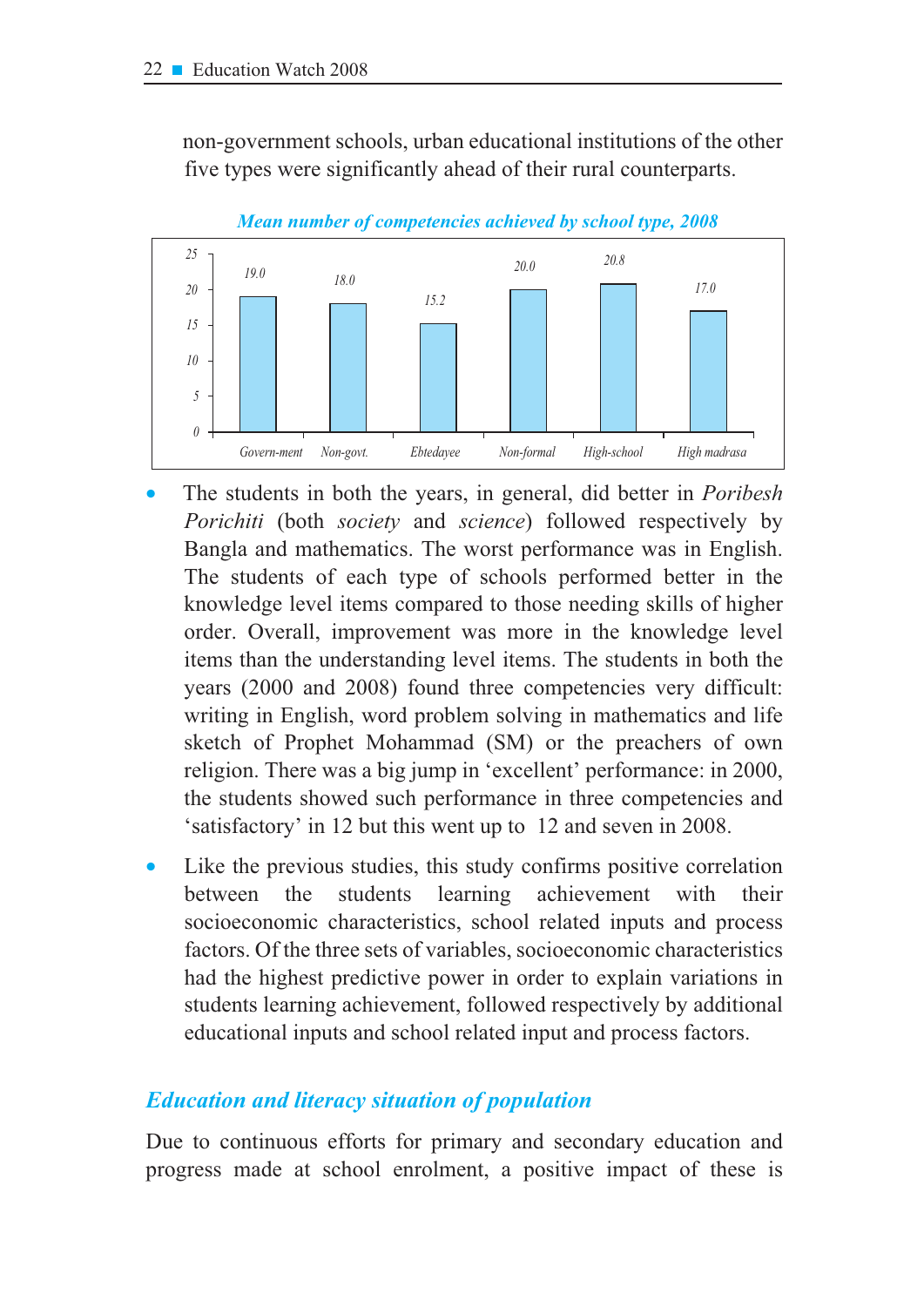non-government schools, urban educational institutions of the other five types were significantly ahead of their rural counterparts.

*Mean number of competencies achieved by school type, 2008*

| School type | Mean number of competencies |
|---|---|
| Govern-ment | 19.0 |
| Non-govt. | 18.0 |
| Ebtedayee | 15.2 |
| Non-formal | 20.0 |
| High-school | 20.8 |
| High madrasa | 17.0 |

- The students in both the years, in general, did better in *Poribesh Porichiti* (both *society* and *science*) followed respectively by Bangla and mathematics. The worst performance was in English. The students of each type of schools performed better in the knowledge level items compared to those needing skills of higher order. Overall, improvement was more in the knowledge level items than the understanding level items. The students in both the years (2000 and 2008) found three competencies very difficult: writing in English, word problem solving in mathematics and life sketch of Prophet Mohammad (SM) or the preachers of own religion. There was a big jump in 'excellent' performance: in 2000, the students showed such performance in three competencies and 'satisfactory' in 12 but this went up to 12 and seven in 2008.

- Like the previous studies, this study confirms positive correlation between the students learning achievement with their socioeconomic characteristics, school related inputs and process factors. Of the three sets of variables, socioeconomic characteristics had the highest predictive power in order to explain variations in students learning achievement, followed respectively by additional educational inputs and school related input and process factors.

## *Education and literacy situation of population*

Due to continuous efforts for primary and secondary education and progress made at school enrolment, a positive impact of these is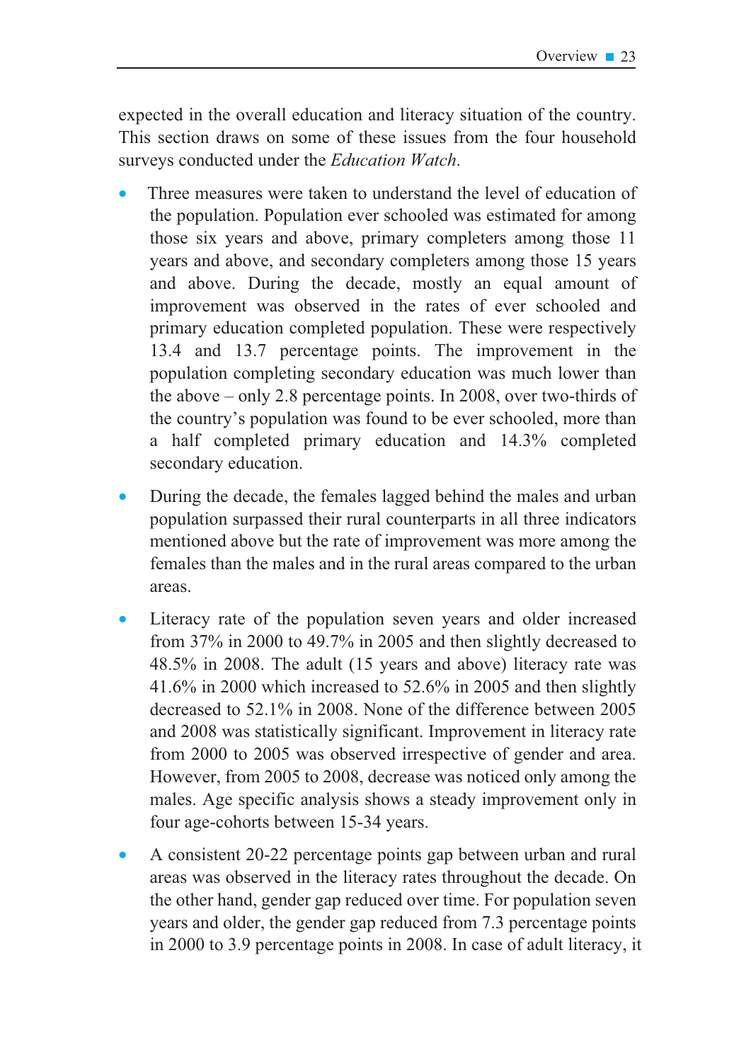expected in the overall education and literacy situation of the country. This section draws on some of these issues from the four household surveys conducted under the *Education Watch*.

- Three measures were taken to understand the level of education of the population. Population ever schooled was estimated for among those six years and above, primary completers among those 11 years and above, and secondary completers among those 15 years and above. During the decade, mostly an equal amount of improvement was observed in the rates of ever schooled and primary education completed population. These were respectively 13.4 and 13.7 percentage points. The improvement in the population completing secondary education was much lower than the above – only 2.8 percentage points. In 2008, over two-thirds of the country's population was found to be ever schooled, more than a half completed primary education and 14.3% completed secondary education.

- During the decade, the females lagged behind the males and urban population surpassed their rural counterparts in all three indicators mentioned above but the rate of improvement was more among the females than the males and in the rural areas compared to the urban areas.

- Literacy rate of the population seven years and older increased from 37% in 2000 to 49.7% in 2005 and then slightly decreased to 48.5% in 2008. The adult (15 years and above) literacy rate was 41.6% in 2000 which increased to 52.6% in 2005 and then slightly decreased to 52.1% in 2008. None of the difference between 2005 and 2008 was statistically significant. Improvement in literacy rate from 2000 to 2005 was observed irrespective of gender and area. However, from 2005 to 2008, decrease was noticed only among the males. Age specific analysis shows a steady improvement only in four age-cohorts between 15-34 years.

- A consistent 20-22 percentage points gap between urban and rural areas was observed in the literacy rates throughout the decade. On the other hand, gender gap reduced over time. For population seven years and older, the gender gap reduced from 7.3 percentage points in 2000 to 3.9 percentage points in 2008. In case of adult literacy, it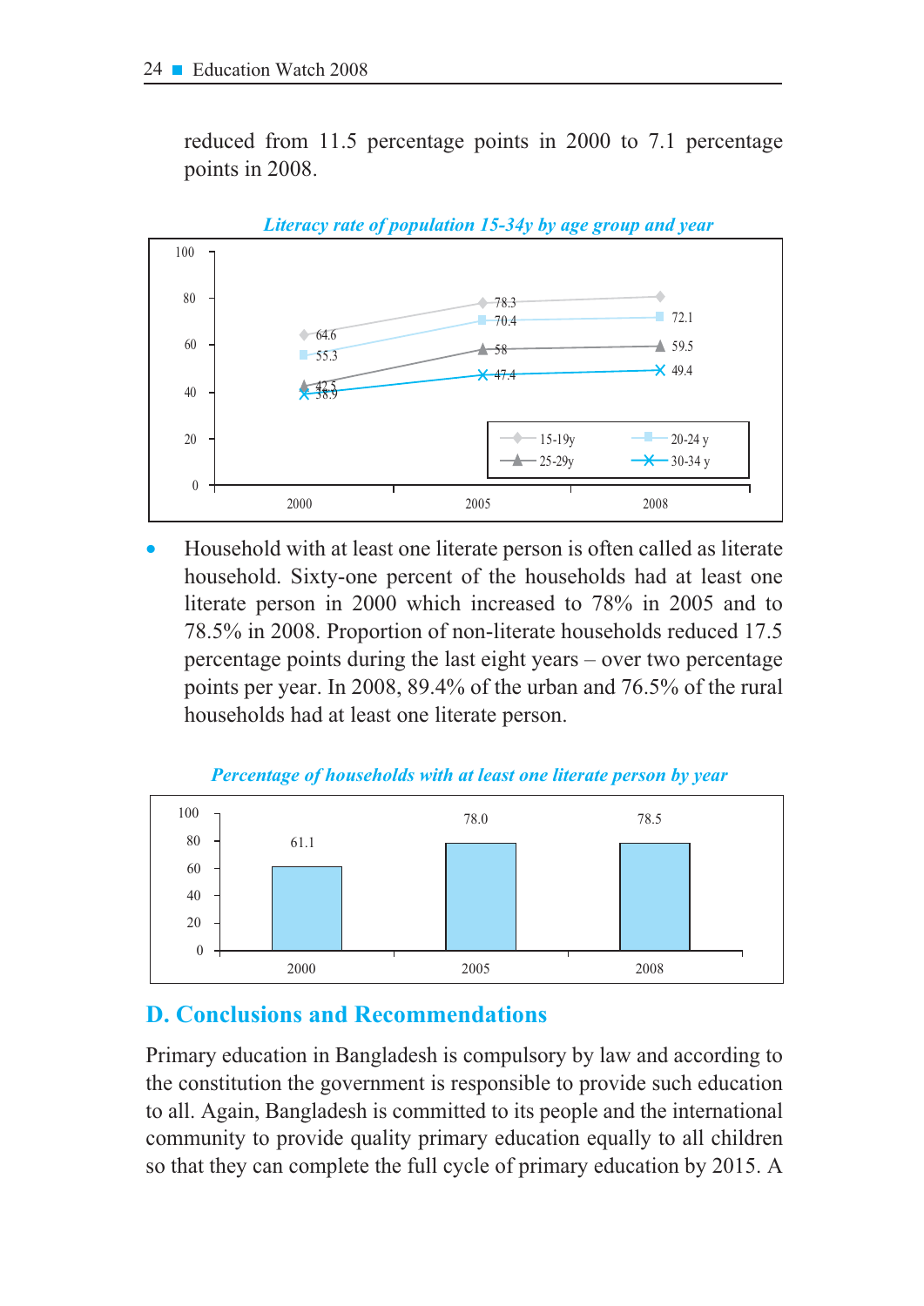reduced from 11.5 percentage points in 2000 to 7.1 percentage points in 2008.

*Literacy rate of population 15-34y by age group and year*

| Age group | 2000 | 2005 | 2008 |
|---|---|---|---|
| 15-19y | 64.6 | 78.3 | |
| 20-24 y | 55.3 | 70.4 | 72.1 |
| 25-29y | 42.5 | 58 | 59.5 |
| 30-34 y | 38.9 | 47.4 | 49.4 |

- Household with at least one literate person is often called as literate household. Sixty-one percent of the households had at least one literate person in 2000 which increased to 78% in 2005 and to 78.5% in 2008. Proportion of non-literate households reduced 17.5 percentage points during the last eight years – over two percentage points per year. In 2008, 89.4% of the urban and 76.5% of the rural households had at least one literate person.

*Percentage of households with at least one literate person by year*

| 2000 | 2005 | 2008 |
|---|---|---|
| 61.1 | 78.0 | 78.5 |

## D. Conclusions and Recommendations

Primary education in Bangladesh is compulsory by law and according to the constitution the government is responsible to provide such education to all. Again, Bangladesh is committed to its people and the international community to provide quality primary education equally to all children so that they can complete the full cycle of primary education by 2015. A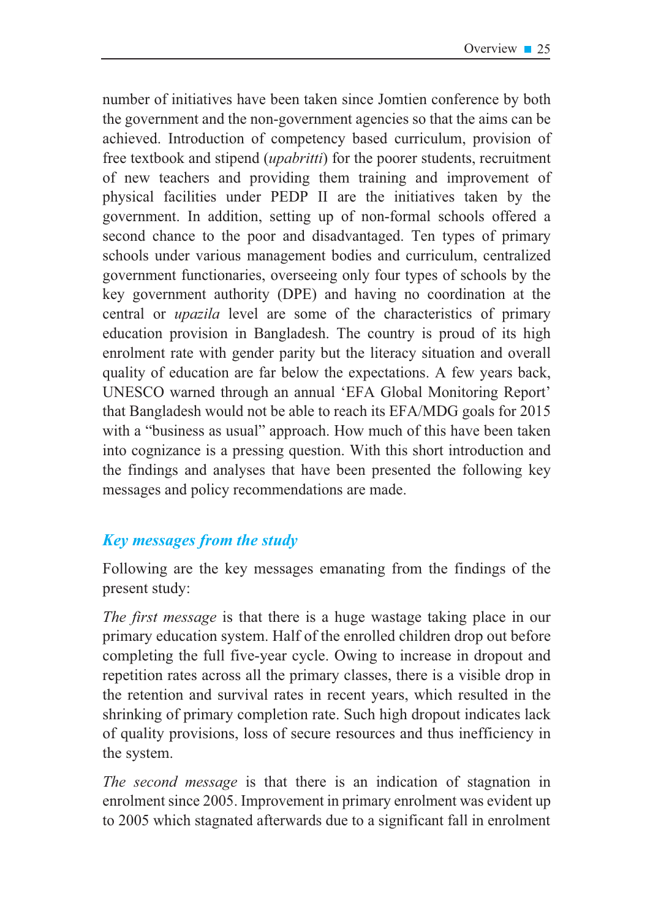number of initiatives have been taken since Jomtien conference by both the government and the non-government agencies so that the aims can be achieved. Introduction of competency based curriculum, provision of free textbook and stipend (*upabritti*) for the poorer students, recruitment of new teachers and providing them training and improvement of physical facilities under PEDP II are the initiatives taken by the government. In addition, setting up of non-formal schools offered a second chance to the poor and disadvantaged. Ten types of primary schools under various management bodies and curriculum, centralized government functionaries, overseeing only four types of schools by the key government authority (DPE) and having no coordination at the central or *upazila* level are some of the characteristics of primary education provision in Bangladesh. The country is proud of its high enrolment rate with gender parity but the literacy situation and overall quality of education are far below the expectations. A few years back, UNESCO warned through an annual 'EFA Global Monitoring Report' that Bangladesh would not be able to reach its EFA/MDG goals for 2015 with a "business as usual" approach. How much of this have been taken into cognizance is a pressing question. With this short introduction and the findings and analyses that have been presented the following key messages and policy recommendations are made.

## *Key messages from the study*

Following are the key messages emanating from the findings of the present study:

*The first message* is that there is a huge wastage taking place in our primary education system. Half of the enrolled children drop out before completing the full five-year cycle. Owing to increase in dropout and repetition rates across all the primary classes, there is a visible drop in the retention and survival rates in recent years, which resulted in the shrinking of primary completion rate. Such high dropout indicates lack of quality provisions, loss of secure resources and thus inefficiency in the system.

*The second message* is that there is an indication of stagnation in enrolment since 2005. Improvement in primary enrolment was evident up to 2005 which stagnated afterwards due to a significant fall in enrolment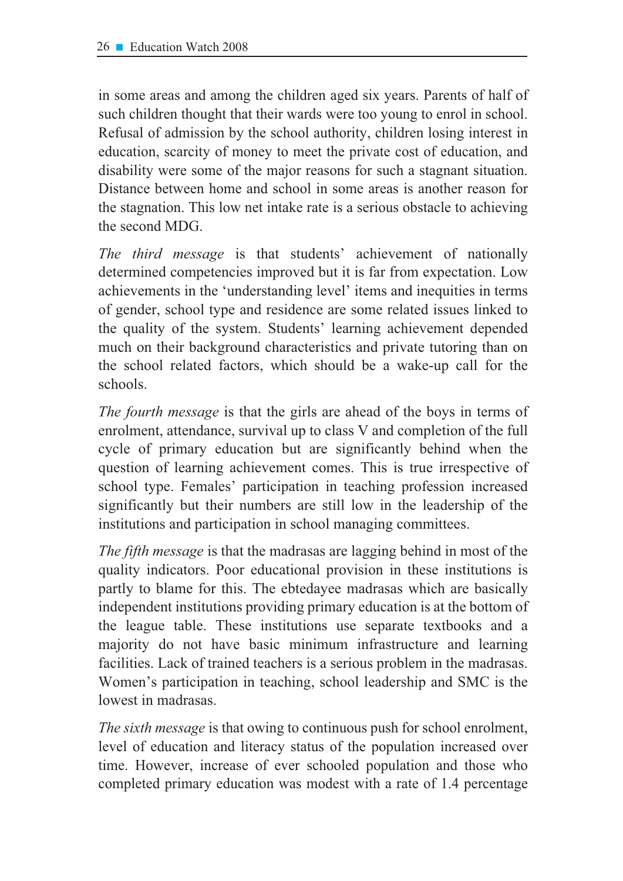in some areas and among the children aged six years. Parents of half of such children thought that their wards were too young to enrol in school. Refusal of admission by the school authority, children losing interest in education, scarcity of money to meet the private cost of education, and disability were some of the major reasons for such a stagnant situation. Distance between home and school in some areas is another reason for the stagnation. This low net intake rate is a serious obstacle to achieving the second MDG.

*The third message* is that students' achievement of nationally determined competencies improved but it is far from expectation. Low achievements in the 'understanding level' items and inequities in terms of gender, school type and residence are some related issues linked to the quality of the system. Students' learning achievement depended much on their background characteristics and private tutoring than on the school related factors, which should be a wake-up call for the schools.

*The fourth message* is that the girls are ahead of the boys in terms of enrolment, attendance, survival up to class V and completion of the full cycle of primary education but are significantly behind when the question of learning achievement comes. This is true irrespective of school type. Females' participation in teaching profession increased significantly but their numbers are still low in the leadership of the institutions and participation in school managing committees.

*The fifth message* is that the madrasas are lagging behind in most of the quality indicators. Poor educational provision in these institutions is partly to blame for this. The ebtedayee madrasas which are basically independent institutions providing primary education is at the bottom of the league table. These institutions use separate textbooks and a majority do not have basic minimum infrastructure and learning facilities. Lack of trained teachers is a serious problem in the madrasas. Women's participation in teaching, school leadership and SMC is the lowest in madrasas.

*The sixth message* is that owing to continuous push for school enrolment, level of education and literacy status of the population increased over time. However, increase of ever schooled population and those who completed primary education was modest with a rate of 1.4 percentage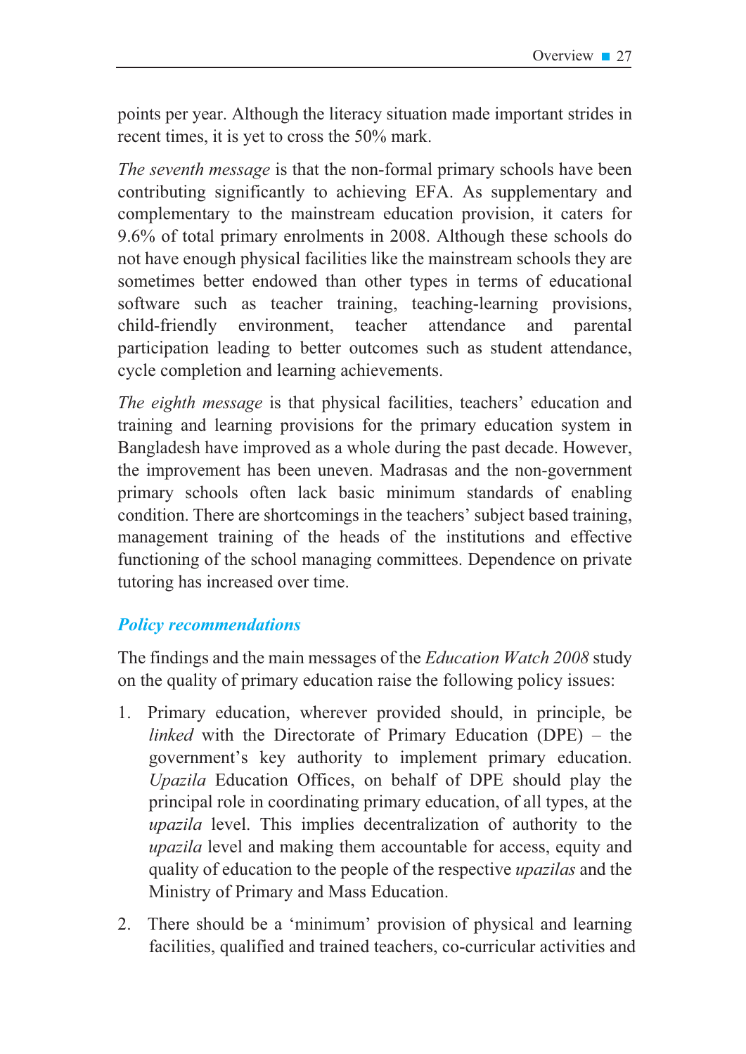points per year. Although the literacy situation made important strides in recent times, it is yet to cross the 50% mark.

*The seventh message* is that the non-formal primary schools have been contributing significantly to achieving EFA. As supplementary and complementary to the mainstream education provision, it caters for 9.6% of total primary enrolments in 2008. Although these schools do not have enough physical facilities like the mainstream schools they are sometimes better endowed than other types in terms of educational software such as teacher training, teaching-learning provisions, child-friendly environment, teacher attendance and parental participation leading to better outcomes such as student attendance, cycle completion and learning achievements.

*The eighth message* is that physical facilities, teachers' education and training and learning provisions for the primary education system in Bangladesh have improved as a whole during the past decade. However, the improvement has been uneven. Madrasas and the non-government primary schools often lack basic minimum standards of enabling condition. There are shortcomings in the teachers' subject based training, management training of the heads of the institutions and effective functioning of the school managing committees. Dependence on private tutoring has increased over time.

### *Policy recommendations*

The findings and the main messages of the *Education Watch 2008* study on the quality of primary education raise the following policy issues:

1. Primary education, wherever provided should, in principle, be *linked* with the Directorate of Primary Education (DPE) – the government's key authority to implement primary education. *Upazila* Education Offices, on behalf of DPE should play the principal role in coordinating primary education, of all types, at the *upazila* level. This implies decentralization of authority to the *upazila* level and making them accountable for access, equity and quality of education to the people of the respective *upazilas* and the Ministry of Primary and Mass Education.

2. There should be a 'minimum' provision of physical and learning facilities, qualified and trained teachers, co-curricular activities and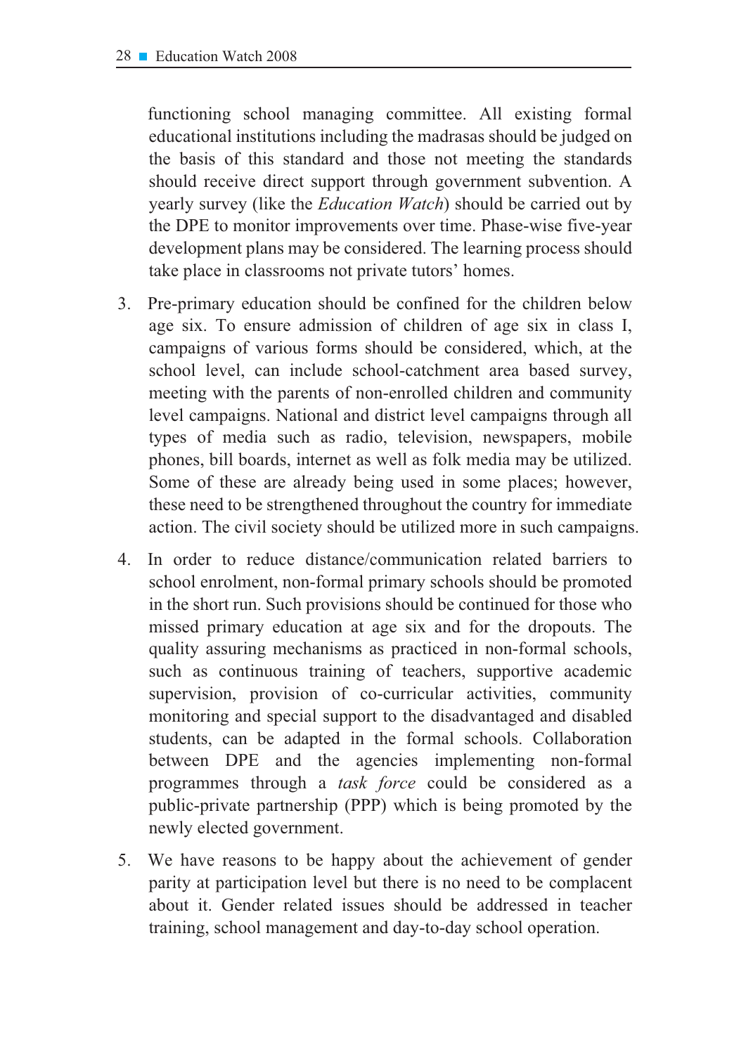functioning school managing committee. All existing formal educational institutions including the madrasas should be judged on the basis of this standard and those not meeting the standards should receive direct support through government subvention. A yearly survey (like the *Education Watch*) should be carried out by the DPE to monitor improvements over time. Phase-wise five-year development plans may be considered. The learning process should take place in classrooms not private tutors' homes.

3. Pre-primary education should be confined for the children below age six. To ensure admission of children of age six in class I, campaigns of various forms should be considered, which, at the school level, can include school-catchment area based survey, meeting with the parents of non-enrolled children and community level campaigns. National and district level campaigns through all types of media such as radio, television, newspapers, mobile phones, bill boards, internet as well as folk media may be utilized. Some of these are already being used in some places; however, these need to be strengthened throughout the country for immediate action. The civil society should be utilized more in such campaigns.

4. In order to reduce distance/communication related barriers to school enrolment, non-formal primary schools should be promoted in the short run. Such provisions should be continued for those who missed primary education at age six and for the dropouts. The quality assuring mechanisms as practiced in non-formal schools, such as continuous training of teachers, supportive academic supervision, provision of co-curricular activities, community monitoring and special support to the disadvantaged and disabled students, can be adapted in the formal schools. Collaboration between DPE and the agencies implementing non-formal programmes through a *task force* could be considered as a public-private partnership (PPP) which is being promoted by the newly elected government.

5. We have reasons to be happy about the achievement of gender parity at participation level but there is no need to be complacent about it. Gender related issues should be addressed in teacher training, school management and day-to-day school operation.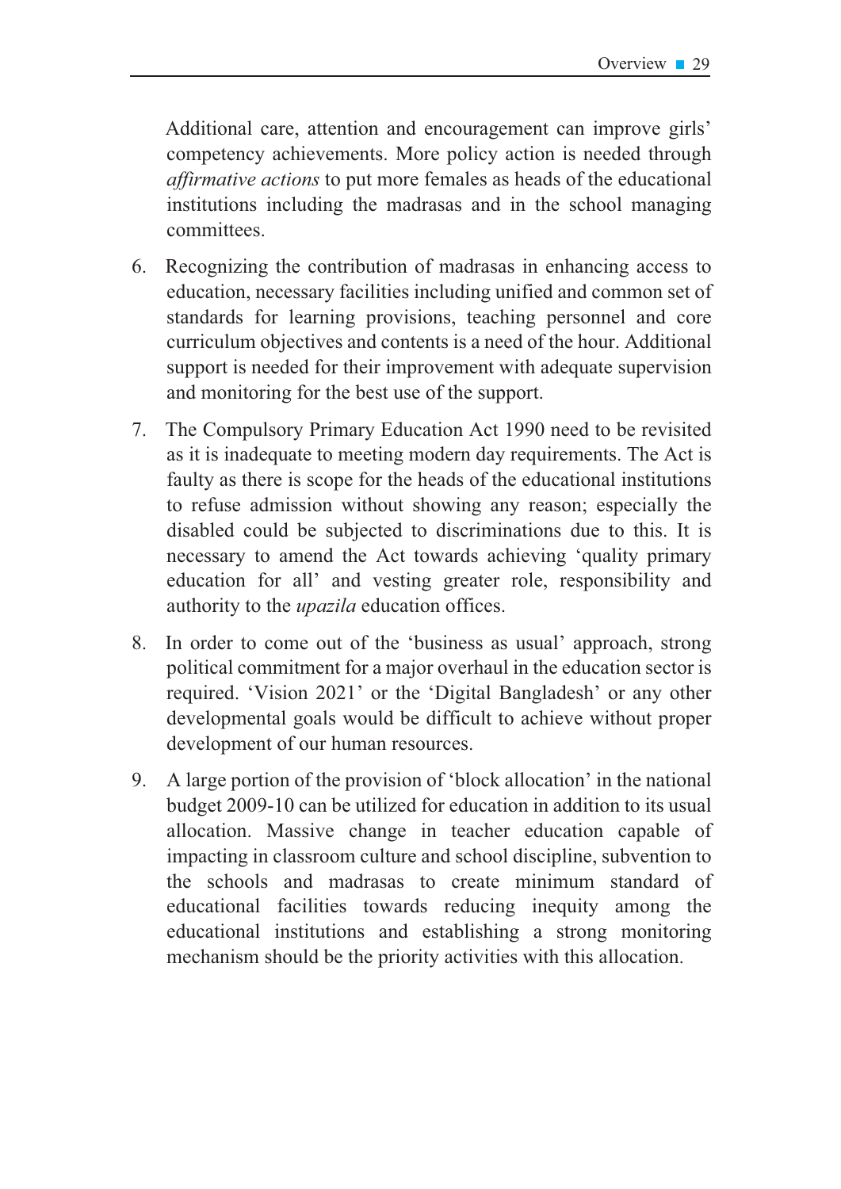Additional care, attention and encouragement can improve girls' competency achievements. More policy action is needed through *affirmative actions* to put more females as heads of the educational institutions including the madrasas and in the school managing committees.

6. Recognizing the contribution of madrasas in enhancing access to education, necessary facilities including unified and common set of standards for learning provisions, teaching personnel and core curriculum objectives and contents is a need of the hour. Additional support is needed for their improvement with adequate supervision and monitoring for the best use of the support.

7. The Compulsory Primary Education Act 1990 need to be revisited as it is inadequate to meeting modern day requirements. The Act is faulty as there is scope for the heads of the educational institutions to refuse admission without showing any reason; especially the disabled could be subjected to discriminations due to this. It is necessary to amend the Act towards achieving 'quality primary education for all' and vesting greater role, responsibility and authority to the *upazila* education offices.

8. In order to come out of the 'business as usual' approach, strong political commitment for a major overhaul in the education sector is required. 'Vision 2021' or the 'Digital Bangladesh' or any other developmental goals would be difficult to achieve without proper development of our human resources.

9. A large portion of the provision of 'block allocation' in the national budget 2009-10 can be utilized for education in addition to its usual allocation. Massive change in teacher education capable of impacting in classroom culture and school discipline, subvention to the schools and madrasas to create minimum standard of educational facilities towards reducing inequity among the educational institutions and establishing a strong monitoring mechanism should be the priority activities with this allocation.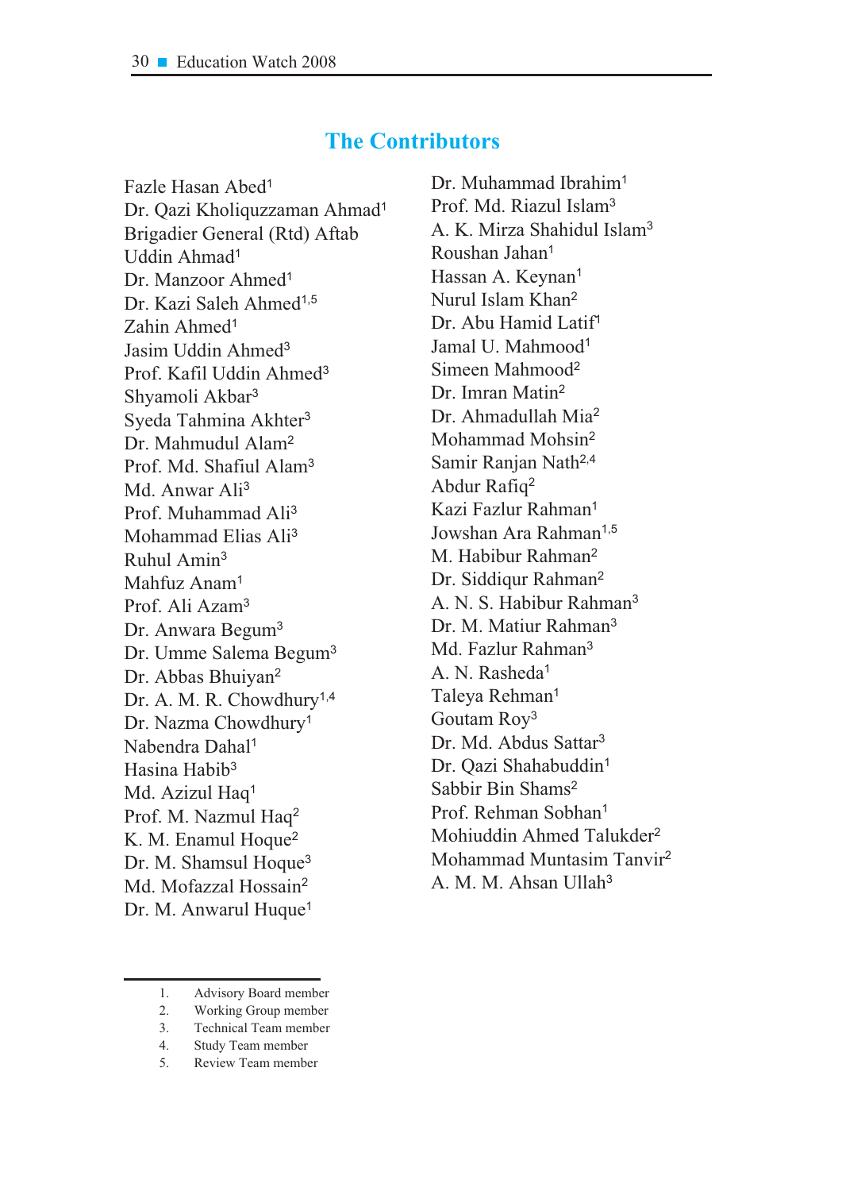## The Contributors

Fazle Hasan Abed[1]
Dr. Qazi Kholiquzzaman Ahmad[1]
Brigadier General (Rtd) Aftab Uddin Ahmad[1]
Dr. Manzoor Ahmed[1]
Dr. Kazi Saleh Ahmed[1,5]
Zahin Ahmed[1]
Jasim Uddin Ahmed[3]
Prof. Kafil Uddin Ahmed[3]
Shyamoli Akbar[3]
Syeda Tahmina Akhter[3]
Dr. Mahmudul Alam[2]
Prof. Md. Shafiul Alam[3]
Md. Anwar Ali[3]
Prof. Muhammad Ali[3]
Mohammad Elias Ali[3]
Ruhul Amin[3]
Mahfuz Anam[1]
Prof. Ali Azam[3]
Dr. Anwara Begum[3]
Dr. Umme Salema Begum[3]
Dr. Abbas Bhuiyan[2]
Dr. A. M. R. Chowdhury[1,4]
Dr. Nazma Chowdhury[1]
Nabendra Dahal[1]
Hasina Habib[3]
Md. Azizul Haq[1]
Prof. M. Nazmul Haq[2]
K. M. Enamul Hoque[2]
Dr. M. Shamsul Hoque[3]
Md. Mofazzal Hossain[2]
Dr. M. Anwarul Huque[1]
Dr. Muhammad Ibrahim[1]
Prof. Md. Riazul Islam[3]
A. K. Mirza Shahidul Islam[3]
Roushan Jahan[1]
Hassan A. Keynan[1]
Nurul Islam Khan[2]
Dr. Abu Hamid Latif[1]
Jamal U. Mahmood[1]
Simeen Mahmood[2]
Dr. Imran Matin[2]
Dr. Ahmadullah Mia[2]
Mohammad Mohsin[2]
Samir Ranjan Nath[2,4]
Abdur Rafiq[2]
Kazi Fazlur Rahman[1]
Jowshan Ara Rahman[1,5]
M. Habibur Rahman[2]
Dr. Siddiqur Rahman[2]
A. N. S. Habibur Rahman[3]
Dr. M. Matiur Rahman[3]
Md. Fazlur Rahman[3]
A. N. Rasheda[1]
Taleya Rehman[1]
Goutam Roy[3]
Dr. Md. Abdus Sattar[3]
Dr. Qazi Shahabuddin[1]
Sabbir Bin Shams[2]
Prof. Rehman Sobhan[1]
Mohiuddin Ahmed Talukder[2]
Mohammad Muntasim Tanvir[2]
A. M. M. Ahsan Ullah[3]

---

1. Advisory Board member
2. Working Group member
3. Technical Team member
4. Study Team member
5. Review Team member